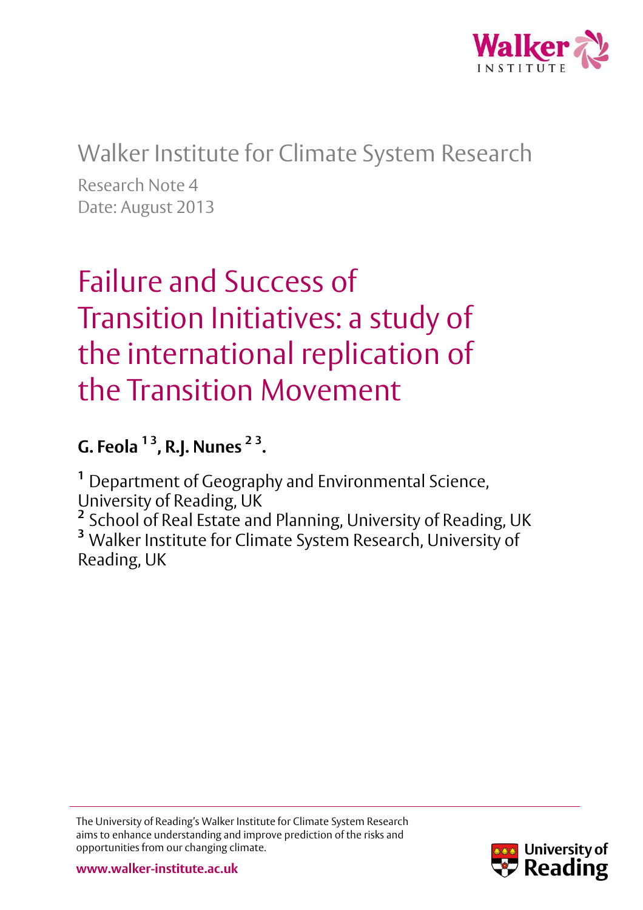Walker Institute for Climate System Research

Research Note 4

Date: August 2013

# Failure and Success of Transition Initiatives: a study of the international replication of the Transition Movement

**G. Feola [1 3], R.J. Nunes [2 3].**

[1] Department of Geography and Environmental Science, University of Reading, UK

[2] School of Real Estate and Planning, University of Reading, UK

[3] Walker Institute for Climate System Research, University of Reading, UK

The University of Reading's Walker Institute for Climate System Research aims to enhance understanding and improve prediction of the risks and opportunities from our changing climate.

**www.walker-institute.ac.uk**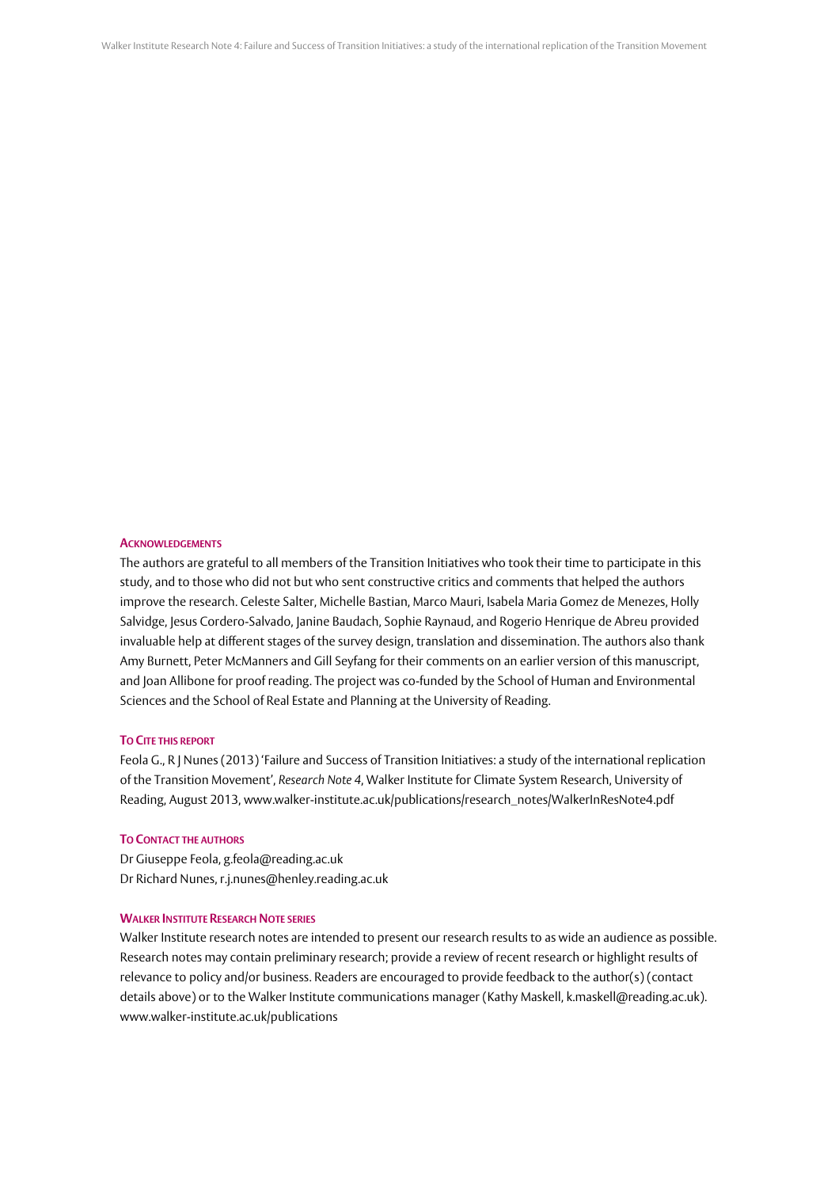#### Acknowledgements

The authors are grateful to all members of the Transition Initiatives who took their time to participate in this study, and to those who did not but who sent constructive critics and comments that helped the authors improve the research. Celeste Salter, Michelle Bastian, Marco Mauri, Isabela Maria Gomez de Menezes, Holly Salvidge, Jesus Cordero-Salvado, Janine Baudach, Sophie Raynaud, and Rogerio Henrique de Abreu provided invaluable help at different stages of the survey design, translation and dissemination. The authors also thank Amy Burnett, Peter McManners and Gill Seyfang for their comments on an earlier version of this manuscript, and Joan Allibone for proof reading. The project was co-funded by the School of Human and Environmental Sciences and the School of Real Estate and Planning at the University of Reading.

#### To Cite this report

Feola G., R J Nunes (2013) 'Failure and Success of Transition Initiatives: a study of the international replication of the Transition Movement', *Research Note 4*, Walker Institute for Climate System Research, University of Reading, August 2013, www.walker-institute.ac.uk/publications/research_notes/WalkerInResNote4.pdf

#### To Contact the authors

Dr Giuseppe Feola, g.feola@reading.ac.uk
Dr Richard Nunes, r.j.nunes@henley.reading.ac.uk

#### Walker Institute Research Note series

Walker Institute research notes are intended to present our research results to as wide an audience as possible. Research notes may contain preliminary research; provide a review of recent research or highlight results of relevance to policy and/or business. Readers are encouraged to provide feedback to the author(s) (contact details above) or to the Walker Institute communications manager (Kathy Maskell, k.maskell@reading.ac.uk). www.walker-institute.ac.uk/publications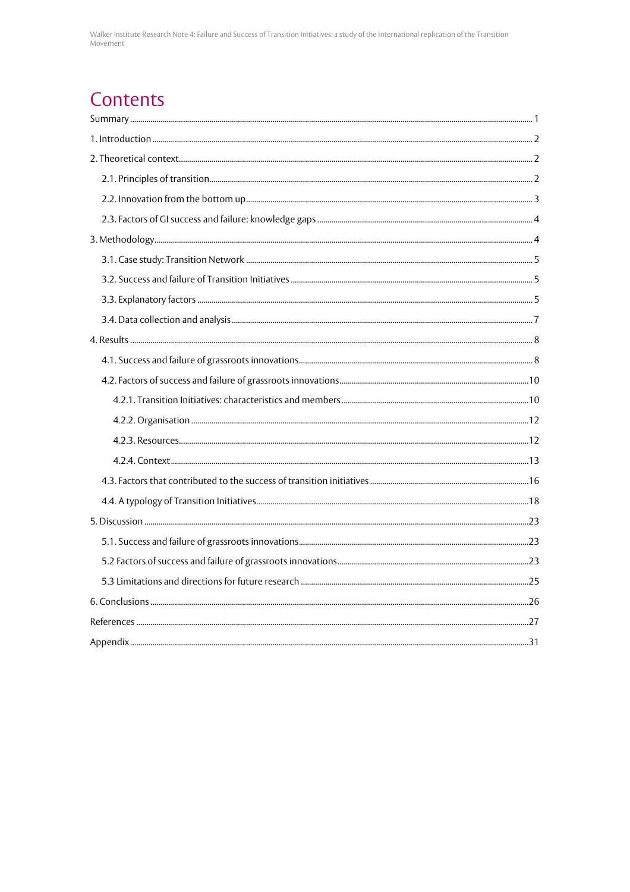# Contents

Summary ........ 1

1. Introduction ........ 2

2. Theoretical context ........ 2

   2.1. Principles of transition ........ 2

   2.2. Innovation from the bottom up ........ 3

   2.3. Factors of GI success and failure: knowledge gaps ........ 4

3. Methodology ........ 4

   3.1. Case study: Transition Network ........ 5

   3.2. Success and failure of Transition Initiatives ........ 5

   3.3. Explanatory factors ........ 5

   3.4. Data collection and analysis ........ 7

4. Results ........ 8

   4.1. Success and failure of grassroots innovations ........ 8

   4.2. Factors of success and failure of grassroots innovations ........ 10

      4.2.1. Transition Initiatives: characteristics and members ........ 10

      4.2.2. Organisation ........ 12

      4.2.3. Resources ........ 12

      4.2.4. Context ........ 13

   4.3. Factors that contributed to the success of transition initiatives ........ 16

   4.4. A typology of Transition Initiatives ........ 18

5. Discussion ........ 23

   5.1. Success and failure of grassroots innovations ........ 23

   5.2 Factors of success and failure of grassroots innovations ........ 23

   5.3 Limitations and directions for future research ........ 25

6. Conclusions ........ 26

References ........ 27

Appendix ........ 31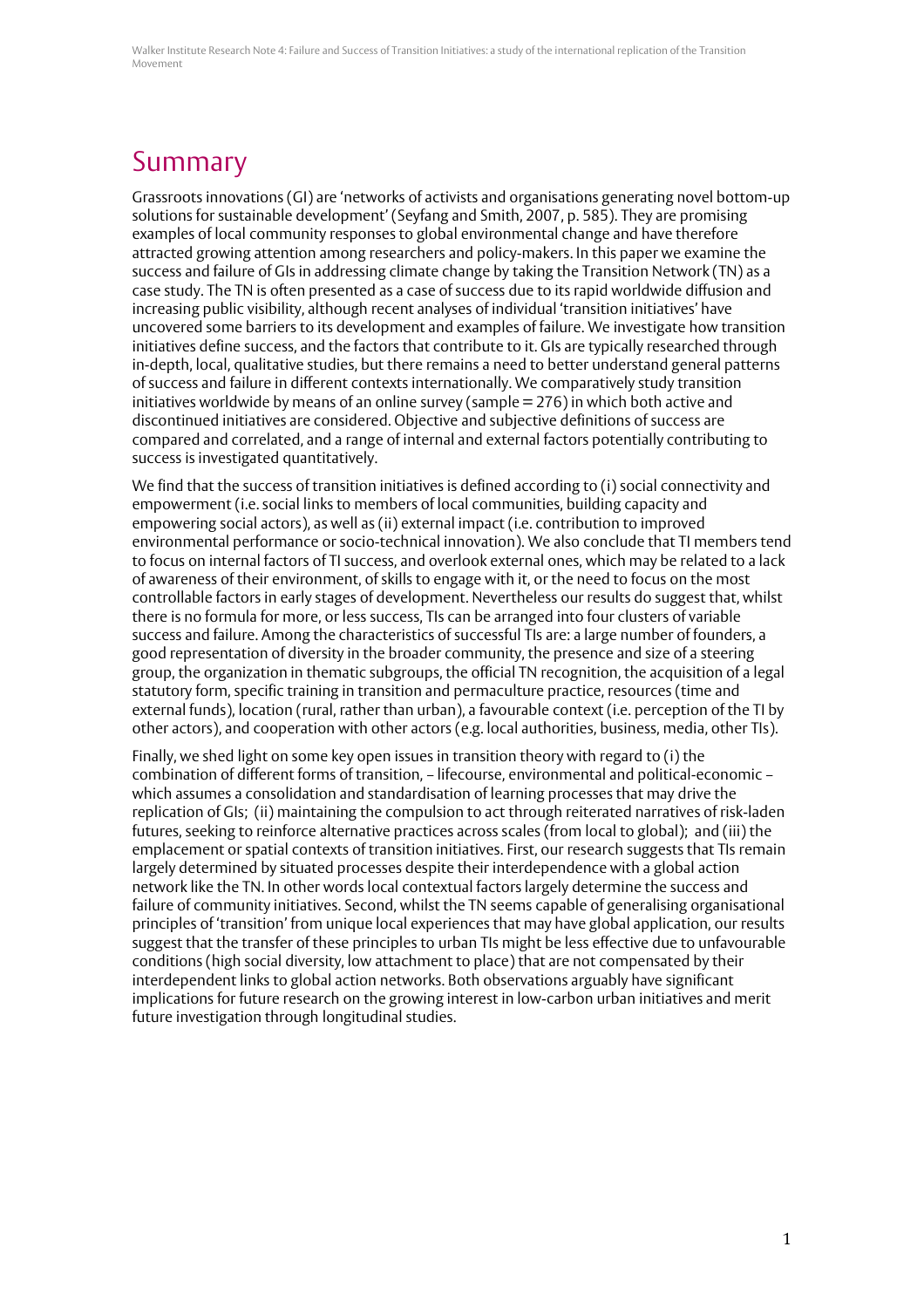# Summary

Grassroots innovations (GI) are 'networks of activists and organisations generating novel bottom-up solutions for sustainable development' (Seyfang and Smith, 2007, p. 585). They are promising examples of local community responses to global environmental change and have therefore attracted growing attention among researchers and policy-makers. In this paper we examine the success and failure of GIs in addressing climate change by taking the Transition Network (TN) as a case study. The TN is often presented as a case of success due to its rapid worldwide diffusion and increasing public visibility, although recent analyses of individual 'transition initiatives' have uncovered some barriers to its development and examples of failure. We investigate how transition initiatives define success, and the factors that contribute to it. GIs are typically researched through in-depth, local, qualitative studies, but there remains a need to better understand general patterns of success and failure in different contexts internationally. We comparatively study transition initiatives worldwide by means of an online survey (sample = 276) in which both active and discontinued initiatives are considered. Objective and subjective definitions of success are compared and correlated, and a range of internal and external factors potentially contributing to success is investigated quantitatively.

We find that the success of transition initiatives is defined according to (i) social connectivity and empowerment (i.e. social links to members of local communities, building capacity and empowering social actors), as well as (ii) external impact (i.e. contribution to improved environmental performance or socio-technical innovation). We also conclude that TI members tend to focus on internal factors of TI success, and overlook external ones, which may be related to a lack of awareness of their environment, of skills to engage with it, or the need to focus on the most controllable factors in early stages of development. Nevertheless our results do suggest that, whilst there is no formula for more, or less success, TIs can be arranged into four clusters of variable success and failure. Among the characteristics of successful TIs are: a large number of founders, a good representation of diversity in the broader community, the presence and size of a steering group, the organization in thematic subgroups, the official TN recognition, the acquisition of a legal statutory form, specific training in transition and permaculture practice, resources (time and external funds), location (rural, rather than urban), a favourable context (i.e. perception of the TI by other actors), and cooperation with other actors (e.g. local authorities, business, media, other TIs).

Finally, we shed light on some key open issues in transition theory with regard to (i) the combination of different forms of transition, – lifecourse, environmental and political-economic – which assumes a consolidation and standardisation of learning processes that may drive the replication of GIs; (ii) maintaining the compulsion to act through reiterated narratives of risk-laden futures, seeking to reinforce alternative practices across scales (from local to global); and (iii) the emplacement or spatial contexts of transition initiatives. First, our research suggests that TIs remain largely determined by situated processes despite their interdependence with a global action network like the TN. In other words local contextual factors largely determine the success and failure of community initiatives. Second, whilst the TN seems capable of generalising organisational principles of 'transition' from unique local experiences that may have global application, our results suggest that the transfer of these principles to urban TIs might be less effective due to unfavourable conditions (high social diversity, low attachment to place) that are not compensated by their interdependent links to global action networks. Both observations arguably have significant implications for future research on the growing interest in low-carbon urban initiatives and merit future investigation through longitudinal studies.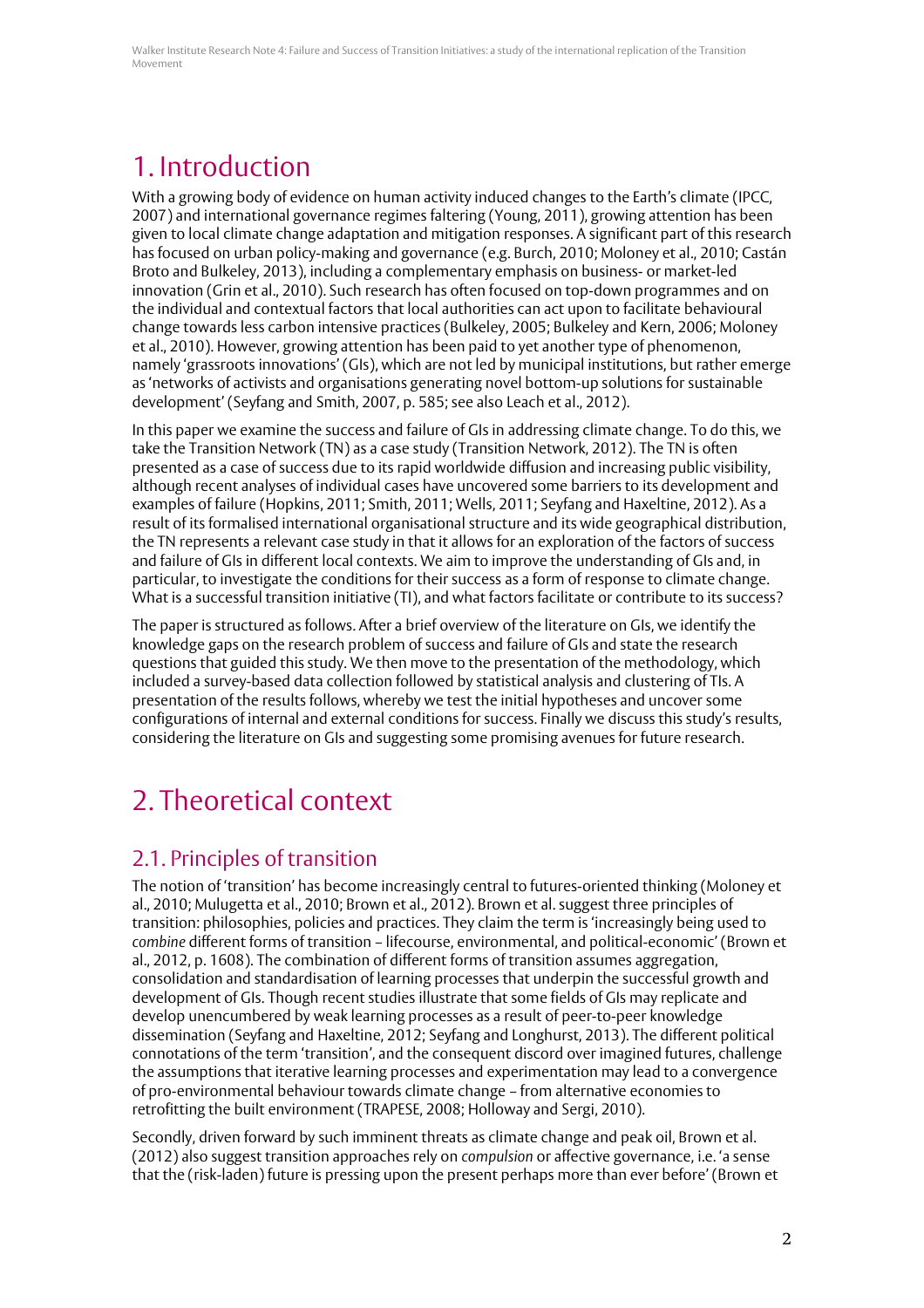# 1. Introduction

With a growing body of evidence on human activity induced changes to the Earth's climate (IPCC, 2007) and international governance regimes faltering (Young, 2011), growing attention has been given to local climate change adaptation and mitigation responses. A significant part of this research has focused on urban policy-making and governance (e.g. Burch, 2010; Moloney et al., 2010; Castán Broto and Bulkeley, 2013), including a complementary emphasis on business- or market-led innovation (Grin et al., 2010). Such research has often focused on top-down programmes and on the individual and contextual factors that local authorities can act upon to facilitate behavioural change towards less carbon intensive practices (Bulkeley, 2005; Bulkeley and Kern, 2006; Moloney et al., 2010). However, growing attention has been paid to yet another type of phenomenon, namely 'grassroots innovations' (GIs), which are not led by municipal institutions, but rather emerge as 'networks of activists and organisations generating novel bottom-up solutions for sustainable development' (Seyfang and Smith, 2007, p. 585; see also Leach et al., 2012).

In this paper we examine the success and failure of GIs in addressing climate change. To do this, we take the Transition Network (TN) as a case study (Transition Network, 2012). The TN is often presented as a case of success due to its rapid worldwide diffusion and increasing public visibility, although recent analyses of individual cases have uncovered some barriers to its development and examples of failure (Hopkins, 2011; Smith, 2011; Wells, 2011; Seyfang and Haxeltine, 2012). As a result of its formalised international organisational structure and its wide geographical distribution, the TN represents a relevant case study in that it allows for an exploration of the factors of success and failure of GIs in different local contexts. We aim to improve the understanding of GIs and, in particular, to investigate the conditions for their success as a form of response to climate change. What is a successful transition initiative (TI), and what factors facilitate or contribute to its success?

The paper is structured as follows. After a brief overview of the literature on GIs, we identify the knowledge gaps on the research problem of success and failure of GIs and state the research questions that guided this study. We then move to the presentation of the methodology, which included a survey-based data collection followed by statistical analysis and clustering of TIs. A presentation of the results follows, whereby we test the initial hypotheses and uncover some configurations of internal and external conditions for success. Finally we discuss this study's results, considering the literature on GIs and suggesting some promising avenues for future research.

# 2. Theoretical context

## 2.1. Principles of transition

The notion of 'transition' has become increasingly central to futures-oriented thinking (Moloney et al., 2010; Mulugetta et al., 2010; Brown et al., 2012). Brown et al. suggest three principles of transition: philosophies, policies and practices. They claim the term is 'increasingly being used to *combine* different forms of transition – lifecourse, environmental, and political-economic' (Brown et al., 2012, p. 1608). The combination of different forms of transition assumes aggregation, consolidation and standardisation of learning processes that underpin the successful growth and development of GIs. Though recent studies illustrate that some fields of GIs may replicate and develop unencumbered by weak learning processes as a result of peer-to-peer knowledge dissemination (Seyfang and Haxeltine, 2012; Seyfang and Longhurst, 2013). The different political connotations of the term 'transition', and the consequent discord over imagined futures, challenge the assumptions that iterative learning processes and experimentation may lead to a convergence of pro-environmental behaviour towards climate change – from alternative economies to retrofitting the built environment (TRAPESE, 2008; Holloway and Sergi, 2010).

Secondly, driven forward by such imminent threats as climate change and peak oil, Brown et al. (2012) also suggest transition approaches rely on *compulsion* or affective governance, i.e. 'a sense that the (risk-laden) future is pressing upon the present perhaps more than ever before' (Brown et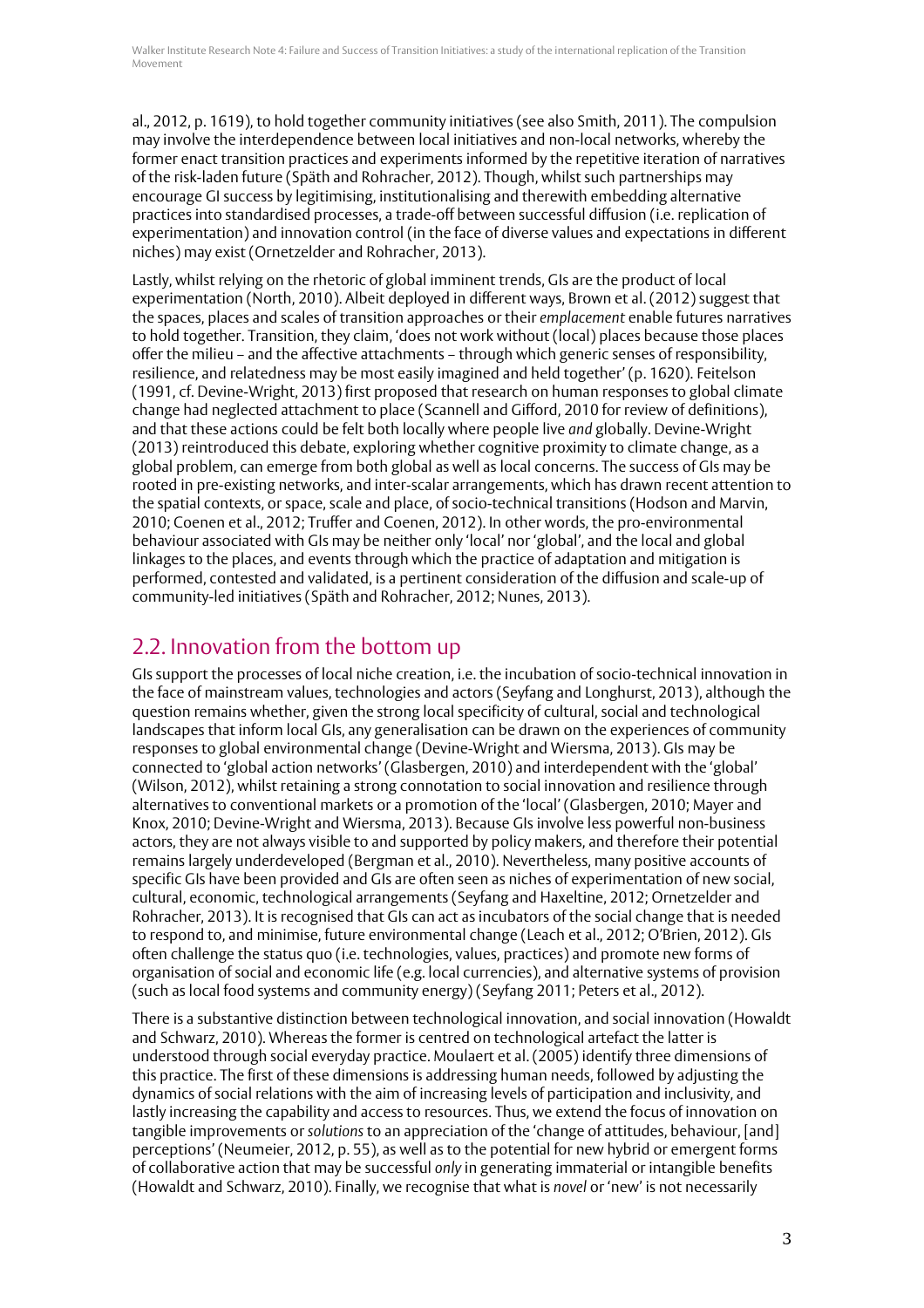al., 2012, p. 1619), to hold together community initiatives (see also Smith, 2011). The compulsion may involve the interdependence between local initiatives and non-local networks, whereby the former enact transition practices and experiments informed by the repetitive iteration of narratives of the risk-laden future (Späth and Rohracher, 2012). Though, whilst such partnerships may encourage GI success by legitimising, institutionalising and therewith embedding alternative practices into standardised processes, a trade-off between successful diffusion (i.e. replication of experimentation) and innovation control (in the face of diverse values and expectations in different niches) may exist (Ornetzelder and Rohracher, 2013).

Lastly, whilst relying on the rhetoric of global imminent trends, GIs are the product of local experimentation (North, 2010). Albeit deployed in different ways, Brown et al. (2012) suggest that the spaces, places and scales of transition approaches or their *emplacement* enable futures narratives to hold together. Transition, they claim, 'does not work without (local) places because those places offer the milieu – and the affective attachments – through which generic senses of responsibility, resilience, and relatedness may be most easily imagined and held together' (p. 1620). Feitelson (1991, cf. Devine-Wright, 2013) first proposed that research on human responses to global climate change had neglected attachment to place (Scannell and Gifford, 2010 for review of definitions), and that these actions could be felt both locally where people live *and* globally. Devine-Wright (2013) reintroduced this debate, exploring whether cognitive proximity to climate change, as a global problem, can emerge from both global as well as local concerns. The success of GIs may be rooted in pre-existing networks, and inter-scalar arrangements, which has drawn recent attention to the spatial contexts, or space, scale and place, of socio-technical transitions (Hodson and Marvin, 2010; Coenen et al., 2012; Truffer and Coenen, 2012). In other words, the pro-environmental behaviour associated with GIs may be neither only 'local' nor 'global', and the local and global linkages to the places, and events through which the practice of adaptation and mitigation is performed, contested and validated, is a pertinent consideration of the diffusion and scale-up of community-led initiatives (Späth and Rohracher, 2012; Nunes, 2013).

## 2.2. Innovation from the bottom up

GIs support the processes of local niche creation, i.e. the incubation of socio-technical innovation in the face of mainstream values, technologies and actors (Seyfang and Longhurst, 2013), although the question remains whether, given the strong local specificity of cultural, social and technological landscapes that inform local GIs, any generalisation can be drawn on the experiences of community responses to global environmental change (Devine-Wright and Wiersma, 2013). GIs may be connected to 'global action networks' (Glasbergen, 2010) and interdependent with the 'global' (Wilson, 2012), whilst retaining a strong connotation to social innovation and resilience through alternatives to conventional markets or a promotion of the 'local' (Glasbergen, 2010; Mayer and Knox, 2010; Devine-Wright and Wiersma, 2013). Because GIs involve less powerful non-business actors, they are not always visible to and supported by policy makers, and therefore their potential remains largely underdeveloped (Bergman et al., 2010). Nevertheless, many positive accounts of specific GIs have been provided and GIs are often seen as niches of experimentation of new social, cultural, economic, technological arrangements (Seyfang and Haxeltine, 2012; Ornetzelder and Rohracher, 2013). It is recognised that GIs can act as incubators of the social change that is needed to respond to, and minimise, future environmental change (Leach et al., 2012; O'Brien, 2012). GIs often challenge the status quo (i.e. technologies, values, practices) and promote new forms of organisation of social and economic life (e.g. local currencies), and alternative systems of provision (such as local food systems and community energy) (Seyfang 2011; Peters et al., 2012).

There is a substantive distinction between technological innovation, and social innovation (Howaldt and Schwarz, 2010). Whereas the former is centred on technological artefact the latter is understood through social everyday practice. Moulaert et al. (2005) identify three dimensions of this practice. The first of these dimensions is addressing human needs, followed by adjusting the dynamics of social relations with the aim of increasing levels of participation and inclusivity, and lastly increasing the capability and access to resources. Thus, we extend the focus of innovation on tangible improvements or *solutions* to an appreciation of the 'change of attitudes, behaviour, [and] perceptions' (Neumeier, 2012, p. 55), as well as to the potential for new hybrid or emergent forms of collaborative action that may be successful *only* in generating immaterial or intangible benefits (Howaldt and Schwarz, 2010). Finally, we recognise that what is *novel* or 'new' is not necessarily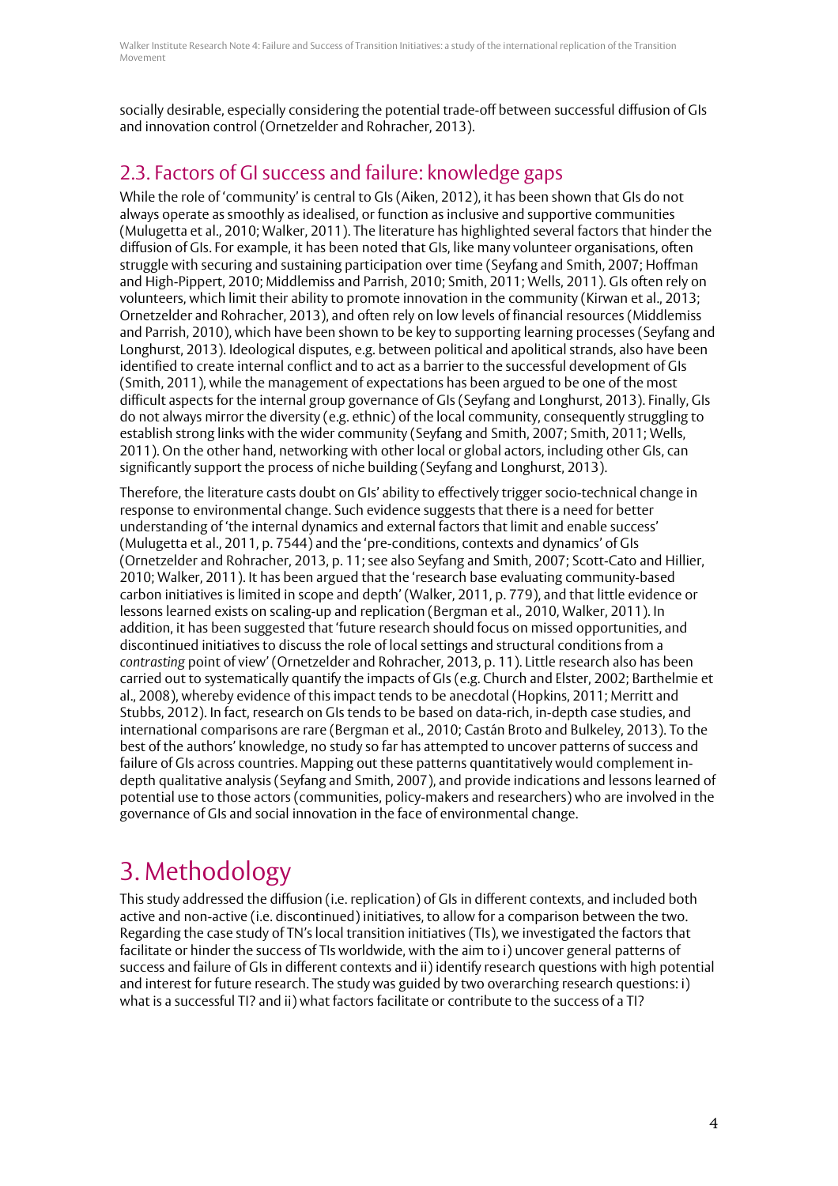socially desirable, especially considering the potential trade-off between successful diffusion of GIs and innovation control (Ornetzelder and Rohracher, 2013).

## 2.3. Factors of GI success and failure: knowledge gaps

While the role of 'community' is central to GIs (Aiken, 2012), it has been shown that GIs do not always operate as smoothly as idealised, or function as inclusive and supportive communities (Mulugetta et al., 2010; Walker, 2011). The literature has highlighted several factors that hinder the diffusion of GIs. For example, it has been noted that GIs, like many volunteer organisations, often struggle with securing and sustaining participation over time (Seyfang and Smith, 2007; Hoffman and High-Pippert, 2010; Middlemiss and Parrish, 2010; Smith, 2011; Wells, 2011). GIs often rely on volunteers, which limit their ability to promote innovation in the community (Kirwan et al., 2013; Ornetzelder and Rohracher, 2013), and often rely on low levels of financial resources (Middlemiss and Parrish, 2010), which have been shown to be key to supporting learning processes (Seyfang and Longhurst, 2013). Ideological disputes, e.g. between political and apolitical strands, also have been identified to create internal conflict and to act as a barrier to the successful development of GIs (Smith, 2011), while the management of expectations has been argued to be one of the most difficult aspects for the internal group governance of GIs (Seyfang and Longhurst, 2013). Finally, GIs do not always mirror the diversity (e.g. ethnic) of the local community, consequently struggling to establish strong links with the wider community (Seyfang and Smith, 2007; Smith, 2011; Wells, 2011). On the other hand, networking with other local or global actors, including other GIs, can significantly support the process of niche building (Seyfang and Longhurst, 2013).

Therefore, the literature casts doubt on GIs' ability to effectively trigger socio-technical change in response to environmental change. Such evidence suggests that there is a need for better understanding of 'the internal dynamics and external factors that limit and enable success' (Mulugetta et al., 2011, p. 7544) and the 'pre-conditions, contexts and dynamics' of GIs (Ornetzelder and Rohracher, 2013, p. 11; see also Seyfang and Smith, 2007; Scott-Cato and Hillier, 2010; Walker, 2011). It has been argued that the 'research base evaluating community-based carbon initiatives is limited in scope and depth' (Walker, 2011, p. 779), and that little evidence or lessons learned exists on scaling-up and replication (Bergman et al., 2010, Walker, 2011). In addition, it has been suggested that 'future research should focus on missed opportunities, and discontinued initiatives to discuss the role of local settings and structural conditions from a *contrasting* point of view' (Ornetzelder and Rohracher, 2013, p. 11). Little research also has been carried out to systematically quantify the impacts of GIs (e.g. Church and Elster, 2002; Barthelmie et al., 2008), whereby evidence of this impact tends to be anecdotal (Hopkins, 2011; Merritt and Stubbs, 2012). In fact, research on GIs tends to be based on data-rich, in-depth case studies, and international comparisons are rare (Bergman et al., 2010; Castán Broto and Bulkeley, 2013). To the best of the authors' knowledge, no study so far has attempted to uncover patterns of success and failure of GIs across countries. Mapping out these patterns quantitatively would complement in-depth qualitative analysis (Seyfang and Smith, 2007), and provide indications and lessons learned of potential use to those actors (communities, policy-makers and researchers) who are involved in the governance of GIs and social innovation in the face of environmental change.

# 3. Methodology

This study addressed the diffusion (i.e. replication) of GIs in different contexts, and included both active and non-active (i.e. discontinued) initiatives, to allow for a comparison between the two. Regarding the case study of TN's local transition initiatives (TIs), we investigated the factors that facilitate or hinder the success of TIs worldwide, with the aim to i) uncover general patterns of success and failure of GIs in different contexts and ii) identify research questions with high potential and interest for future research. The study was guided by two overarching research questions: i) what is a successful TI? and ii) what factors facilitate or contribute to the success of a TI?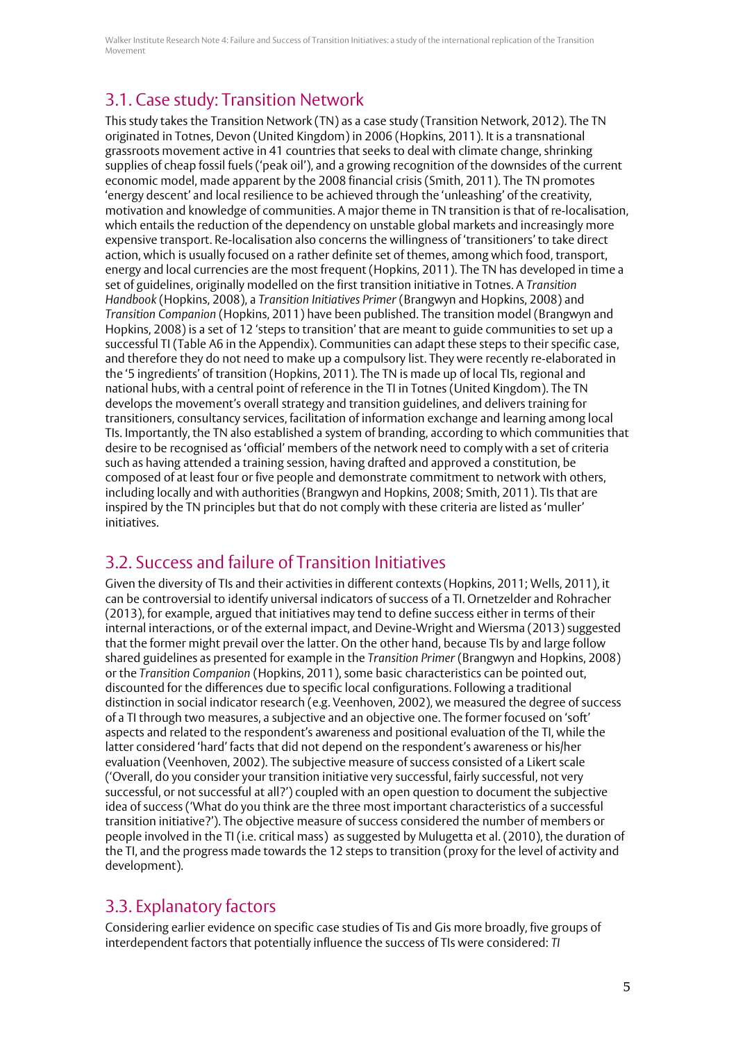## 3.1. Case study: Transition Network

This study takes the Transition Network (TN) as a case study (Transition Network, 2012). The TN originated in Totnes, Devon (United Kingdom) in 2006 (Hopkins, 2011). It is a transnational grassroots movement active in 41 countries that seeks to deal with climate change, shrinking supplies of cheap fossil fuels ('peak oil'), and a growing recognition of the downsides of the current economic model, made apparent by the 2008 financial crisis (Smith, 2011). The TN promotes 'energy descent' and local resilience to be achieved through the 'unleashing' of the creativity, motivation and knowledge of communities. A major theme in TN transition is that of re-localisation, which entails the reduction of the dependency on unstable global markets and increasingly more expensive transport. Re-localisation also concerns the willingness of 'transitioners' to take direct action, which is usually focused on a rather definite set of themes, among which food, transport, energy and local currencies are the most frequent (Hopkins, 2011). The TN has developed in time a set of guidelines, originally modelled on the first transition initiative in Totnes. A *Transition Handbook* (Hopkins, 2008), a *Transition Initiatives Primer* (Brangwyn and Hopkins, 2008) and *Transition Companion* (Hopkins, 2011) have been published. The transition model (Brangwyn and Hopkins, 2008) is a set of 12 'steps to transition' that are meant to guide communities to set up a successful TI (Table A6 in the Appendix). Communities can adapt these steps to their specific case, and therefore they do not need to make up a compulsory list. They were recently re-elaborated in the '5 ingredients' of transition (Hopkins, 2011). The TN is made up of local TIs, regional and national hubs, with a central point of reference in the TI in Totnes (United Kingdom). The TN develops the movement's overall strategy and transition guidelines, and delivers training for transitioners, consultancy services, facilitation of information exchange and learning among local TIs. Importantly, the TN also established a system of branding, according to which communities that desire to be recognised as 'official' members of the network need to comply with a set of criteria such as having attended a training session, having drafted and approved a constitution, be composed of at least four or five people and demonstrate commitment to network with others, including locally and with authorities (Brangwyn and Hopkins, 2008; Smith, 2011). TIs that are inspired by the TN principles but that do not comply with these criteria are listed as 'muller' initiatives.

## 3.2. Success and failure of Transition Initiatives

Given the diversity of TIs and their activities in different contexts (Hopkins, 2011; Wells, 2011), it can be controversial to identify universal indicators of success of a TI. Ornetzelder and Rohracher (2013), for example, argued that initiatives may tend to define success either in terms of their internal interactions, or of the external impact, and Devine-Wright and Wiersma (2013) suggested that the former might prevail over the latter. On the other hand, because TIs by and large follow shared guidelines as presented for example in the *Transition Primer* (Brangwyn and Hopkins, 2008) or the *Transition Companion* (Hopkins, 2011), some basic characteristics can be pointed out, discounted for the differences due to specific local configurations. Following a traditional distinction in social indicator research (e.g. Veenhoven, 2002), we measured the degree of success of a TI through two measures, a subjective and an objective one. The former focused on 'soft' aspects and related to the respondent's awareness and positional evaluation of the TI, while the latter considered 'hard' facts that did not depend on the respondent's awareness or his/her evaluation (Veenhoven, 2002). The subjective measure of success consisted of a Likert scale ('Overall, do you consider your transition initiative very successful, fairly successful, not very successful, or not successful at all?') coupled with an open question to document the subjective idea of success ('What do you think are the three most important characteristics of a successful transition initiative?'). The objective measure of success considered the number of members or people involved in the TI (i.e. critical mass) as suggested by Mulugetta et al. (2010), the duration of the TI, and the progress made towards the 12 steps to transition (proxy for the level of activity and development).

## 3.3. Explanatory factors

Considering earlier evidence on specific case studies of Tis and Gis more broadly, five groups of interdependent factors that potentially influence the success of TIs were considered: *TI*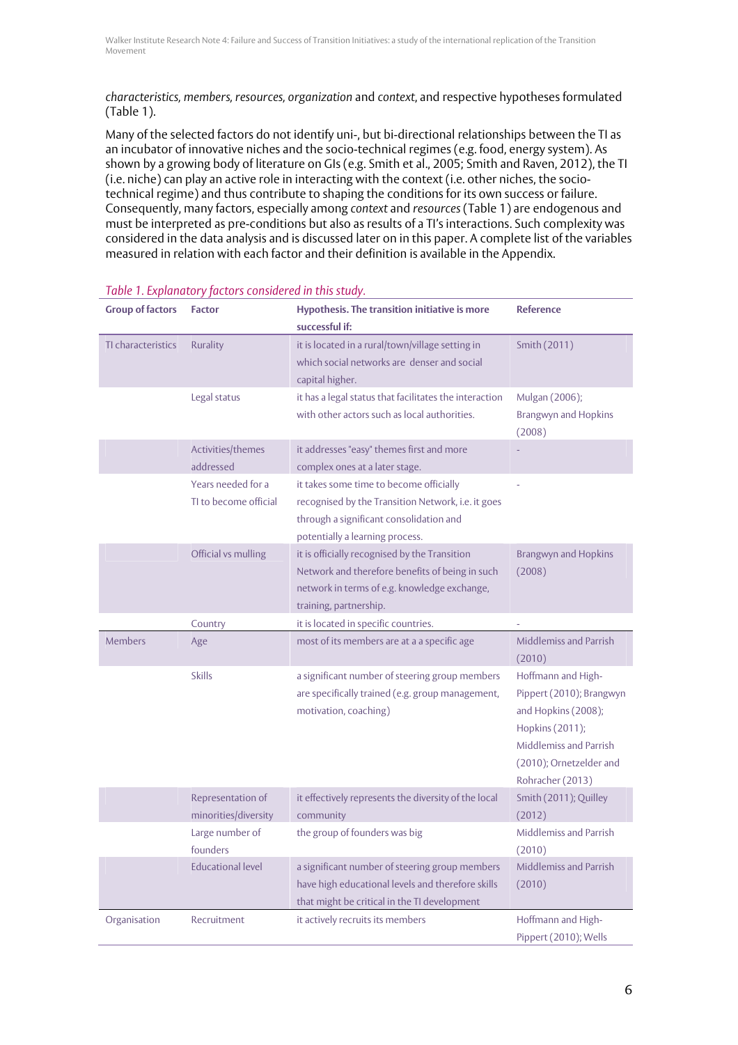*characteristics*, *members*, *resources*, *organization* and *context*, and respective hypotheses formulated (Table 1).

Many of the selected factors do not identify uni-, but bi-directional relationships between the TI as an incubator of innovative niches and the socio-technical regimes (e.g. food, energy system). As shown by a growing body of literature on GIs (e.g. Smith et al., 2005; Smith and Raven, 2012), the TI (i.e. niche) can play an active role in interacting with the context (i.e. other niches, the socio-technical regime) and thus contribute to shaping the conditions for its own success or failure. Consequently, many factors, especially among *context* and *resources* (Table 1) are endogenous and must be interpreted as pre-conditions but also as results of a TI's interactions. Such complexity was considered in the data analysis and is discussed later on in this paper. A complete list of the variables measured in relation with each factor and their definition is available in the Appendix.

*Table 1. Explanatory factors considered in this study.*

| Group of factors | Factor | Hypothesis. The transition initiative is more successful if: | Reference |
|---|---|---|---|
| TI characteristics | Rurality | it is located in a rural/town/village setting in which social networks are denser and social capital higher. | Smith (2011) |
| | Legal status | it has a legal status that facilitates the interaction with other actors such as local authorities. | Mulgan (2006); Brangwyn and Hopkins (2008) |
| | Activities/themes addressed | it addresses "easy" themes first and more complex ones at a later stage. | - |
| | Years needed for a TI to become official | it takes some time to become officially recognised by the Transition Network, i.e. it goes through a significant consolidation and potentially a learning process. | - |
| | Official vs mulling | it is officially recognised by the Transition Network and therefore benefits of being in such network in terms of e.g. knowledge exchange, training, partnership. | Brangwyn and Hopkins (2008) |
| | Country | it is located in specific countries. | - |
| Members | Age | most of its members are at a a specific age | Middlemiss and Parrish (2010) |
| | Skills | a significant number of steering group members are specifically trained (e.g. group management, motivation, coaching) | Hoffmann and High-Pippert (2010); Brangwyn and Hopkins (2008); Hopkins (2011); Middlemiss and Parrish (2010); Ornetzelder and Rohracher (2013) |
| | Representation of minorities/diversity | it effectively represents the diversity of the local community | Smith (2011); Quilley (2012) |
| | Large number of founders | the group of founders was big | Middlemiss and Parrish (2010) |
| | Educational level | a significant number of steering group members have high educational levels and therefore skills that might be critical in the TI development | Middlemiss and Parrish (2010) |
| Organisation | Recruitment | it actively recruits its members | Hoffmann and High-Pippert (2010); Wells |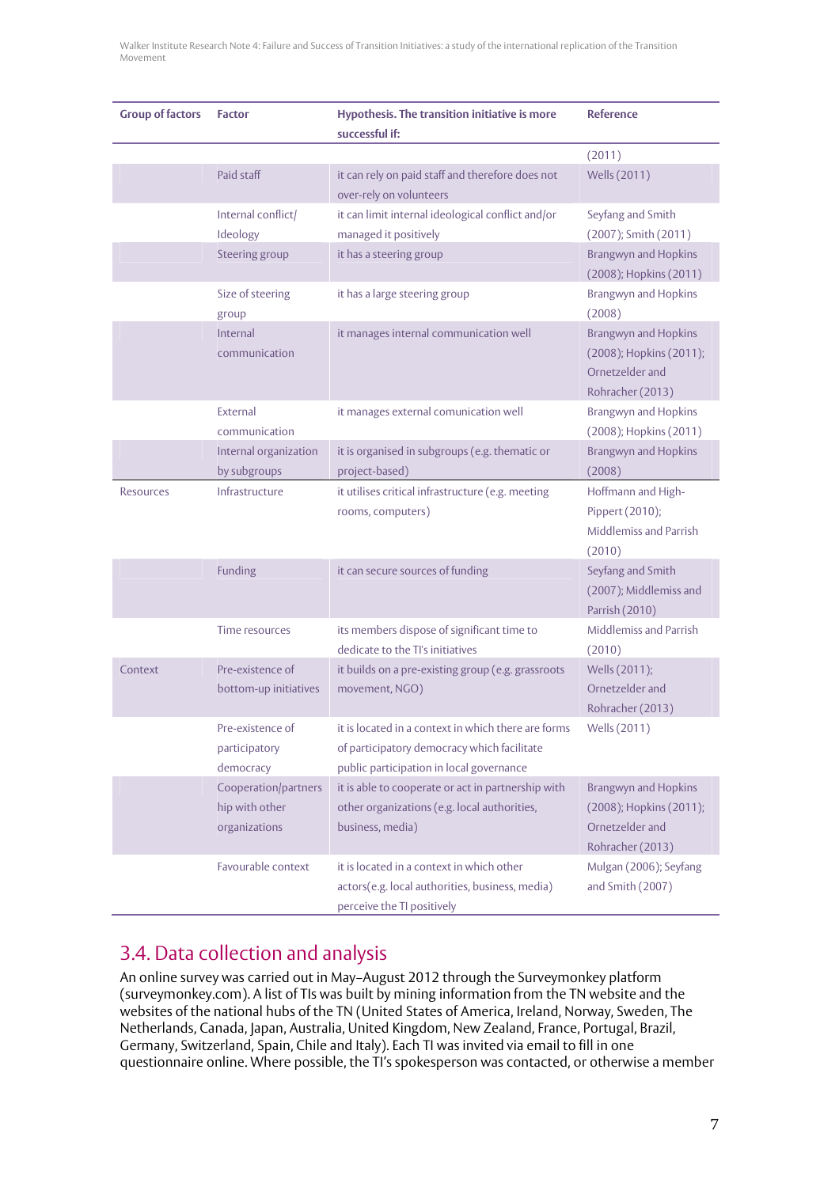| Group of factors | Factor | Hypothesis. The transition initiative is more successful if: | Reference |
|---|---|---|---|
| | | | (2011) |
| | Paid staff | it can rely on paid staff and therefore does not over-rely on volunteers | Wells (2011) |
| | Internal conflict/ Ideology | it can limit internal ideological conflict and/or managed it positively | Seyfang and Smith (2007); Smith (2011) |
| | Steering group | it has a steering group | Brangwyn and Hopkins (2008); Hopkins (2011) |
| | Size of steering group | it has a large steering group | Brangwyn and Hopkins (2008) |
| | Internal communication | it manages internal communication well | Brangwyn and Hopkins (2008); Hopkins (2011); Ornetzelder and Rohracher (2013) |
| | External communication | it manages external comunication well | Brangwyn and Hopkins (2008); Hopkins (2011) |
| | Internal organization by subgroups | it is organised in subgroups (e.g. thematic or project-based) | Brangwyn and Hopkins (2008) |
| Resources | Infrastructure | it utilises critical infrastructure (e.g. meeting rooms, computers) | Hoffmann and High-Pippert (2010); Middlemiss and Parrish (2010) |
| | Funding | it can secure sources of funding | Seyfang and Smith (2007); Middlemiss and Parrish (2010) |
| | Time resources | its members dispose of significant time to dedicate to the TI's initiatives | Middlemiss and Parrish (2010) |
| Context | Pre-existence of bottom-up initiatives | it builds on a pre-existing group (e.g. grassroots movement, NGO) | Wells (2011); Ornetzelder and Rohracher (2013) |
| | Pre-existence of participatory democracy | it is located in a context in which there are forms of participatory democracy which facilitate public participation in local governance | Wells (2011) |
| | Cooperation/partnership with other organizations | it is able to cooperate or act in partnership with other organizations (e.g. local authorities, business, media) | Brangwyn and Hopkins (2008); Hopkins (2011); Ornetzelder and Rohracher (2013) |
| | Favourable context | it is located in a context in which other actors(e.g. local authorities, business, media) perceive the TI positively | Mulgan (2006); Seyfang and Smith (2007) |

## 3.4. Data collection and analysis

An online survey was carried out in May–August 2012 through the Surveymonkey platform (surveymonkey.com). A list of TIs was built by mining information from the TN website and the websites of the national hubs of the TN (United States of America, Ireland, Norway, Sweden, The Netherlands, Canada, Japan, Australia, United Kingdom, New Zealand, France, Portugal, Brazil, Germany, Switzerland, Spain, Chile and Italy). Each TI was invited via email to fill in one questionnaire online. Where possible, the TI's spokesperson was contacted, or otherwise a member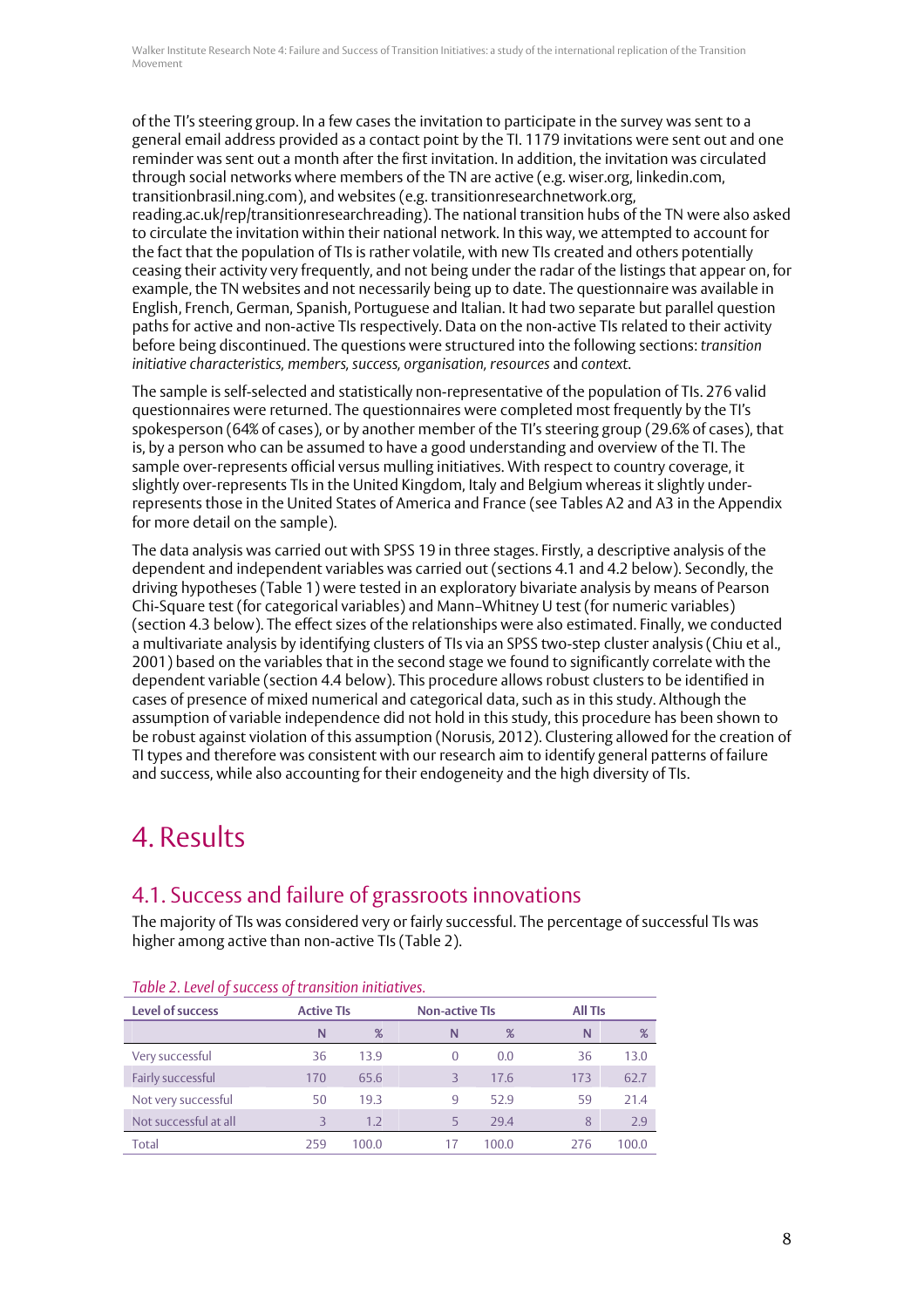of the TI's steering group. In a few cases the invitation to participate in the survey was sent to a general email address provided as a contact point by the TI. 1179 invitations were sent out and one reminder was sent out a month after the first invitation. In addition, the invitation was circulated through social networks where members of the TN are active (e.g. wiser.org, linkedin.com, transitionbrasil.ning.com), and websites (e.g. transitionresearchnetwork.org, reading.ac.uk/rep/transitionresearchreading). The national transition hubs of the TN were also asked to circulate the invitation within their national network. In this way, we attempted to account for the fact that the population of TIs is rather volatile, with new TIs created and others potentially ceasing their activity very frequently, and not being under the radar of the listings that appear on, for example, the TN websites and not necessarily being up to date. The questionnaire was available in English, French, German, Spanish, Portuguese and Italian. It had two separate but parallel question paths for active and non-active TIs respectively. Data on the non-active TIs related to their activity before being discontinued. The questions were structured into the following sections: *transition initiative characteristics, members, success, organisation, resources* and *context*.

The sample is self-selected and statistically non-representative of the population of TIs. 276 valid questionnaires were returned. The questionnaires were completed most frequently by the TI's spokesperson (64% of cases), or by another member of the TI's steering group (29.6% of cases), that is, by a person who can be assumed to have a good understanding and overview of the TI. The sample over-represents official versus mulling initiatives. With respect to country coverage, it slightly over-represents TIs in the United Kingdom, Italy and Belgium whereas it slightly under-represents those in the United States of America and France (see Tables A2 and A3 in the Appendix for more detail on the sample).

The data analysis was carried out with SPSS 19 in three stages. Firstly, a descriptive analysis of the dependent and independent variables was carried out (sections 4.1 and 4.2 below). Secondly, the driving hypotheses (Table 1) were tested in an exploratory bivariate analysis by means of Pearson Chi-Square test (for categorical variables) and Mann–Whitney U test (for numeric variables) (section 4.3 below). The effect sizes of the relationships were also estimated. Finally, we conducted a multivariate analysis by identifying clusters of TIs via an SPSS two-step cluster analysis (Chiu et al., 2001) based on the variables that in the second stage we found to significantly correlate with the dependent variable (section 4.4 below). This procedure allows robust clusters to be identified in cases of presence of mixed numerical and categorical data, such as in this study. Although the assumption of variable independence did not hold in this study, this procedure has been shown to be robust against violation of this assumption (Norusis, 2012). Clustering allowed for the creation of TI types and therefore was consistent with our research aim to identify general patterns of failure and success, while also accounting for their endogeneity and the high diversity of TIs.

# 4. Results

## 4.1. Success and failure of grassroots innovations

The majority of TIs was considered very or fairly successful. The percentage of successful TIs was higher among active than non-active TIs (Table 2).

*Table 2. Level of success of transition initiatives.*

| Level of success | Active TIs | | Non-active TIs | | All TIs | |
|---|---|---|---|---|---|---|
| | N | % | N | % | N | % |
| Very successful | 36 | 13.9 | 0 | 0.0 | 36 | 13.0 |
| Fairly successful | 170 | 65.6 | 3 | 17.6 | 173 | 62.7 |
| Not very successful | 50 | 19.3 | 9 | 52.9 | 59 | 21.4 |
| Not successful at all | 3 | 1.2 | 5 | 29.4 | 8 | 2.9 |
| Total | 259 | 100.0 | 17 | 100.0 | 276 | 100.0 |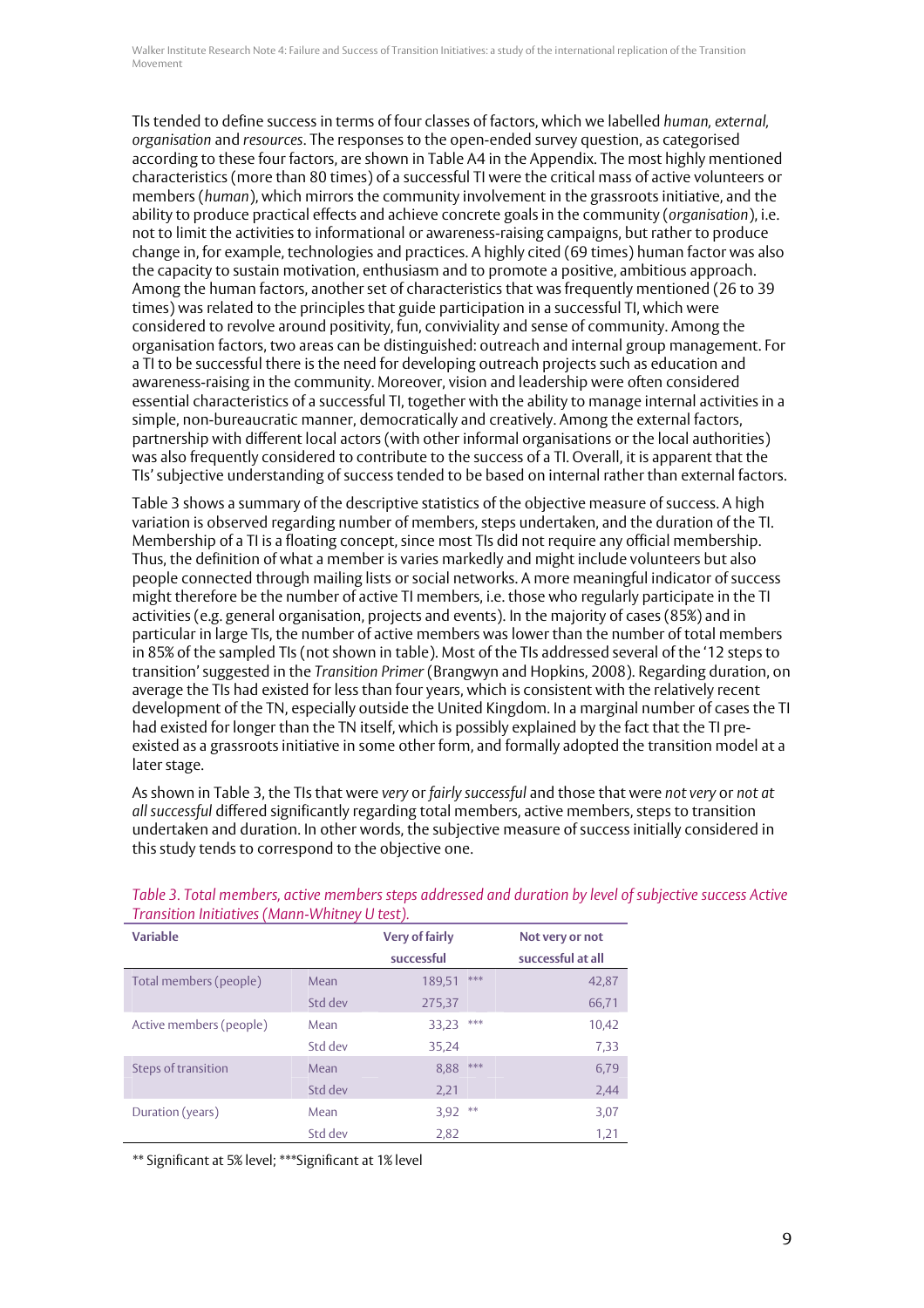TIs tended to define success in terms of four classes of factors, which we labelled *human, external, organisation* and *resources*. The responses to the open-ended survey question, as categorised according to these four factors, are shown in Table A4 in the Appendix. The most highly mentioned characteristics (more than 80 times) of a successful TI were the critical mass of active volunteers or members (*human*), which mirrors the community involvement in the grassroots initiative, and the ability to produce practical effects and achieve concrete goals in the community (*organisation*), i.e. not to limit the activities to informational or awareness-raising campaigns, but rather to produce change in, for example, technologies and practices. A highly cited (69 times) human factor was also the capacity to sustain motivation, enthusiasm and to promote a positive, ambitious approach. Among the human factors, another set of characteristics that was frequently mentioned (26 to 39 times) was related to the principles that guide participation in a successful TI, which were considered to revolve around positivity, fun, conviviality and sense of community. Among the organisation factors, two areas can be distinguished: outreach and internal group management. For a TI to be successful there is the need for developing outreach projects such as education and awareness-raising in the community. Moreover, vision and leadership were often considered essential characteristics of a successful TI, together with the ability to manage internal activities in a simple, non-bureaucratic manner, democratically and creatively. Among the external factors, partnership with different local actors (with other informal organisations or the local authorities) was also frequently considered to contribute to the success of a TI. Overall, it is apparent that the TIs' subjective understanding of success tended to be based on internal rather than external factors.

Table 3 shows a summary of the descriptive statistics of the objective measure of success. A high variation is observed regarding number of members, steps undertaken, and the duration of the TI. Membership of a TI is a floating concept, since most TIs did not require any official membership. Thus, the definition of what a member is varies markedly and might include volunteers but also people connected through mailing lists or social networks. A more meaningful indicator of success might therefore be the number of active TI members, i.e. those who regularly participate in the TI activities (e.g. general organisation, projects and events). In the majority of cases (85%) and in particular in large TIs, the number of active members was lower than the number of total members in 85% of the sampled TIs (not shown in table). Most of the TIs addressed several of the '12 steps to transition' suggested in the *Transition Primer* (Brangwyn and Hopkins, 2008). Regarding duration, on average the TIs had existed for less than four years, which is consistent with the relatively recent development of the TN, especially outside the United Kingdom. In a marginal number of cases the TI had existed for longer than the TN itself, which is possibly explained by the fact that the TI pre-existed as a grassroots initiative in some other form, and formally adopted the transition model at a later stage.

As shown in Table 3, the TIs that were *very* or *fairly successful* and those that were *not very* or *not at all successful* differed significantly regarding total members, active members, steps to transition undertaken and duration. In other words, the subjective measure of success initially considered in this study tends to correspond to the objective one.

*Table 3. Total members, active members steps addressed and duration by level of subjective success Active Transition Initiatives (Mann-Whitney U test).*

| Variable | | Very of fairly successful | | Not very or not successful at all |
|---|---|---|---|---|
| Total members (people) | Mean | 189,51 | *** | 42,87 |
| | Std dev | 275,37 | | 66,71 |
| Active members (people) | Mean | 33,23 | *** | 10,42 |
| | Std dev | 35,24 | | 7,33 |
| Steps of transition | Mean | 8,88 | *** | 6,79 |
| | Std dev | 2,21 | | 2,44 |
| Duration (years) | Mean | 3,92 | ** | 3,07 |
| | Std dev | 2,82 | | 1,21 |

** Significant at 5% level; ***Significant at 1% level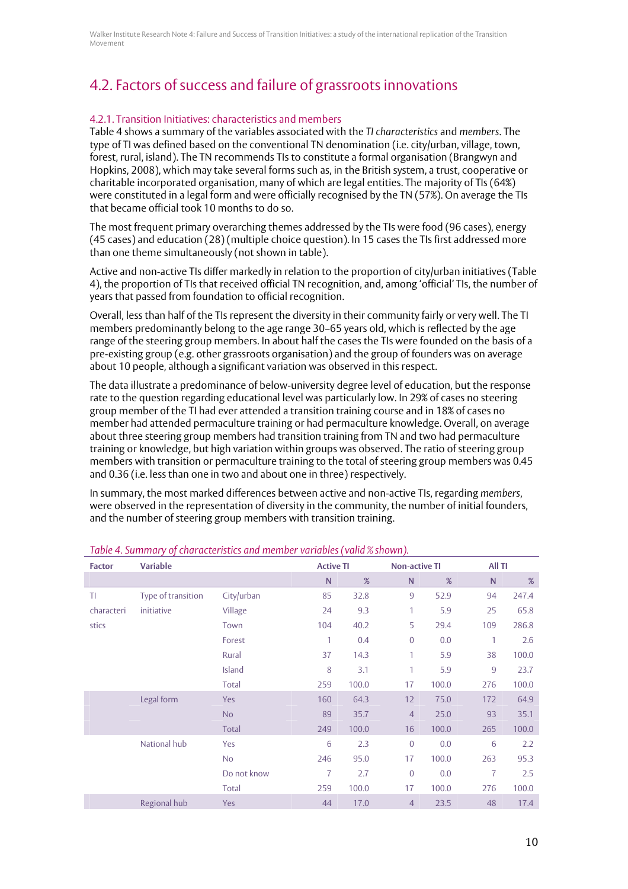## 4.2. Factors of success and failure of grassroots innovations

### 4.2.1. Transition Initiatives: characteristics and members

Table 4 shows a summary of the variables associated with the *TI characteristics* and *members*. The type of TI was defined based on the conventional TN denomination (i.e. city/urban, village, town, forest, rural, island). The TN recommends TIs to constitute a formal organisation (Brangwyn and Hopkins, 2008), which may take several forms such as, in the British system, a trust, cooperative or charitable incorporated organisation, many of which are legal entities. The majority of TIs (64%) were constituted in a legal form and were officially recognised by the TN (57%). On average the TIs that became official took 10 months to do so.

The most frequent primary overarching themes addressed by the TIs were food (96 cases), energy (45 cases) and education (28) (multiple choice question). In 15 cases the TIs first addressed more than one theme simultaneously (not shown in table).

Active and non-active TIs differ markedly in relation to the proportion of city/urban initiatives (Table 4), the proportion of TIs that received official TN recognition, and, among 'official' TIs, the number of years that passed from foundation to official recognition.

Overall, less than half of the TIs represent the diversity in their community fairly or very well. The TI members predominantly belong to the age range 30–65 years old, which is reflected by the age range of the steering group members. In about half the cases the TIs were founded on the basis of a pre-existing group (e.g. other grassroots organisation) and the group of founders was on average about 10 people, although a significant variation was observed in this respect.

The data illustrate a predominance of below-university degree level of education, but the response rate to the question regarding educational level was particularly low. In 29% of cases no steering group member of the TI had ever attended a transition training course and in 18% of cases no member had attended permaculture training or had permaculture knowledge. Overall, on average about three steering group members had transition training from TN and two had permaculture training or knowledge, but high variation within groups was observed. The ratio of steering group members with transition or permaculture training to the total of steering group members was 0.45 and 0.36 (i.e. less than one in two and about one in three) respectively.

In summary, the most marked differences between active and non-active TIs, regarding *members*, were observed in the representation of diversity in the community, the number of initial founders, and the number of steering group members with transition training.

*Table 4. Summary of characteristics and member variables (valid % shown).*

| Factor | Variable | | Active TI | | Non-active TI | | All TI | |
|---|---|---|---|---|---|---|---|---|
| | | | N | % | N | % | N | % |
| TI characteristics | Type of transition initiative | City/urban | 85 | 32.8 | 9 | 52.9 | 94 | 247.4 |
| | | Village | 24 | 9.3 | 1 | 5.9 | 25 | 65.8 |
| | | Town | 104 | 40.2 | 5 | 29.4 | 109 | 286.8 |
| | | Forest | 1 | 0.4 | 0 | 0.0 | 1 | 2.6 |
| | | Rural | 37 | 14.3 | 1 | 5.9 | 38 | 100.0 |
| | | Island | 8 | 3.1 | 1 | 5.9 | 9 | 23.7 |
| | | Total | 259 | 100.0 | 17 | 100.0 | 276 | 100.0 |
| | Legal form | Yes | 160 | 64.3 | 12 | 75.0 | 172 | 64.9 |
| | | No | 89 | 35.7 | 4 | 25.0 | 93 | 35.1 |
| | | Total | 249 | 100.0 | 16 | 100.0 | 265 | 100.0 |
| | National hub | Yes | 6 | 2.3 | 0 | 0.0 | 6 | 2.2 |
| | | No | 246 | 95.0 | 17 | 100.0 | 263 | 95.3 |
| | | Do not know | 7 | 2.7 | 0 | 0.0 | 7 | 2.5 |
| | | Total | 259 | 100.0 | 17 | 100.0 | 276 | 100.0 |
| | Regional hub | Yes | 44 | 17.0 | 4 | 23.5 | 48 | 17.4 |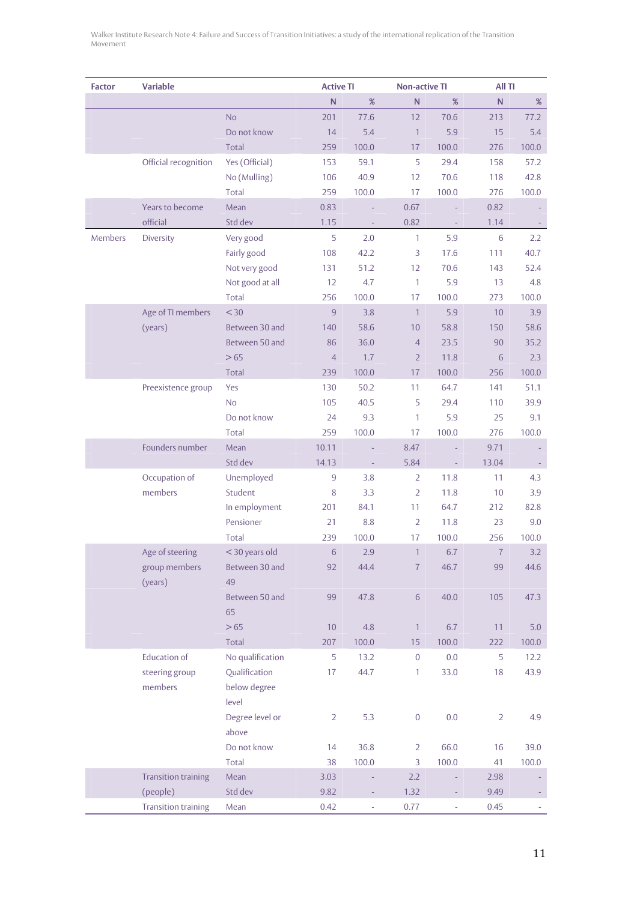| Factor | Variable | | Active TI | | Non-active TI | | All TI | |
|---|---|---|---|---|---|---|---|---|
| | | | N | % | N | % | N | % |
| | | No | 201 | 77.6 | 12 | 70.6 | 213 | 77.2 |
| | | Do not know | 14 | 5.4 | 1 | 5.9 | 15 | 5.4 |
| | | Total | 259 | 100.0 | 17 | 100.0 | 276 | 100.0 |
| | Official recognition | Yes (Official) | 153 | 59.1 | 5 | 29.4 | 158 | 57.2 |
| | | No (Mulling) | 106 | 40.9 | 12 | 70.6 | 118 | 42.8 |
| | | Total | 259 | 100.0 | 17 | 100.0 | 276 | 100.0 |
| | Years to become official | Mean | 0.83 | - | 0.67 | - | 0.82 | - |
| | | Std dev | 1.15 | - | 0.82 | - | 1.14 | - |
| Members | Diversity | Very good | 5 | 2.0 | 1 | 5.9 | 6 | 2.2 |
| | | Fairly good | 108 | 42.2 | 3 | 17.6 | 111 | 40.7 |
| | | Not very good | 131 | 51.2 | 12 | 70.6 | 143 | 52.4 |
| | | Not good at all | 12 | 4.7 | 1 | 5.9 | 13 | 4.8 |
| | | Total | 256 | 100.0 | 17 | 100.0 | 273 | 100.0 |
| | Age of TI members (years) | < 30 | 9 | 3.8 | 1 | 5.9 | 10 | 3.9 |
| | | Between 30 and | 140 | 58.6 | 10 | 58.8 | 150 | 58.6 |
| | | Between 50 and | 86 | 36.0 | 4 | 23.5 | 90 | 35.2 |
| | | > 65 | 4 | 1.7 | 2 | 11.8 | 6 | 2.3 |
| | | Total | 239 | 100.0 | 17 | 100.0 | 256 | 100.0 |
| | Preexistence group | Yes | 130 | 50.2 | 11 | 64.7 | 141 | 51.1 |
| | | No | 105 | 40.5 | 5 | 29.4 | 110 | 39.9 |
| | | Do not know | 24 | 9.3 | 1 | 5.9 | 25 | 9.1 |
| | | Total | 259 | 100.0 | 17 | 100.0 | 276 | 100.0 |
| | Founders number | Mean | 10.11 | - | 8.47 | - | 9.71 | - |
| | | Std dev | 14.13 | - | 5.84 | - | 13.04 | - |
| | Occupation of members | Unemployed | 9 | 3.8 | 2 | 11.8 | 11 | 4.3 |
| | | Student | 8 | 3.3 | 2 | 11.8 | 10 | 3.9 |
| | | In employment | 201 | 84.1 | 11 | 64.7 | 212 | 82.8 |
| | | Pensioner | 21 | 8.8 | 2 | 11.8 | 23 | 9.0 |
| | | Total | 239 | 100.0 | 17 | 100.0 | 256 | 100.0 |
| | Age of steering group members (years) | < 30 years old | 6 | 2.9 | 1 | 6.7 | 7 | 3.2 |
| | | Between 30 and 49 | 92 | 44.4 | 7 | 46.7 | 99 | 44.6 |
| | | Between 50 and 65 | 99 | 47.8 | 6 | 40.0 | 105 | 47.3 |
| | | > 65 | 10 | 4.8 | 1 | 6.7 | 11 | 5.0 |
| | | Total | 207 | 100.0 | 15 | 100.0 | 222 | 100.0 |
| | Education of steering group members | No qualification | 5 | 13.2 | 0 | 0.0 | 5 | 12.2 |
| | | Qualification below degree level | 17 | 44.7 | 1 | 33.0 | 18 | 43.9 |
| | | Degree level or above | 2 | 5.3 | 0 | 0.0 | 2 | 4.9 |
| | | Do not know | 14 | 36.8 | 2 | 66.0 | 16 | 39.0 |
| | | Total | 38 | 100.0 | 3 | 100.0 | 41 | 100.0 |
| | Transition training (people) | Mean | 3.03 | - | 2.2 | - | 2.98 | - |
| | | Std dev | 9.82 | - | 1.32 | - | 9.49 | - |
| | Transition training | Mean | 0.42 | - | 0.77 | - | 0.45 | - |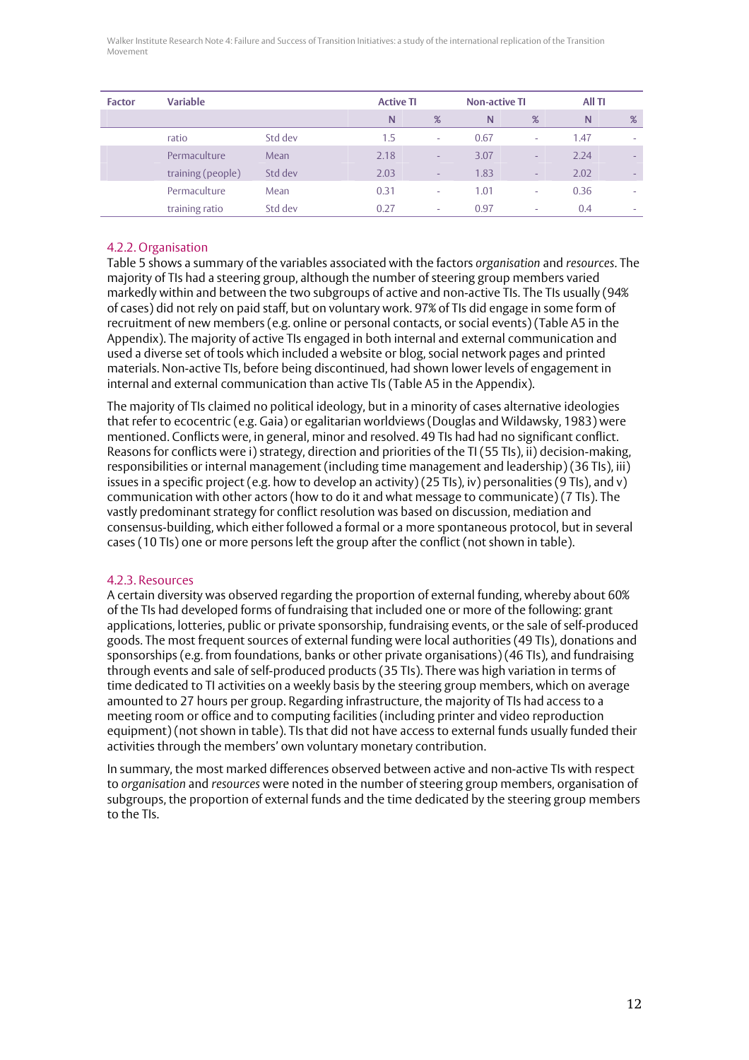| Factor | Variable | | Active TI | | Non-active TI | | All TI | |
|---|---|---|---|---|---|---|---|---|
| | | | N | % | N | % | N | % |
| | ratio | Std dev | 1.5 | - | 0.67 | - | 1.47 | - |
| | Permaculture | Mean | 2.18 | - | 3.07 | - | 2.24 | - |
| | training (people) | Std dev | 2.03 | - | 1.83 | - | 2.02 | - |
| | Permaculture | Mean | 0.31 | - | 1.01 | - | 0.36 | - |
| | training ratio | Std dev | 0.27 | - | 0.97 | - | 0.4 | - |

### 4.2.2. Organisation

Table 5 shows a summary of the variables associated with the factors *organisation* and *resources*. The majority of TIs had a steering group, although the number of steering group members varied markedly within and between the two subgroups of active and non-active TIs. The TIs usually (94% of cases) did not rely on paid staff, but on voluntary work. 97% of TIs did engage in some form of recruitment of new members (e.g. online or personal contacts, or social events) (Table A5 in the Appendix). The majority of active TIs engaged in both internal and external communication and used a diverse set of tools which included a website or blog, social network pages and printed materials. Non-active TIs, before being discontinued, had shown lower levels of engagement in internal and external communication than active TIs (Table A5 in the Appendix).

The majority of TIs claimed no political ideology, but in a minority of cases alternative ideologies that refer to ecocentric (e.g. Gaia) or egalitarian worldviews (Douglas and Wildawsky, 1983) were mentioned. Conflicts were, in general, minor and resolved. 49 TIs had had no significant conflict. Reasons for conflicts were i) strategy, direction and priorities of the TI (55 TIs), ii) decision-making, responsibilities or internal management (including time management and leadership) (36 TIs), iii) issues in a specific project (e.g. how to develop an activity) (25 TIs), iv) personalities (9 TIs), and v) communication with other actors (how to do it and what message to communicate) (7 TIs). The vastly predominant strategy for conflict resolution was based on discussion, mediation and consensus-building, which either followed a formal or a more spontaneous protocol, but in several cases (10 TIs) one or more persons left the group after the conflict (not shown in table).

### 4.2.3. Resources

A certain diversity was observed regarding the proportion of external funding, whereby about 60% of the TIs had developed forms of fundraising that included one or more of the following: grant applications, lotteries, public or private sponsorship, fundraising events, or the sale of self-produced goods. The most frequent sources of external funding were local authorities (49 TIs), donations and sponsorships (e.g. from foundations, banks or other private organisations) (46 TIs), and fundraising through events and sale of self-produced products (35 TIs). There was high variation in terms of time dedicated to TI activities on a weekly basis by the steering group members, which on average amounted to 27 hours per group. Regarding infrastructure, the majority of TIs had access to a meeting room or office and to computing facilities (including printer and video reproduction equipment) (not shown in table). TIs that did not have access to external funds usually funded their activities through the members' own voluntary monetary contribution.

In summary, the most marked differences observed between active and non-active TIs with respect to *organisation* and *resources* were noted in the number of steering group members, organisation of subgroups, the proportion of external funds and the time dedicated by the steering group members to the TIs.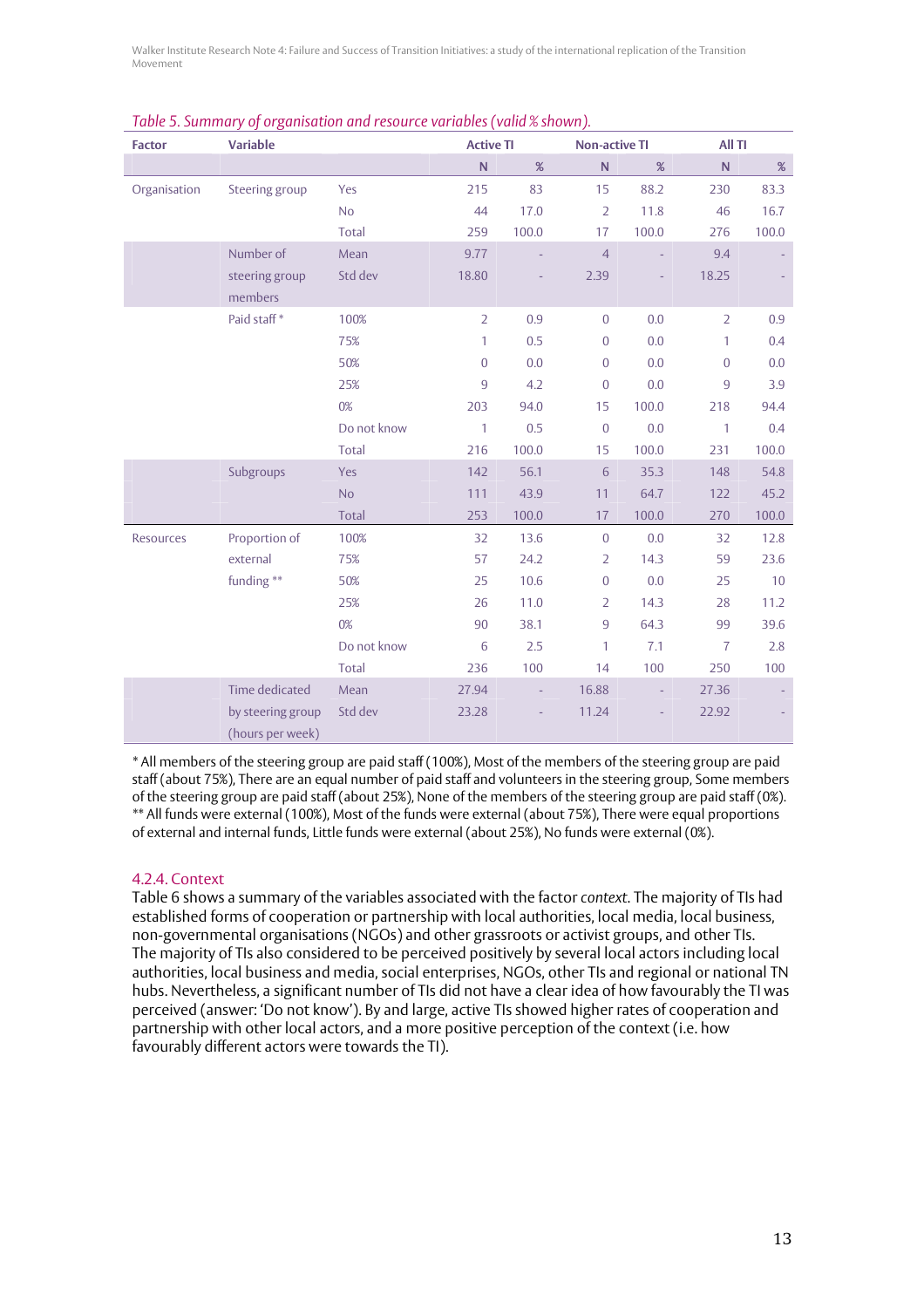*Table 5. Summary of organisation and resource variables (valid % shown).*

| Factor | Variable | | Active TI | | Non-active TI | | All TI | |
|---|---|---|---|---|---|---|---|---|
| | | | N | % | N | % | N | % |
| Organisation | Steering group | Yes | 215 | 83 | 15 | 88.2 | 230 | 83.3 |
| | | No | 44 | 17.0 | 2 | 11.8 | 46 | 16.7 |
| | | Total | 259 | 100.0 | 17 | 100.0 | 276 | 100.0 |
| | Number of steering group members | Mean | 9.77 | - | 4 | - | 9.4 | - |
| | | Std dev | 18.80 | - | 2.39 | - | 18.25 | - |
| | Paid staff * | 100% | 2 | 0.9 | 0 | 0.0 | 2 | 0.9 |
| | | 75% | 1 | 0.5 | 0 | 0.0 | 1 | 0.4 |
| | | 50% | 0 | 0.0 | 0 | 0.0 | 0 | 0.0 |
| | | 25% | 9 | 4.2 | 0 | 0.0 | 9 | 3.9 |
| | | 0% | 203 | 94.0 | 15 | 100.0 | 218 | 94.4 |
| | | Do not know | 1 | 0.5 | 0 | 0.0 | 1 | 0.4 |
| | | Total | 216 | 100.0 | 15 | 100.0 | 231 | 100.0 |
| | Subgroups | Yes | 142 | 56.1 | 6 | 35.3 | 148 | 54.8 |
| | | No | 111 | 43.9 | 11 | 64.7 | 122 | 45.2 |
| | | Total | 253 | 100.0 | 17 | 100.0 | 270 | 100.0 |
| Resources | Proportion of external funding ** | 100% | 32 | 13.6 | 0 | 0.0 | 32 | 12.8 |
| | | 75% | 57 | 24.2 | 2 | 14.3 | 59 | 23.6 |
| | | 50% | 25 | 10.6 | 0 | 0.0 | 25 | 10 |
| | | 25% | 26 | 11.0 | 2 | 14.3 | 28 | 11.2 |
| | | 0% | 90 | 38.1 | 9 | 64.3 | 99 | 39.6 |
| | | Do not know | 6 | 2.5 | 1 | 7.1 | 7 | 2.8 |
| | | Total | 236 | 100 | 14 | 100 | 250 | 100 |
| | Time dedicated by steering group (hours per week) | Mean | 27.94 | - | 16.88 | - | 27.36 | - |
| | | Std dev | 23.28 | - | 11.24 | - | 22.92 | - |

* All members of the steering group are paid staff (100%), Most of the members of the steering group are paid staff (about 75%), There are an equal number of paid staff and volunteers in the steering group, Some members of the steering group are paid staff (about 25%), None of the members of the steering group are paid staff (0%).
** All funds were external (100%), Most of the funds were external (about 75%), There were equal proportions of external and internal funds, Little funds were external (about 25%), No funds were external (0%).

### 4.2.4. Context

Table 6 shows a summary of the variables associated with the factor *context*. The majority of TIs had established forms of cooperation or partnership with local authorities, local media, local business, non-governmental organisations (NGOs) and other grassroots or activist groups, and other TIs. The majority of TIs also considered to be perceived positively by several local actors including local authorities, local business and media, social enterprises, NGOs, other TIs and regional or national TN hubs. Nevertheless, a significant number of TIs did not have a clear idea of how favourably the TI was perceived (answer: 'Do not know'). By and large, active TIs showed higher rates of cooperation and partnership with other local actors, and a more positive perception of the context (i.e. how favourably different actors were towards the TI).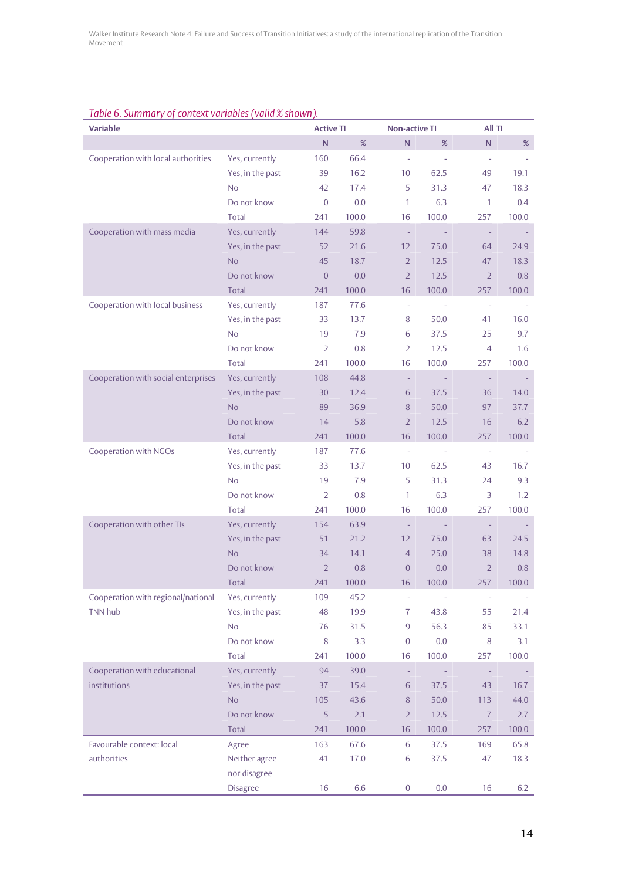*Table 6. Summary of context variables (valid % shown).*

| Variable | | Active TI | | Non-active TI | | All TI | |
|---|---|---|---|---|---|---|---|
| | | N | % | N | % | N | % |
| Cooperation with local authorities | Yes, currently | 160 | 66.4 | - | - | - | - |
| | Yes, in the past | 39 | 16.2 | 10 | 62.5 | 49 | 19.1 |
| | No | 42 | 17.4 | 5 | 31.3 | 47 | 18.3 |
| | Do not know | 0 | 0.0 | 1 | 6.3 | 1 | 0.4 |
| | Total | 241 | 100.0 | 16 | 100.0 | 257 | 100.0 |
| Cooperation with mass media | Yes, currently | 144 | 59.8 | - | - | - | - |
| | Yes, in the past | 52 | 21.6 | 12 | 75.0 | 64 | 24.9 |
| | No | 45 | 18.7 | 2 | 12.5 | 47 | 18.3 |
| | Do not know | 0 | 0.0 | 2 | 12.5 | 2 | 0.8 |
| | Total | 241 | 100.0 | 16 | 100.0 | 257 | 100.0 |
| Cooperation with local business | Yes, currently | 187 | 77.6 | - | - | - | - |
| | Yes, in the past | 33 | 13.7 | 8 | 50.0 | 41 | 16.0 |
| | No | 19 | 7.9 | 6 | 37.5 | 25 | 9.7 |
| | Do not know | 2 | 0.8 | 2 | 12.5 | 4 | 1.6 |
| | Total | 241 | 100.0 | 16 | 100.0 | 257 | 100.0 |
| Cooperation with social enterprises | Yes, currently | 108 | 44.8 | - | - | - | - |
| | Yes, in the past | 30 | 12.4 | 6 | 37.5 | 36 | 14.0 |
| | No | 89 | 36.9 | 8 | 50.0 | 97 | 37.7 |
| | Do not know | 14 | 5.8 | 2 | 12.5 | 16 | 6.2 |
| | Total | 241 | 100.0 | 16 | 100.0 | 257 | 100.0 |
| Cooperation with NGOs | Yes, currently | 187 | 77.6 | - | - | - | - |
| | Yes, in the past | 33 | 13.7 | 10 | 62.5 | 43 | 16.7 |
| | No | 19 | 7.9 | 5 | 31.3 | 24 | 9.3 |
| | Do not know | 2 | 0.8 | 1 | 6.3 | 3 | 1.2 |
| | Total | 241 | 100.0 | 16 | 100.0 | 257 | 100.0 |
| Cooperation with other TIs | Yes, currently | 154 | 63.9 | - | - | - | - |
| | Yes, in the past | 51 | 21.2 | 12 | 75.0 | 63 | 24.5 |
| | No | 34 | 14.1 | 4 | 25.0 | 38 | 14.8 |
| | Do not know | 2 | 0.8 | 0 | 0.0 | 2 | 0.8 |
| | Total | 241 | 100.0 | 16 | 100.0 | 257 | 100.0 |
| Cooperation with regional/national TNN hub | Yes, currently | 109 | 45.2 | - | - | - | - |
| | Yes, in the past | 48 | 19.9 | 7 | 43.8 | 55 | 21.4 |
| | No | 76 | 31.5 | 9 | 56.3 | 85 | 33.1 |
| | Do not know | 8 | 3.3 | 0 | 0.0 | 8 | 3.1 |
| | Total | 241 | 100.0 | 16 | 100.0 | 257 | 100.0 |
| Cooperation with educational institutions | Yes, currently | 94 | 39.0 | - | - | - | - |
| | Yes, in the past | 37 | 15.4 | 6 | 37.5 | 43 | 16.7 |
| | No | 105 | 43.6 | 8 | 50.0 | 113 | 44.0 |
| | Do not know | 5 | 2.1 | 2 | 12.5 | 7 | 2.7 |
| | Total | 241 | 100.0 | 16 | 100.0 | 257 | 100.0 |
| Favourable context: local authorities | Agree | 163 | 67.6 | 6 | 37.5 | 169 | 65.8 |
| | Neither agree nor disagree | 41 | 17.0 | 6 | 37.5 | 47 | 18.3 |
| | Disagree | 16 | 6.6 | 0 | 0.0 | 16 | 6.2 |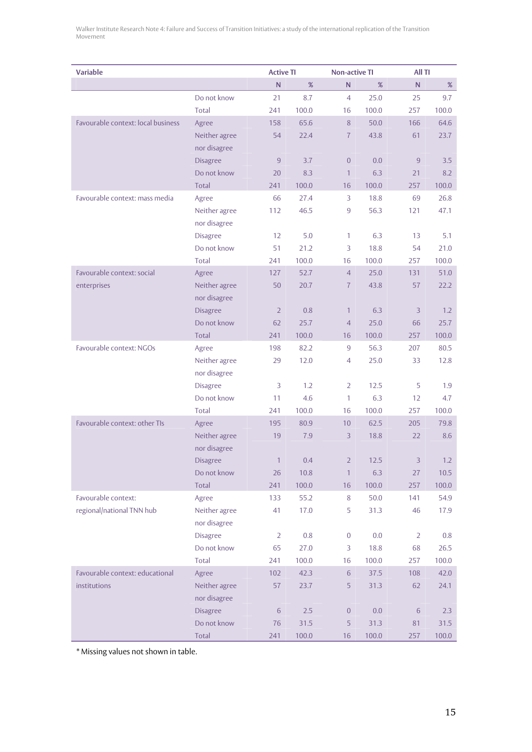| Variable | | Active TI | | Non-active TI | | All TI | |
|---|---|---|---|---|---|---|---|
| | | N | % | N | % | N | % |
| | Do not know | 21 | 8.7 | 4 | 25.0 | 25 | 9.7 |
| | Total | 241 | 100.0 | 16 | 100.0 | 257 | 100.0 |
| Favourable context: local business | Agree | 158 | 65.6 | 8 | 50.0 | 166 | 64.6 |
| | Neither agree nor disagree | 54 | 22.4 | 7 | 43.8 | 61 | 23.7 |
| | Disagree | 9 | 3.7 | 0 | 0.0 | 9 | 3.5 |
| | Do not know | 20 | 8.3 | 1 | 6.3 | 21 | 8.2 |
| | Total | 241 | 100.0 | 16 | 100.0 | 257 | 100.0 |
| Favourable context: mass media | Agree | 66 | 27.4 | 3 | 18.8 | 69 | 26.8 |
| | Neither agree nor disagree | 112 | 46.5 | 9 | 56.3 | 121 | 47.1 |
| | Disagree | 12 | 5.0 | 1 | 6.3 | 13 | 5.1 |
| | Do not know | 51 | 21.2 | 3 | 18.8 | 54 | 21.0 |
| | Total | 241 | 100.0 | 16 | 100.0 | 257 | 100.0 |
| Favourable context: social enterprises | Agree | 127 | 52.7 | 4 | 25.0 | 131 | 51.0 |
| | Neither agree nor disagree | 50 | 20.7 | 7 | 43.8 | 57 | 22.2 |
| | Disagree | 2 | 0.8 | 1 | 6.3 | 3 | 1.2 |
| | Do not know | 62 | 25.7 | 4 | 25.0 | 66 | 25.7 |
| | Total | 241 | 100.0 | 16 | 100.0 | 257 | 100.0 |
| Favourable context: NGOs | Agree | 198 | 82.2 | 9 | 56.3 | 207 | 80.5 |
| | Neither agree nor disagree | 29 | 12.0 | 4 | 25.0 | 33 | 12.8 |
| | Disagree | 3 | 1.2 | 2 | 12.5 | 5 | 1.9 |
| | Do not know | 11 | 4.6 | 1 | 6.3 | 12 | 4.7 |
| | Total | 241 | 100.0 | 16 | 100.0 | 257 | 100.0 |
| Favourable context: other TIs | Agree | 195 | 80.9 | 10 | 62.5 | 205 | 79.8 |
| | Neither agree nor disagree | 19 | 7.9 | 3 | 18.8 | 22 | 8.6 |
| | Disagree | 1 | 0.4 | 2 | 12.5 | 3 | 1.2 |
| | Do not know | 26 | 10.8 | 1 | 6.3 | 27 | 10.5 |
| | Total | 241 | 100.0 | 16 | 100.0 | 257 | 100.0 |
| Favourable context: regional/national TNN hub | Agree | 133 | 55.2 | 8 | 50.0 | 141 | 54.9 |
| | Neither agree nor disagree | 41 | 17.0 | 5 | 31.3 | 46 | 17.9 |
| | Disagree | 2 | 0.8 | 0 | 0.0 | 2 | 0.8 |
| | Do not know | 65 | 27.0 | 3 | 18.8 | 68 | 26.5 |
| | Total | 241 | 100.0 | 16 | 100.0 | 257 | 100.0 |
| Favourable context: educational institutions | Agree | 102 | 42.3 | 6 | 37.5 | 108 | 42.0 |
| | Neither agree nor disagree | 57 | 23.7 | 5 | 31.3 | 62 | 24.1 |
| | Disagree | 6 | 2.5 | 0 | 0.0 | 6 | 2.3 |
| | Do not know | 76 | 31.5 | 5 | 31.3 | 81 | 31.5 |
| | Total | 241 | 100.0 | 16 | 100.0 | 257 | 100.0 |

* Missing values not shown in table.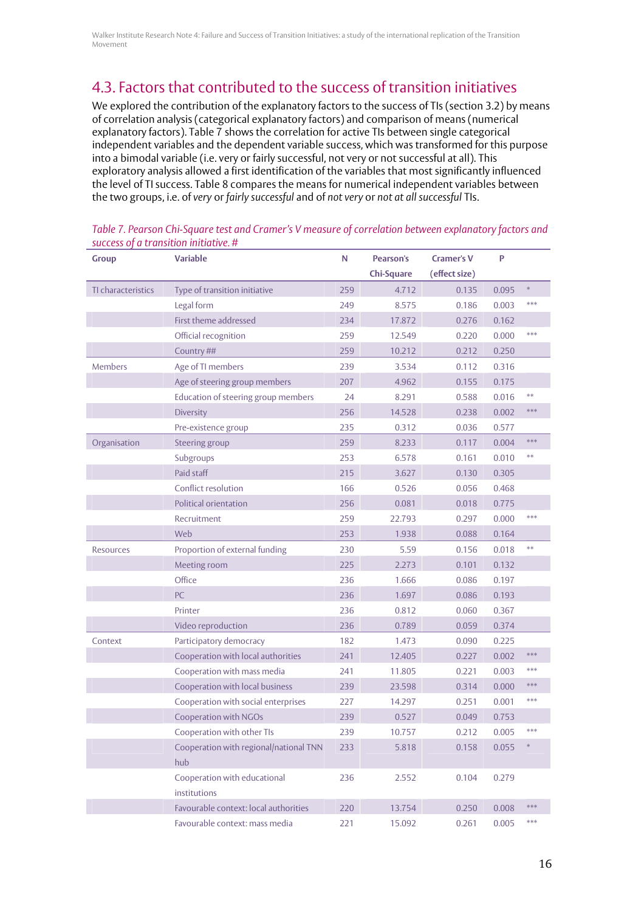## 4.3. Factors that contributed to the success of transition initiatives

We explored the contribution of the explanatory factors to the success of TIs (section 3.2) by means of correlation analysis (categorical explanatory factors) and comparison of means (numerical explanatory factors). Table 7 shows the correlation for active TIs between single categorical independent variables and the dependent variable success, which was transformed for this purpose into a bimodal variable (i.e. very or fairly successful, not very or not successful at all). This exploratory analysis allowed a first identification of the variables that most significantly influenced the level of TI success. Table 8 compares the means for numerical independent variables between the two groups, i.e. of *very* or *fairly successful* and of *not very* or *not at all successful* TIs.

*Table 7. Pearson Chi-Square test and Cramer's V measure of correlation between explanatory factors and success of a transition initiative. #*

| Group | Variable | N | Pearson's Chi-Square | Cramer's V (effect size) | P | |
|---|---|---|---|---|---|---|
| TI characteristics | Type of transition initiative | 259 | 4.712 | 0.135 | 0.095 | * |
| | Legal form | 249 | 8.575 | 0.186 | 0.003 | *** |
| | First theme addressed | 234 | 17.872 | 0.276 | 0.162 | |
| | Official recognition | 259 | 12.549 | 0.220 | 0.000 | *** |
| | Country ## | 259 | 10.212 | 0.212 | 0.250 | |
| Members | Age of TI members | 239 | 3.534 | 0.112 | 0.316 | |
| | Age of steering group members | 207 | 4.962 | 0.155 | 0.175 | |
| | Education of steering group members | 24 | 8.291 | 0.588 | 0.016 | ** |
| | Diversity | 256 | 14.528 | 0.238 | 0.002 | *** |
| | Pre-existence group | 235 | 0.312 | 0.036 | 0.577 | |
| Organisation | Steering group | 259 | 8.233 | 0.117 | 0.004 | *** |
| | Subgroups | 253 | 6.578 | 0.161 | 0.010 | ** |
| | Paid staff | 215 | 3.627 | 0.130 | 0.305 | |
| | Conflict resolution | 166 | 0.526 | 0.056 | 0.468 | |
| | Political orientation | 256 | 0.081 | 0.018 | 0.775 | |
| | Recruitment | 259 | 22.793 | 0.297 | 0.000 | *** |
| | Web | 253 | 1.938 | 0.088 | 0.164 | |
| Resources | Proportion of external funding | 230 | 5.59 | 0.156 | 0.018 | ** |
| | Meeting room | 225 | 2.273 | 0.101 | 0.132 | |
| | Office | 236 | 1.666 | 0.086 | 0.197 | |
| | PC | 236 | 1.697 | 0.086 | 0.193 | |
| | Printer | 236 | 0.812 | 0.060 | 0.367 | |
| | Video reproduction | 236 | 0.789 | 0.059 | 0.374 | |
| Context | Participatory democracy | 182 | 1.473 | 0.090 | 0.225 | |
| | Cooperation with local authorities | 241 | 12.405 | 0.227 | 0.002 | *** |
| | Cooperation with mass media | 241 | 11.805 | 0.221 | 0.003 | *** |
| | Cooperation with local business | 239 | 23.598 | 0.314 | 0.000 | *** |
| | Cooperation with social enterprises | 227 | 14.297 | 0.251 | 0.001 | *** |
| | Cooperation with NGOs | 239 | 0.527 | 0.049 | 0.753 | |
| | Cooperation with other TIs | 239 | 10.757 | 0.212 | 0.005 | *** |
| | Cooperation with regional/national TNN hub | 233 | 5.818 | 0.158 | 0.055 | * |
| | Cooperation with educational institutions | 236 | 2.552 | 0.104 | 0.279 | |
| | Favourable context: local authorities | 220 | 13.754 | 0.250 | 0.008 | *** |
| | Favourable context: mass media | 221 | 15.092 | 0.261 | 0.005 | *** |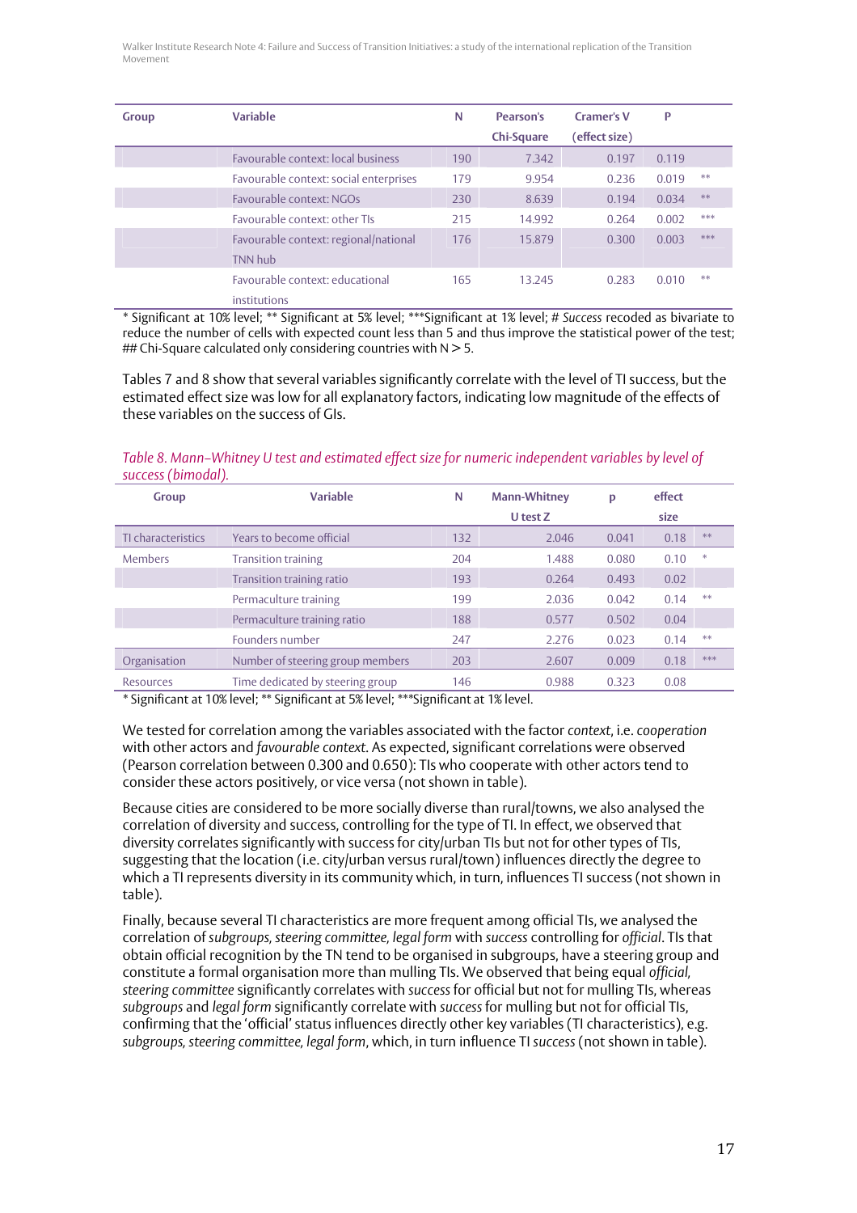| Group | Variable | N | Pearson's Chi-Square | Cramer's V (effect size) | P | |
|---|---|---|---|---|---|---|
| | Favourable context: local business | 190 | 7.342 | 0.197 | 0.119 | |
| | Favourable context: social enterprises | 179 | 9.954 | 0.236 | 0.019 | ** |
| | Favourable context: NGOs | 230 | 8.639 | 0.194 | 0.034 | ** |
| | Favourable context: other TIs | 215 | 14.992 | 0.264 | 0.002 | *** |
| | Favourable context: regional/national TNN hub | 176 | 15.879 | 0.300 | 0.003 | *** |
| | Favourable context: educational institutions | 165 | 13.245 | 0.283 | 0.010 | ** |

* Significant at 10% level; ** Significant at 5% level; ***Significant at 1% level; # *Success* recoded as bivariate to reduce the number of cells with expected count less than 5 and thus improve the statistical power of the test; ## Chi-Square calculated only considering countries with N > 5.

Tables 7 and 8 show that several variables significantly correlate with the level of TI success, but the estimated effect size was low for all explanatory factors, indicating low magnitude of the effects of these variables on the success of GIs.

*Table 8. Mann–Whitney U test and estimated effect size for numeric independent variables by level of success (bimodal).*

| Group | Variable | N | Mann-Whitney U test Z | p | effect size | |
|---|---|---|---|---|---|---|
| TI characteristics | Years to become official | 132 | 2.046 | 0.041 | 0.18 | ** |
| Members | Transition training | 204 | 1.488 | 0.080 | 0.10 | * |
| | Transition training ratio | 193 | 0.264 | 0.493 | 0.02 | |
| | Permaculture training | 199 | 2.036 | 0.042 | 0.14 | ** |
| | Permaculture training ratio | 188 | 0.577 | 0.502 | 0.04 | |
| | Founders number | 247 | 2.276 | 0.023 | 0.14 | ** |
| Organisation | Number of steering group members | 203 | 2.607 | 0.009 | 0.18 | *** |
| Resources | Time dedicated by steering group | 146 | 0.988 | 0.323 | 0.08 | |

* Significant at 10% level; ** Significant at 5% level; ***Significant at 1% level.

We tested for correlation among the variables associated with the factor *context*, i.e. *cooperation* with other actors and *favourable context*. As expected, significant correlations were observed (Pearson correlation between 0.300 and 0.650): TIs who cooperate with other actors tend to consider these actors positively, or vice versa (not shown in table).

Because cities are considered to be more socially diverse than rural/towns, we also analysed the correlation of diversity and success, controlling for the type of TI. In effect, we observed that diversity correlates significantly with success for city/urban TIs but not for other types of TIs, suggesting that the location (i.e. city/urban versus rural/town) influences directly the degree to which a TI represents diversity in its community which, in turn, influences TI success (not shown in table).

Finally, because several TI characteristics are more frequent among official TIs, we analysed the correlation of *subgroups, steering committee, legal form* with *success* controlling for *official*. TIs that obtain official recognition by the TN tend to be organised in subgroups, have a steering group and constitute a formal organisation more than mulling TIs. We observed that being equal *official, steering committee* significantly correlates with *success* for official but not for mulling TIs, whereas *subgroups* and *legal form* significantly correlate with *success* for mulling but not for official TIs, confirming that the 'official' status influences directly other key variables (TI characteristics), e.g. *subgroups, steering committee, legal form*, which, in turn influence TI *success* (not shown in table).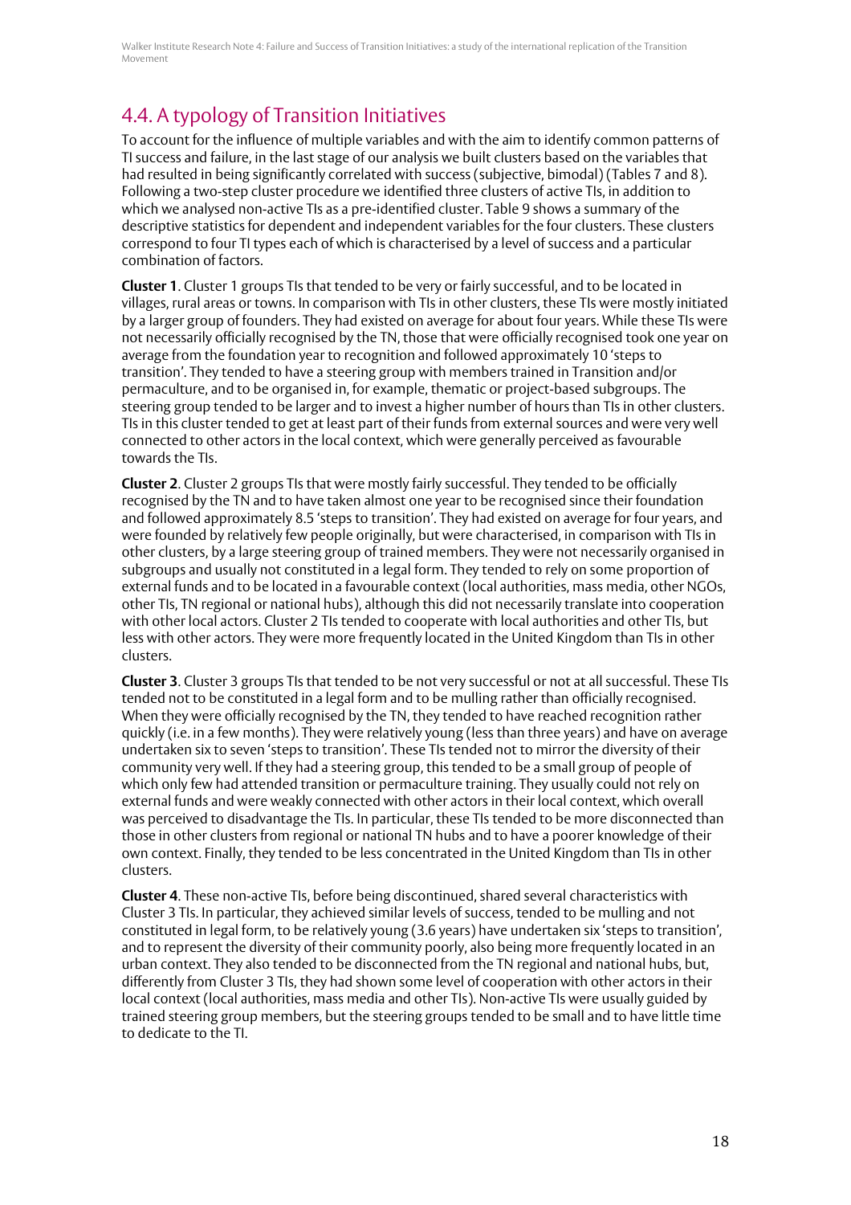## 4.4. A typology of Transition Initiatives

To account for the influence of multiple variables and with the aim to identify common patterns of TI success and failure, in the last stage of our analysis we built clusters based on the variables that had resulted in being significantly correlated with success (subjective, bimodal) (Tables 7 and 8). Following a two-step cluster procedure we identified three clusters of active TIs, in addition to which we analysed non-active TIs as a pre-identified cluster. Table 9 shows a summary of the descriptive statistics for dependent and independent variables for the four clusters. These clusters correspond to four TI types each of which is characterised by a level of success and a particular combination of factors.

**Cluster 1**. Cluster 1 groups TIs that tended to be very or fairly successful, and to be located in villages, rural areas or towns. In comparison with TIs in other clusters, these TIs were mostly initiated by a larger group of founders. They had existed on average for about four years. While these TIs were not necessarily officially recognised by the TN, those that were officially recognised took one year on average from the foundation year to recognition and followed approximately 10 'steps to transition'. They tended to have a steering group with members trained in Transition and/or permaculture, and to be organised in, for example, thematic or project-based subgroups. The steering group tended to be larger and to invest a higher number of hours than TIs in other clusters. TIs in this cluster tended to get at least part of their funds from external sources and were very well connected to other actors in the local context, which were generally perceived as favourable towards the TIs.

**Cluster 2**. Cluster 2 groups TIs that were mostly fairly successful. They tended to be officially recognised by the TN and to have taken almost one year to be recognised since their foundation and followed approximately 8.5 'steps to transition'. They had existed on average for four years, and were founded by relatively few people originally, but were characterised, in comparison with TIs in other clusters, by a large steering group of trained members. They were not necessarily organised in subgroups and usually not constituted in a legal form. They tended to rely on some proportion of external funds and to be located in a favourable context (local authorities, mass media, other NGOs, other TIs, TN regional or national hubs), although this did not necessarily translate into cooperation with other local actors. Cluster 2 TIs tended to cooperate with local authorities and other TIs, but less with other actors. They were more frequently located in the United Kingdom than TIs in other clusters.

**Cluster 3**. Cluster 3 groups TIs that tended to be not very successful or not at all successful. These TIs tended not to be constituted in a legal form and to be mulling rather than officially recognised. When they were officially recognised by the TN, they tended to have reached recognition rather quickly (i.e. in a few months). They were relatively young (less than three years) and have on average undertaken six to seven 'steps to transition'. These TIs tended not to mirror the diversity of their community very well. If they had a steering group, this tended to be a small group of people of which only few had attended transition or permaculture training. They usually could not rely on external funds and were weakly connected with other actors in their local context, which overall was perceived to disadvantage the TIs. In particular, these TIs tended to be more disconnected than those in other clusters from regional or national TN hubs and to have a poorer knowledge of their own context. Finally, they tended to be less concentrated in the United Kingdom than TIs in other clusters.

**Cluster 4**. These non-active TIs, before being discontinued, shared several characteristics with Cluster 3 TIs. In particular, they achieved similar levels of success, tended to be mulling and not constituted in legal form, to be relatively young (3.6 years) have undertaken six 'steps to transition', and to represent the diversity of their community poorly, also being more frequently located in an urban context. They also tended to be disconnected from the TN regional and national hubs, but, differently from Cluster 3 TIs, they had shown some level of cooperation with other actors in their local context (local authorities, mass media and other TIs). Non-active TIs were usually guided by trained steering group members, but the steering groups tended to be small and to have little time to dedicate to the TI.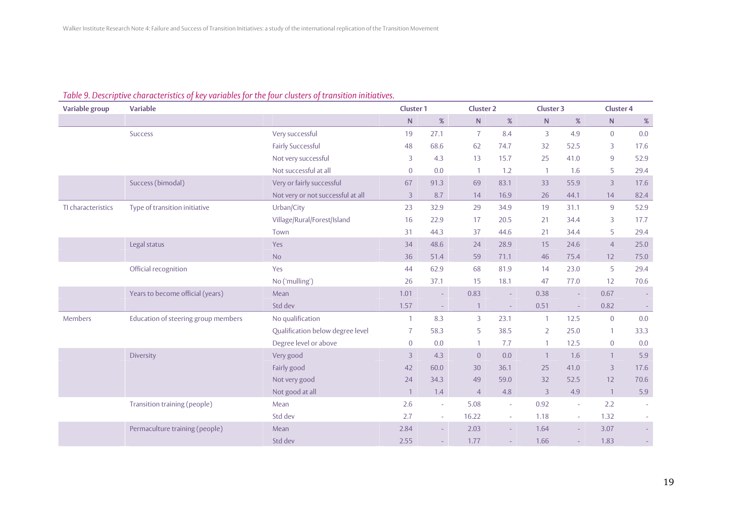*Table 9. Descriptive characteristics of key variables for the four clusters of transition initiatives.*

| Variable group | Variable | | Cluster 1 | | Cluster 2 | | Cluster 3 | | Cluster 4 | |
|---|---|---|---|---|---|---|---|---|---|---|
| | | | N | % | N | % | N | % | N | % |
| | Success | Very successful | 19 | 27.1 | 7 | 8.4 | 3 | 4.9 | 0 | 0.0 |
| | | Fairly Successful | 48 | 68.6 | 62 | 74.7 | 32 | 52.5 | 3 | 17.6 |
| | | Not very successful | 3 | 4.3 | 13 | 15.7 | 25 | 41.0 | 9 | 52.9 |
| | | Not successful at all | 0 | 0.0 | 1 | 1.2 | 1 | 1.6 | 5 | 29.4 |
| | Success (bimodal) | Very or fairly successful | 67 | 91.3 | 69 | 83.1 | 33 | 55.9 | 3 | 17.6 |
| | | Not very or not successful at all | 3 | 8.7 | 14 | 16.9 | 26 | 44.1 | 14 | 82.4 |
| TI characteristics | Type of transition initiative | Urban/City | 23 | 32.9 | 29 | 34.9 | 19 | 31.1 | 9 | 52.9 |
| | | Village/Rural/Forest/Island | 16 | 22.9 | 17 | 20.5 | 21 | 34.4 | 3 | 17.7 |
| | | Town | 31 | 44.3 | 37 | 44.6 | 21 | 34.4 | 5 | 29.4 |
| | Legal status | Yes | 34 | 48.6 | 24 | 28.9 | 15 | 24.6 | 4 | 25.0 |
| | | No | 36 | 51.4 | 59 | 71.1 | 46 | 75.4 | 12 | 75.0 |
| | Official recognition | Yes | 44 | 62.9 | 68 | 81.9 | 14 | 23.0 | 5 | 29.4 |
| | | No ('mulling') | 26 | 37.1 | 15 | 18.1 | 47 | 77.0 | 12 | 70.6 |
| | Years to become official (years) | Mean | 1.01 | - | 0.83 | - | 0.38 | - | 0.67 | - |
| | | Std dev | 1.57 | - | 1 | - | 0.51 | - | 0.82 | - |
| Members | Education of steering group members | No qualification | 1 | 8.3 | 3 | 23.1 | 1 | 12.5 | 0 | 0.0 |
| | | Qualification below degree level | 7 | 58.3 | 5 | 38.5 | 2 | 25.0 | 1 | 33.3 |
| | | Degree level or above | 0 | 0.0 | 1 | 7.7 | 1 | 12.5 | 0 | 0.0 |
| | Diversity | Very good | 3 | 4.3 | 0 | 0.0 | 1 | 1.6 | 1 | 5.9 |
| | | Fairly good | 42 | 60.0 | 30 | 36.1 | 25 | 41.0 | 3 | 17.6 |
| | | Not very good | 24 | 34.3 | 49 | 59.0 | 32 | 52.5 | 12 | 70.6 |
| | | Not good at all | 1 | 1.4 | 4 | 4.8 | 3 | 4.9 | 1 | 5.9 |
| | Transition training (people) | Mean | 2.6 | - | 5.08 | - | 0.92 | - | 2.2 | - |
| | | Std dev | 2.7 | - | 16.22 | - | 1.18 | - | 1.32 | - |
| | Permaculture training (people) | Mean | 2.84 | - | 2.03 | - | 1.64 | - | 3.07 | - |
| | | Std dev | 2.55 | - | 1.77 | - | 1.66 | - | 1.83 | - |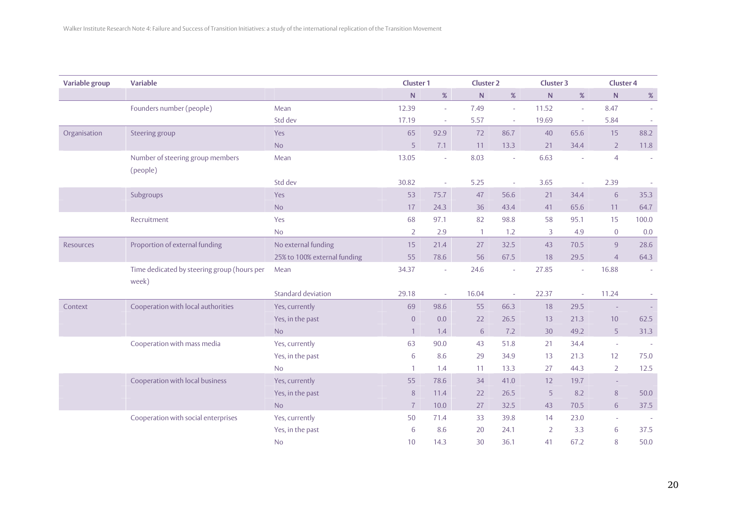| Variable group | Variable | | Cluster 1 | | Cluster 2 | | Cluster 3 | | Cluster 4 | |
|---|---|---|---|---|---|---|---|---|---|---|
| | | | N | % | N | % | N | % | N | % |
| | Founders number (people) | Mean | 12.39 | - | 7.49 | - | 11.52 | - | 8.47 | - |
| | | Std dev | 17.19 | - | 5.57 | - | 19.69 | - | 5.84 | - |
| Organisation | Steering group | Yes | 65 | 92.9 | 72 | 86.7 | 40 | 65.6 | 15 | 88.2 |
| | | No | 5 | 7.1 | 11 | 13.3 | 21 | 34.4 | 2 | 11.8 |
| | Number of steering group members (people) | Mean | 13.05 | - | 8.03 | - | 6.63 | - | 4 | - |
| | | Std dev | 30.82 | - | 5.25 | - | 3.65 | - | 2.39 | - |
| | Subgroups | Yes | 53 | 75.7 | 47 | 56.6 | 21 | 34.4 | 6 | 35.3 |
| | | No | 17 | 24.3 | 36 | 43.4 | 41 | 65.6 | 11 | 64.7 |
| | Recruitment | Yes | 68 | 97.1 | 82 | 98.8 | 58 | 95.1 | 15 | 100.0 |
| | | No | 2 | 2.9 | 1 | 1.2 | 3 | 4.9 | 0 | 0.0 |
| Resources | Proportion of external funding | No external funding | 15 | 21.4 | 27 | 32.5 | 43 | 70.5 | 9 | 28.6 |
| | | 25% to 100% external funding | 55 | 78.6 | 56 | 67.5 | 18 | 29.5 | 4 | 64.3 |
| | Time dedicated by steering group (hours per week) | Mean | 34.37 | - | 24.6 | - | 27.85 | - | 16.88 | - |
| | | Standard deviation | 29.18 | - | 16.04 | - | 22.37 | - | 11.24 | - |
| Context | Cooperation with local authorities | Yes, currently | 69 | 98.6 | 55 | 66.3 | 18 | 29.5 | - | - |
| | | Yes, in the past | 0 | 0.0 | 22 | 26.5 | 13 | 21.3 | 10 | 62.5 |
| | | No | 1 | 1.4 | 6 | 7.2 | 30 | 49.2 | 5 | 31.3 |
| | Cooperation with mass media | Yes, currently | 63 | 90.0 | 43 | 51.8 | 21 | 34.4 | - | - |
| | | Yes, in the past | 6 | 8.6 | 29 | 34.9 | 13 | 21.3 | 12 | 75.0 |
| | | No | 1 | 1.4 | 11 | 13.3 | 27 | 44.3 | 2 | 12.5 |
| | Cooperation with local business | Yes, currently | 55 | 78.6 | 34 | 41.0 | 12 | 19.7 | - | |
| | | Yes, in the past | 8 | 11.4 | 22 | 26.5 | 5 | 8.2 | 8 | 50.0 |
| | | No | 7 | 10.0 | 27 | 32.5 | 43 | 70.5 | 6 | 37.5 |
| | Cooperation with social enterprises | Yes, currently | 50 | 71.4 | 33 | 39.8 | 14 | 23.0 | - | - |
| | | Yes, in the past | 6 | 8.6 | 20 | 24.1 | 2 | 3.3 | 6 | 37.5 |
| | | No | 10 | 14.3 | 30 | 36.1 | 41 | 67.2 | 8 | 50.0 |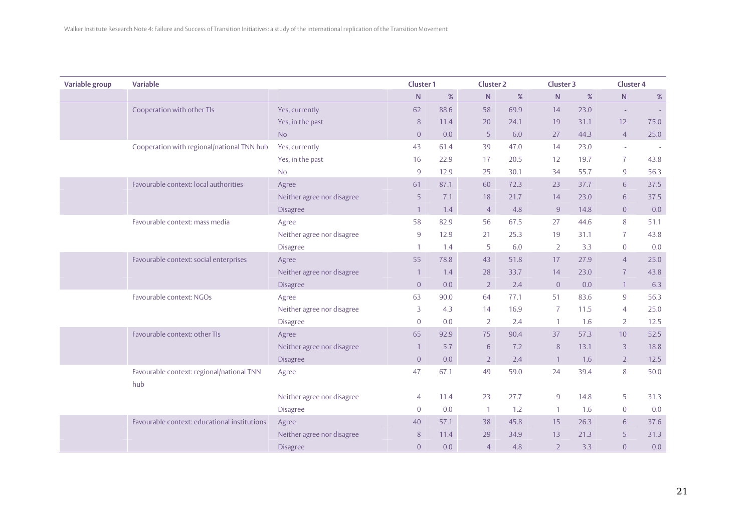| Variable group | Variable | | Cluster 1 | | Cluster 2 | | Cluster 3 | | Cluster 4 | |
|---|---|---|---|---|---|---|---|---|---|---|
| | | | N | % | N | % | N | % | N | % |
| | Cooperation with other TIs | Yes, currently | 62 | 88.6 | 58 | 69.9 | 14 | 23.0 | - | - |
| | | Yes, in the past | 8 | 11.4 | 20 | 24.1 | 19 | 31.1 | 12 | 75.0 |
| | | No | 0 | 0.0 | 5 | 6.0 | 27 | 44.3 | 4 | 25.0 |
| | Cooperation with regional/national TNN hub | Yes, currently | 43 | 61.4 | 39 | 47.0 | 14 | 23.0 | - | - |
| | | Yes, in the past | 16 | 22.9 | 17 | 20.5 | 12 | 19.7 | 7 | 43.8 |
| | | No | 9 | 12.9 | 25 | 30.1 | 34 | 55.7 | 9 | 56.3 |
| | Favourable context: local authorities | Agree | 61 | 87.1 | 60 | 72.3 | 23 | 37.7 | 6 | 37.5 |
| | | Neither agree nor disagree | 5 | 7.1 | 18 | 21.7 | 14 | 23.0 | 6 | 37.5 |
| | | Disagree | 1 | 1.4 | 4 | 4.8 | 9 | 14.8 | 0 | 0.0 |
| | Favourable context: mass media | Agree | 58 | 82.9 | 56 | 67.5 | 27 | 44.6 | 8 | 51.1 |
| | | Neither agree nor disagree | 9 | 12.9 | 21 | 25.3 | 19 | 31.1 | 7 | 43.8 |
| | | Disagree | 1 | 1.4 | 5 | 6.0 | 2 | 3.3 | 0 | 0.0 |
| | Favourable context: social enterprises | Agree | 55 | 78.8 | 43 | 51.8 | 17 | 27.9 | 4 | 25.0 |
| | | Neither agree nor disagree | 1 | 1.4 | 28 | 33.7 | 14 | 23.0 | 7 | 43.8 |
| | | Disagree | 0 | 0.0 | 2 | 2.4 | 0 | 0.0 | 1 | 6.3 |
| | Favourable context: NGOs | Agree | 63 | 90.0 | 64 | 77.1 | 51 | 83.6 | 9 | 56.3 |
| | | Neither agree nor disagree | 3 | 4.3 | 14 | 16.9 | 7 | 11.5 | 4 | 25.0 |
| | | Disagree | 0 | 0.0 | 2 | 2.4 | 1 | 1.6 | 2 | 12.5 |
| | Favourable context: other TIs | Agree | 65 | 92.9 | 75 | 90.4 | 37 | 57.3 | 10 | 52.5 |
| | | Neither agree nor disagree | 1 | 5.7 | 6 | 7.2 | 8 | 13.1 | 3 | 18.8 |
| | | Disagree | 0 | 0.0 | 2 | 2.4 | 1 | 1.6 | 2 | 12.5 |
| | Favourable context: regional/national TNN hub | Agree | 47 | 67.1 | 49 | 59.0 | 24 | 39.4 | 8 | 50.0 |
| | | Neither agree nor disagree | 4 | 11.4 | 23 | 27.7 | 9 | 14.8 | 5 | 31.3 |
| | | Disagree | 0 | 0.0 | 1 | 1.2 | 1 | 1.6 | 0 | 0.0 |
| | Favourable context: educational institutions | Agree | 40 | 57.1 | 38 | 45.8 | 15 | 26.3 | 6 | 37.6 |
| | | Neither agree nor disagree | 8 | 11.4 | 29 | 34.9 | 13 | 21.3 | 5 | 31.3 |
| | | Disagree | 0 | 0.0 | 4 | 4.8 | 2 | 3.3 | 0 | 0.0 |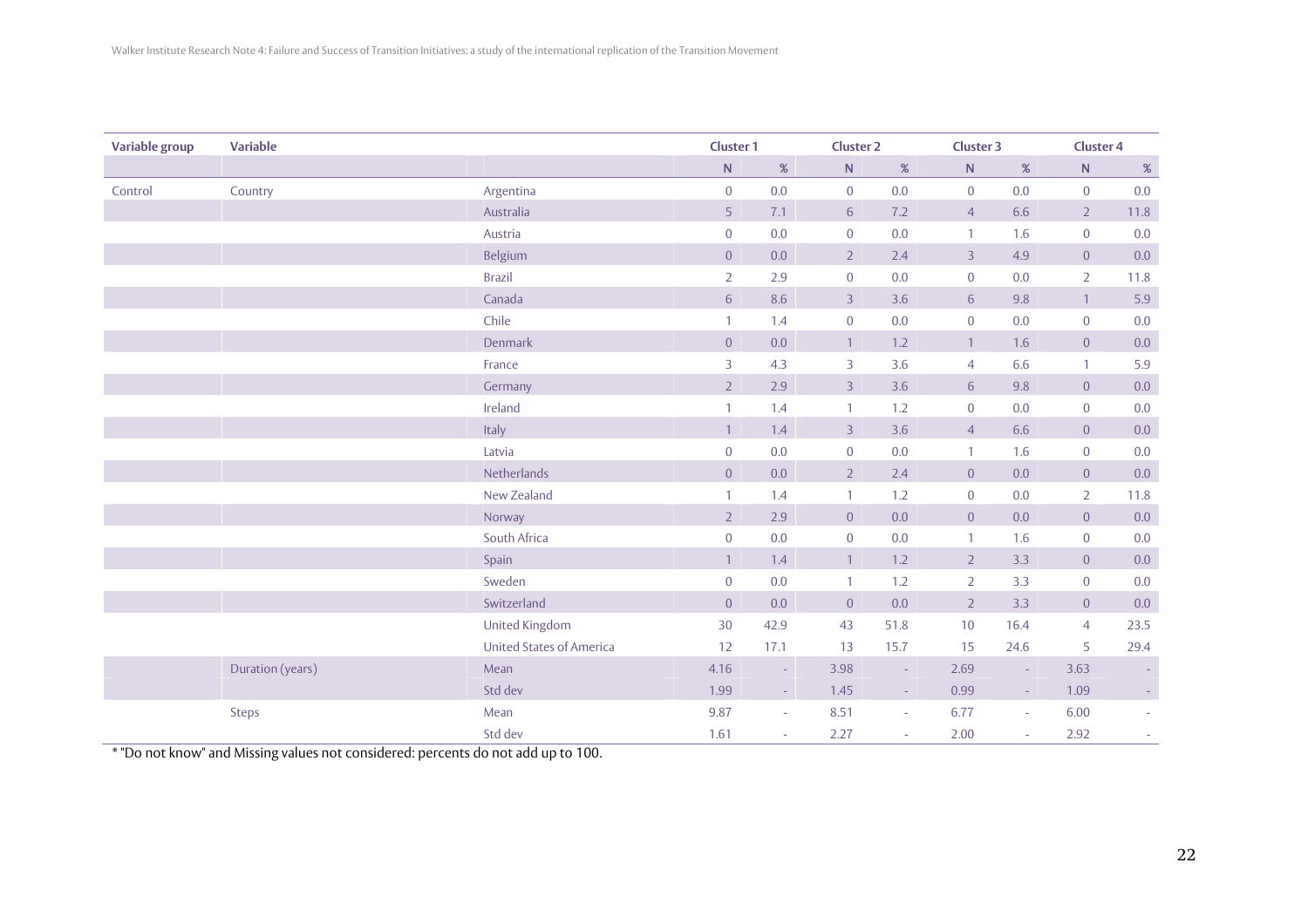| Variable group | Variable | | Cluster 1 | | Cluster 2 | | Cluster 3 | | Cluster 4 | |
|---|---|---|---|---|---|---|---|---|---|---|
| | | | N | % | N | % | N | % | N | % |
| Control | Country | Argentina | 0 | 0.0 | 0 | 0.0 | 0 | 0.0 | 0 | 0.0 |
| | | Australia | 5 | 7.1 | 6 | 7.2 | 4 | 6.6 | 2 | 11.8 |
| | | Austria | 0 | 0.0 | 0 | 0.0 | 1 | 1.6 | 0 | 0.0 |
| | | Belgium | 0 | 0.0 | 2 | 2.4 | 3 | 4.9 | 0 | 0.0 |
| | | Brazil | 2 | 2.9 | 0 | 0.0 | 0 | 0.0 | 2 | 11.8 |
| | | Canada | 6 | 8.6 | 3 | 3.6 | 6 | 9.8 | 1 | 5.9 |
| | | Chile | 1 | 1.4 | 0 | 0.0 | 0 | 0.0 | 0 | 0.0 |
| | | Denmark | 0 | 0.0 | 1 | 1.2 | 1 | 1.6 | 0 | 0.0 |
| | | France | 3 | 4.3 | 3 | 3.6 | 4 | 6.6 | 1 | 5.9 |
| | | Germany | 2 | 2.9 | 3 | 3.6 | 6 | 9.8 | 0 | 0.0 |
| | | Ireland | 1 | 1.4 | 1 | 1.2 | 0 | 0.0 | 0 | 0.0 |
| | | Italy | 1 | 1.4 | 3 | 3.6 | 4 | 6.6 | 0 | 0.0 |
| | | Latvia | 0 | 0.0 | 0 | 0.0 | 1 | 1.6 | 0 | 0.0 |
| | | Netherlands | 0 | 0.0 | 2 | 2.4 | 0 | 0.0 | 0 | 0.0 |
| | | New Zealand | 1 | 1.4 | 1 | 1.2 | 0 | 0.0 | 2 | 11.8 |
| | | Norway | 2 | 2.9 | 0 | 0.0 | 0 | 0.0 | 0 | 0.0 |
| | | South Africa | 0 | 0.0 | 0 | 0.0 | 1 | 1.6 | 0 | 0.0 |
| | | Spain | 1 | 1.4 | 1 | 1.2 | 2 | 3.3 | 0 | 0.0 |
| | | Sweden | 0 | 0.0 | 1 | 1.2 | 2 | 3.3 | 0 | 0.0 |
| | | Switzerland | 0 | 0.0 | 0 | 0.0 | 2 | 3.3 | 0 | 0.0 |
| | | United Kingdom | 30 | 42.9 | 43 | 51.8 | 10 | 16.4 | 4 | 23.5 |
| | | United States of America | 12 | 17.1 | 13 | 15.7 | 15 | 24.6 | 5 | 29.4 |
| | Duration (years) | Mean | 4.16 | - | 3.98 | - | 2.69 | - | 3.63 | - |
| | | Std dev | 1.99 | - | 1.45 | - | 0.99 | - | 1.09 | - |
| | Steps | Mean | 9.87 | - | 8.51 | - | 6.77 | - | 6.00 | - |
| | | Std dev | 1.61 | - | 2.27 | - | 2.00 | - | 2.92 | - |

* "Do not know" and Missing values not considered: percents do not add up to 100.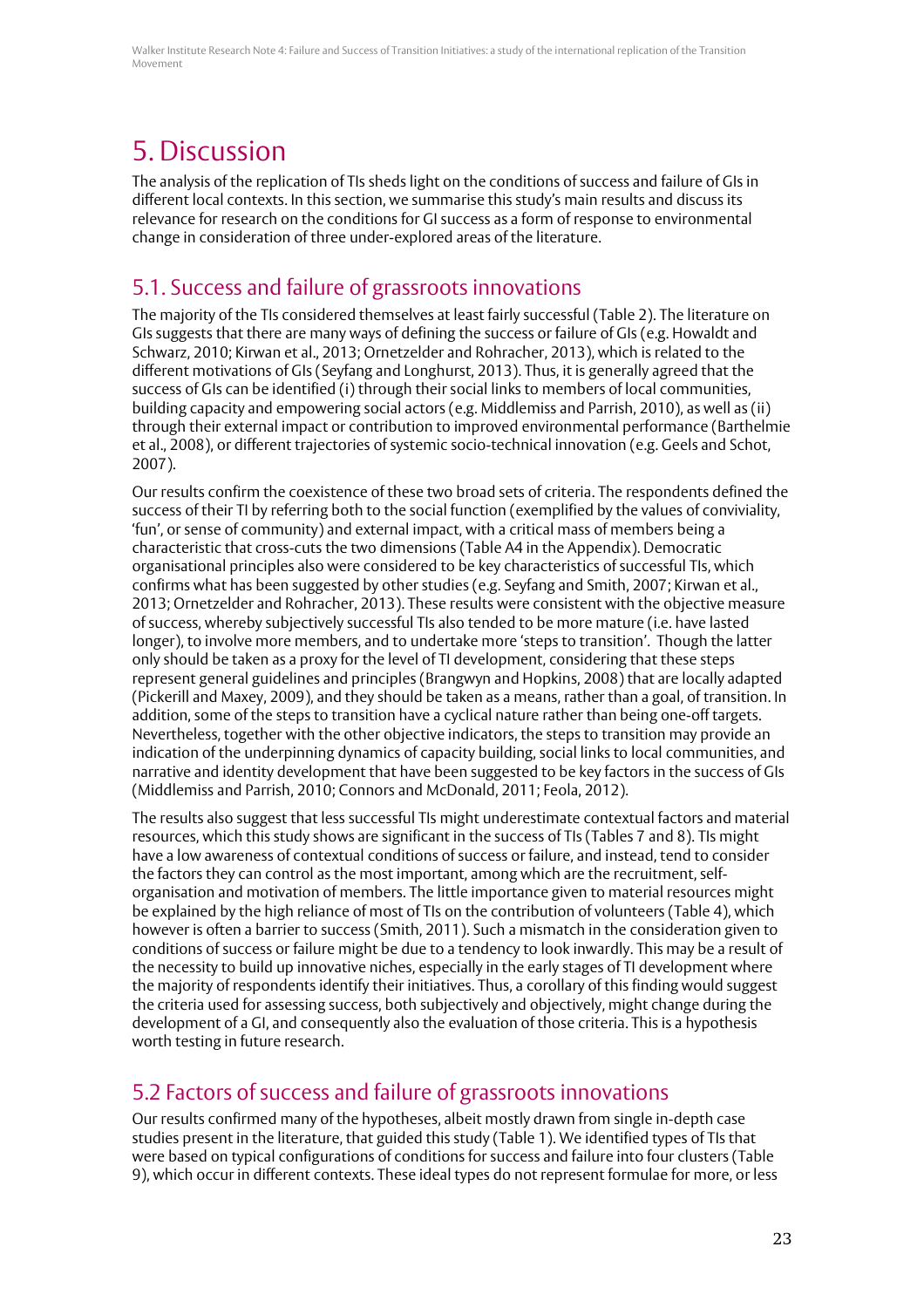# 5. Discussion

The analysis of the replication of TIs sheds light on the conditions of success and failure of GIs in different local contexts. In this section, we summarise this study's main results and discuss its relevance for research on the conditions for GI success as a form of response to environmental change in consideration of three under-explored areas of the literature.

## 5.1. Success and failure of grassroots innovations

The majority of the TIs considered themselves at least fairly successful (Table 2). The literature on GIs suggests that there are many ways of defining the success or failure of GIs (e.g. Howaldt and Schwarz, 2010; Kirwan et al., 2013; Ornetzelder and Rohracher, 2013), which is related to the different motivations of GIs (Seyfang and Longhurst, 2013). Thus, it is generally agreed that the success of GIs can be identified (i) through their social links to members of local communities, building capacity and empowering social actors (e.g. Middlemiss and Parrish, 2010), as well as (ii) through their external impact or contribution to improved environmental performance (Barthelmie et al., 2008), or different trajectories of systemic socio-technical innovation (e.g. Geels and Schot, 2007).

Our results confirm the coexistence of these two broad sets of criteria. The respondents defined the success of their TI by referring both to the social function (exemplified by the values of conviviality, 'fun', or sense of community) and external impact, with a critical mass of members being a characteristic that cross-cuts the two dimensions (Table A4 in the Appendix). Democratic organisational principles also were considered to be key characteristics of successful TIs, which confirms what has been suggested by other studies (e.g. Seyfang and Smith, 2007; Kirwan et al., 2013; Ornetzelder and Rohracher, 2013). These results were consistent with the objective measure of success, whereby subjectively successful TIs also tended to be more mature (i.e. have lasted longer), to involve more members, and to undertake more 'steps to transition'. Though the latter only should be taken as a proxy for the level of TI development, considering that these steps represent general guidelines and principles (Brangwyn and Hopkins, 2008) that are locally adapted (Pickerill and Maxey, 2009), and they should be taken as a means, rather than a goal, of transition. In addition, some of the steps to transition have a cyclical nature rather than being one-off targets. Nevertheless, together with the other objective indicators, the steps to transition may provide an indication of the underpinning dynamics of capacity building, social links to local communities, and narrative and identity development that have been suggested to be key factors in the success of GIs (Middlemiss and Parrish, 2010; Connors and McDonald, 2011; Feola, 2012).

The results also suggest that less successful TIs might underestimate contextual factors and material resources, which this study shows are significant in the success of TIs (Tables 7 and 8). TIs might have a low awareness of contextual conditions of success or failure, and instead, tend to consider the factors they can control as the most important, among which are the recruitment, self-organisation and motivation of members. The little importance given to material resources might be explained by the high reliance of most of TIs on the contribution of volunteers (Table 4), which however is often a barrier to success (Smith, 2011). Such a mismatch in the consideration given to conditions of success or failure might be due to a tendency to look inwardly. This may be a result of the necessity to build up innovative niches, especially in the early stages of TI development where the majority of respondents identify their initiatives. Thus, a corollary of this finding would suggest the criteria used for assessing success, both subjectively and objectively, might change during the development of a GI, and consequently also the evaluation of those criteria. This is a hypothesis worth testing in future research.

## 5.2 Factors of success and failure of grassroots innovations

Our results confirmed many of the hypotheses, albeit mostly drawn from single in-depth case studies present in the literature, that guided this study (Table 1). We identified types of TIs that were based on typical configurations of conditions for success and failure into four clusters (Table 9), which occur in different contexts. These ideal types do not represent formulae for more, or less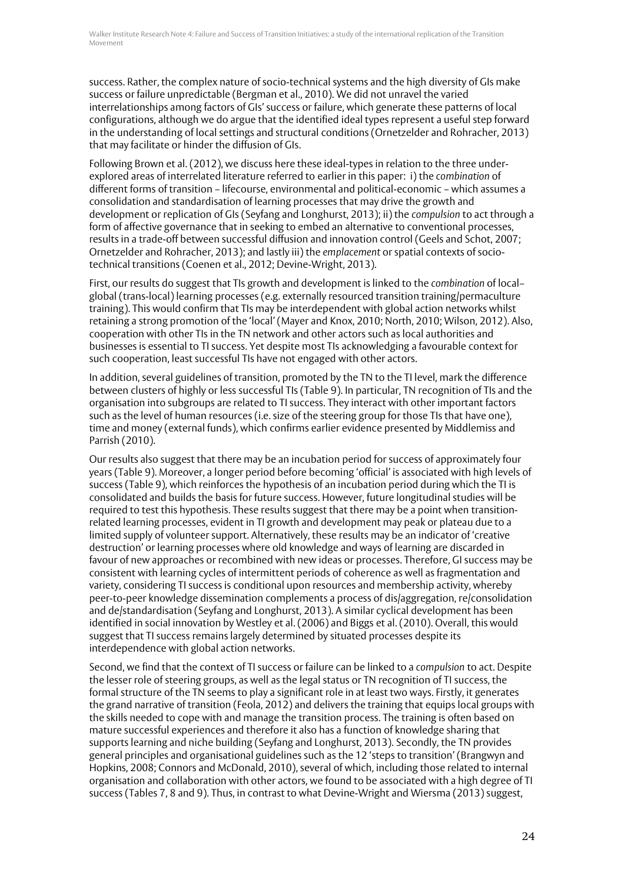success. Rather, the complex nature of socio-technical systems and the high diversity of GIs make success or failure unpredictable (Bergman et al., 2010). We did not unravel the varied interrelationships among factors of GIs' success or failure, which generate these patterns of local configurations, although we do argue that the identified ideal types represent a useful step forward in the understanding of local settings and structural conditions (Ornetzelder and Rohracher, 2013) that may facilitate or hinder the diffusion of GIs.

Following Brown et al. (2012), we discuss here these ideal-types in relation to the three under-explored areas of interrelated literature referred to earlier in this paper: i) the *combination* of different forms of transition – lifecourse, environmental and political-economic – which assumes a consolidation and standardisation of learning processes that may drive the growth and development or replication of GIs (Seyfang and Longhurst, 2013); ii) the *compulsion* to act through a form of affective governance that in seeking to embed an alternative to conventional processes, results in a trade-off between successful diffusion and innovation control (Geels and Schot, 2007; Ornetzelder and Rohracher, 2013); and lastly iii) the *emplacement* or spatial contexts of socio-technical transitions (Coenen et al., 2012; Devine-Wright, 2013).

First, our results do suggest that TIs growth and development is linked to the *combination* of local–global (trans-local) learning processes (e.g. externally resourced transition training/permaculture training). This would confirm that TIs may be interdependent with global action networks whilst retaining a strong promotion of the 'local' (Mayer and Knox, 2010; North, 2010; Wilson, 2012). Also, cooperation with other TIs in the TN network and other actors such as local authorities and businesses is essential to TI success. Yet despite most TIs acknowledging a favourable context for such cooperation, least successful TIs have not engaged with other actors.

In addition, several guidelines of transition, promoted by the TN to the TI level, mark the difference between clusters of highly or less successful TIs (Table 9). In particular, TN recognition of TIs and the organisation into subgroups are related to TI success. They interact with other important factors such as the level of human resources (i.e. size of the steering group for those TIs that have one), time and money (external funds), which confirms earlier evidence presented by Middlemiss and Parrish (2010).

Our results also suggest that there may be an incubation period for success of approximately four years (Table 9). Moreover, a longer period before becoming 'official' is associated with high levels of success (Table 9), which reinforces the hypothesis of an incubation period during which the TI is consolidated and builds the basis for future success. However, future longitudinal studies will be required to test this hypothesis. These results suggest that there may be a point when transition-related learning processes, evident in TI growth and development may peak or plateau due to a limited supply of volunteer support. Alternatively, these results may be an indicator of 'creative destruction' or learning processes where old knowledge and ways of learning are discarded in favour of new approaches or recombined with new ideas or processes. Therefore, GI success may be consistent with learning cycles of intermittent periods of coherence as well as fragmentation and variety, considering TI success is conditional upon resources and membership activity, whereby peer-to-peer knowledge dissemination complements a process of dis/aggregation, re/consolidation and de/standardisation (Seyfang and Longhurst, 2013). A similar cyclical development has been identified in social innovation by Westley et al. (2006) and Biggs et al. (2010). Overall, this would suggest that TI success remains largely determined by situated processes despite its interdependence with global action networks.

Second, we find that the context of TI success or failure can be linked to a *compulsion* to act. Despite the lesser role of steering groups, as well as the legal status or TN recognition of TI success, the formal structure of the TN seems to play a significant role in at least two ways. Firstly, it generates the grand narrative of transition (Feola, 2012) and delivers the training that equips local groups with the skills needed to cope with and manage the transition process. The training is often based on mature successful experiences and therefore it also has a function of knowledge sharing that supports learning and niche building (Seyfang and Longhurst, 2013). Secondly, the TN provides general principles and organisational guidelines such as the 12 'steps to transition' (Brangwyn and Hopkins, 2008; Connors and McDonald, 2010), several of which, including those related to internal organisation and collaboration with other actors, we found to be associated with a high degree of TI success (Tables 7, 8 and 9). Thus, in contrast to what Devine-Wright and Wiersma (2013) suggest,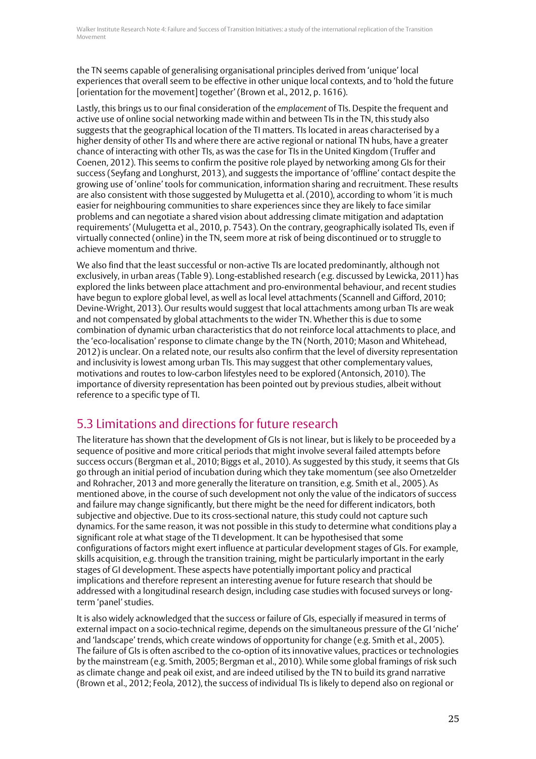the TN seems capable of generalising organisational principles derived from 'unique' local experiences that overall seem to be effective in other unique local contexts, and to 'hold the future [orientation for the movement] together' (Brown et al., 2012, p. 1616).

Lastly, this brings us to our final consideration of the *emplacement* of TIs. Despite the frequent and active use of online social networking made within and between TIs in the TN, this study also suggests that the geographical location of the TI matters. TIs located in areas characterised by a higher density of other TIs and where there are active regional or national TN hubs, have a greater chance of interacting with other TIs, as was the case for TIs in the United Kingdom (Truffer and Coenen, 2012). This seems to confirm the positive role played by networking among GIs for their success (Seyfang and Longhurst, 2013), and suggests the importance of 'offline' contact despite the growing use of 'online' tools for communication, information sharing and recruitment. These results are also consistent with those suggested by Mulugetta et al. (2010), according to whom 'it is much easier for neighbouring communities to share experiences since they are likely to face similar problems and can negotiate a shared vision about addressing climate mitigation and adaptation requirements' (Mulugetta et al., 2010, p. 7543). On the contrary, geographically isolated TIs, even if virtually connected (online) in the TN, seem more at risk of being discontinued or to struggle to achieve momentum and thrive.

We also find that the least successful or non-active TIs are located predominantly, although not exclusively, in urban areas (Table 9). Long-established research (e.g. discussed by Lewicka, 2011) has explored the links between place attachment and pro-environmental behaviour, and recent studies have begun to explore global level, as well as local level attachments (Scannell and Gifford, 2010; Devine-Wright, 2013). Our results would suggest that local attachments among urban TIs are weak and not compensated by global attachments to the wider TN. Whether this is due to some combination of dynamic urban characteristics that do not reinforce local attachments to place, and the 'eco-localisation' response to climate change by the TN (North, 2010; Mason and Whitehead, 2012) is unclear. On a related note, our results also confirm that the level of diversity representation and inclusivity is lowest among urban TIs. This may suggest that other complementary values, motivations and routes to low-carbon lifestyles need to be explored (Antonsich, 2010). The importance of diversity representation has been pointed out by previous studies, albeit without reference to a specific type of TI.

## 5.3 Limitations and directions for future research

The literature has shown that the development of GIs is not linear, but is likely to be proceeded by a sequence of positive and more critical periods that might involve several failed attempts before success occurs (Bergman et al., 2010; Biggs et al., 2010). As suggested by this study, it seems that GIs go through an initial period of incubation during which they take momentum (see also Ornetzelder and Rohracher, 2013 and more generally the literature on transition, e.g. Smith et al., 2005). As mentioned above, in the course of such development not only the value of the indicators of success and failure may change significantly, but there might be the need for different indicators, both subjective and objective. Due to its cross-sectional nature, this study could not capture such dynamics. For the same reason, it was not possible in this study to determine what conditions play a significant role at what stage of the TI development. It can be hypothesised that some configurations of factors might exert influence at particular development stages of GIs. For example, skills acquisition, e.g. through the transition training, might be particularly important in the early stages of GI development. These aspects have potentially important policy and practical implications and therefore represent an interesting avenue for future research that should be addressed with a longitudinal research design, including case studies with focused surveys or long-term 'panel' studies.

It is also widely acknowledged that the success or failure of GIs, especially if measured in terms of external impact on a socio-technical regime, depends on the simultaneous pressure of the GI 'niche' and 'landscape' trends, which create windows of opportunity for change (e.g. Smith et al., 2005). The failure of GIs is often ascribed to the co-option of its innovative values, practices or technologies by the mainstream (e.g. Smith, 2005; Bergman et al., 2010). While some global framings of risk such as climate change and peak oil exist, and are indeed utilised by the TN to build its grand narrative (Brown et al., 2012; Feola, 2012), the success of individual TIs is likely to depend also on regional or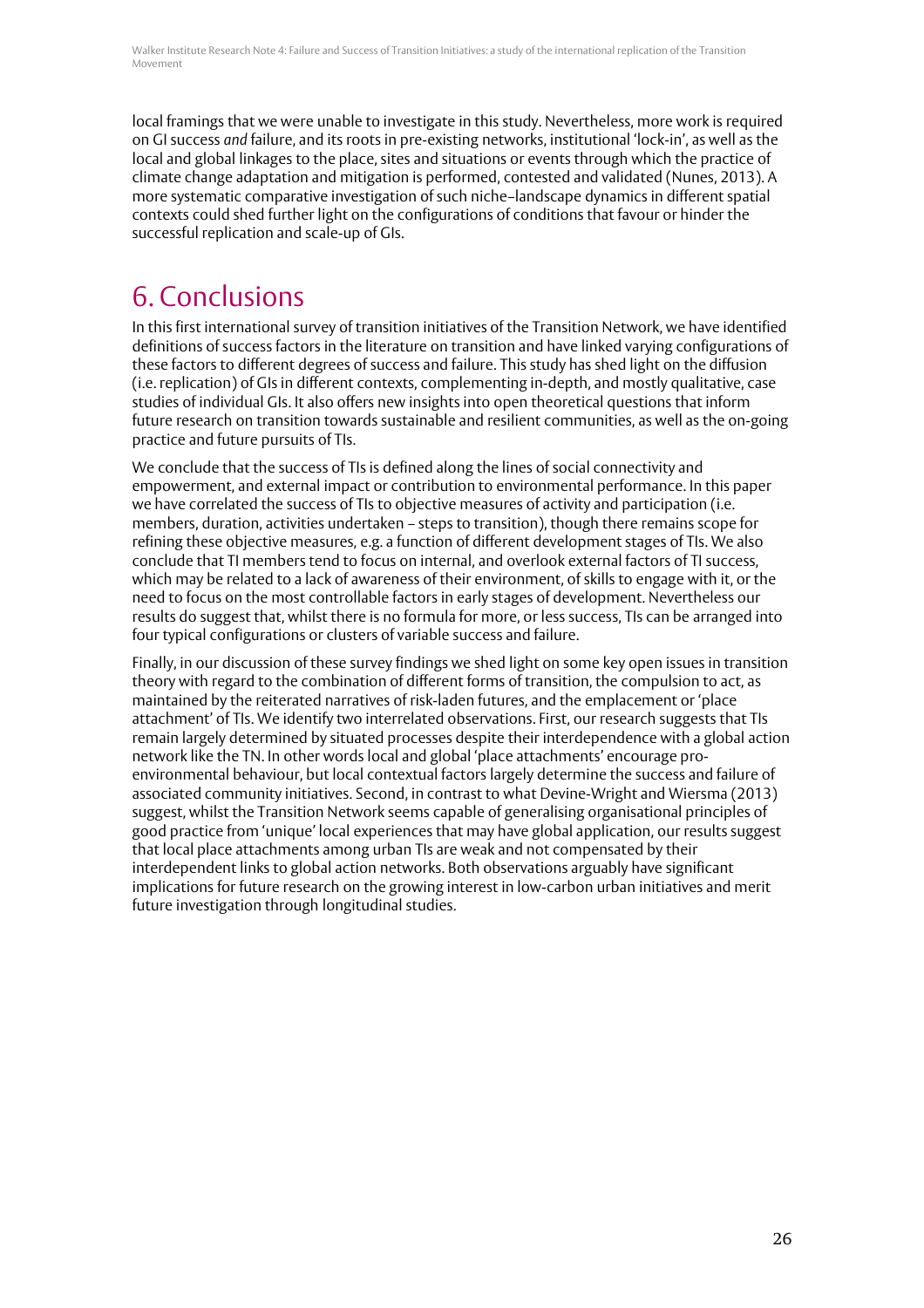local framings that we were unable to investigate in this study. Nevertheless, more work is required on GI success *and* failure, and its roots in pre-existing networks, institutional 'lock-in', as well as the local and global linkages to the place, sites and situations or events through which the practice of climate change adaptation and mitigation is performed, contested and validated (Nunes, 2013). A more systematic comparative investigation of such niche–landscape dynamics in different spatial contexts could shed further light on the configurations of conditions that favour or hinder the successful replication and scale-up of GIs.

# 6. Conclusions

In this first international survey of transition initiatives of the Transition Network, we have identified definitions of success factors in the literature on transition and have linked varying configurations of these factors to different degrees of success and failure. This study has shed light on the diffusion (i.e. replication) of GIs in different contexts, complementing in-depth, and mostly qualitative, case studies of individual GIs. It also offers new insights into open theoretical questions that inform future research on transition towards sustainable and resilient communities, as well as the on-going practice and future pursuits of TIs.

We conclude that the success of TIs is defined along the lines of social connectivity and empowerment, and external impact or contribution to environmental performance. In this paper we have correlated the success of TIs to objective measures of activity and participation (i.e. members, duration, activities undertaken – steps to transition), though there remains scope for refining these objective measures, e.g. a function of different development stages of TIs. We also conclude that TI members tend to focus on internal, and overlook external factors of TI success, which may be related to a lack of awareness of their environment, of skills to engage with it, or the need to focus on the most controllable factors in early stages of development. Nevertheless our results do suggest that, whilst there is no formula for more, or less success, TIs can be arranged into four typical configurations or clusters of variable success and failure.

Finally, in our discussion of these survey findings we shed light on some key open issues in transition theory with regard to the combination of different forms of transition, the compulsion to act, as maintained by the reiterated narratives of risk-laden futures, and the emplacement or 'place attachment' of TIs. We identify two interrelated observations. First, our research suggests that TIs remain largely determined by situated processes despite their interdependence with a global action network like the TN. In other words local and global 'place attachments' encourage pro-environmental behaviour, but local contextual factors largely determine the success and failure of associated community initiatives. Second, in contrast to what Devine-Wright and Wiersma (2013) suggest, whilst the Transition Network seems capable of generalising organisational principles of good practice from 'unique' local experiences that may have global application, our results suggest that local place attachments among urban TIs are weak and not compensated by their interdependent links to global action networks. Both observations arguably have significant implications for future research on the growing interest in low-carbon urban initiatives and merit future investigation through longitudinal studies.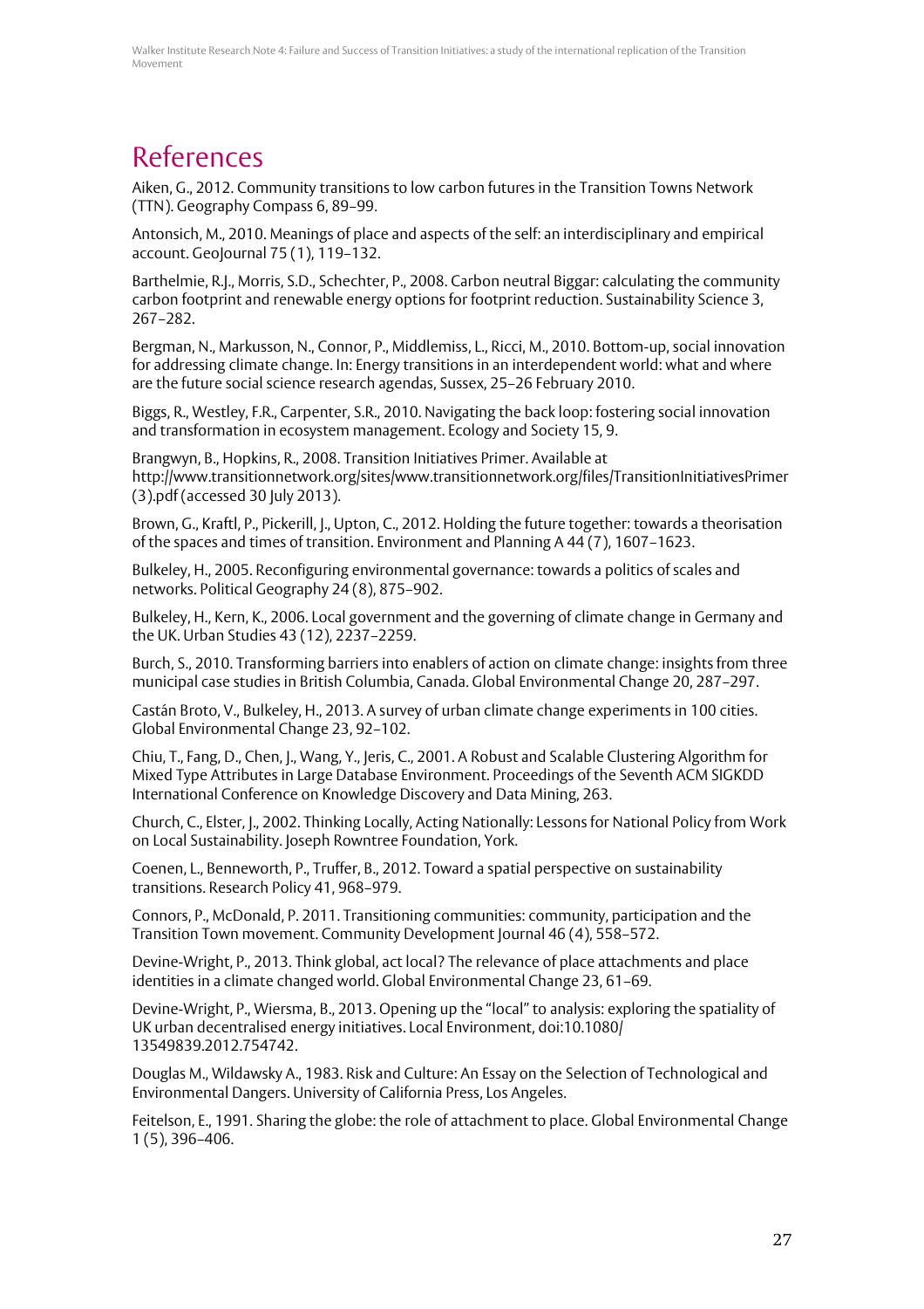# References

Aiken, G., 2012. Community transitions to low carbon futures in the Transition Towns Network (TTN). Geography Compass 6, 89–99.

Antonsich, M., 2010. Meanings of place and aspects of the self: an interdisciplinary and empirical account. GeoJournal 75 (1), 119–132.

Barthelmie, R.J., Morris, S.D., Schechter, P., 2008. Carbon neutral Biggar: calculating the community carbon footprint and renewable energy options for footprint reduction. Sustainability Science 3, 267–282.

Bergman, N., Markusson, N., Connor, P., Middlemiss, L., Ricci, M., 2010. Bottom-up, social innovation for addressing climate change. In: Energy transitions in an interdependent world: what and where are the future social science research agendas, Sussex, 25–26 February 2010.

Biggs, R., Westley, F.R., Carpenter, S.R., 2010. Navigating the back loop: fostering social innovation and transformation in ecosystem management. Ecology and Society 15, 9.

Brangwyn, B., Hopkins, R., 2008. Transition Initiatives Primer. Available at http://www.transitionnetwork.org/sites/www.transitionnetwork.org/files/TransitionInitiativesPrimer(3).pdf (accessed 30 July 2013).

Brown, G., Kraftl, P., Pickerill, J., Upton, C., 2012. Holding the future together: towards a theorisation of the spaces and times of transition. Environment and Planning A 44 (7), 1607–1623.

Bulkeley, H., 2005. Reconfiguring environmental governance: towards a politics of scales and networks. Political Geography 24 (8), 875–902.

Bulkeley, H., Kern, K., 2006. Local government and the governing of climate change in Germany and the UK. Urban Studies 43 (12), 2237–2259.

Burch, S., 2010. Transforming barriers into enablers of action on climate change: insights from three municipal case studies in British Columbia, Canada. Global Environmental Change 20, 287–297.

Castán Broto, V., Bulkeley, H., 2013. A survey of urban climate change experiments in 100 cities. Global Environmental Change 23, 92–102.

Chiu, T., Fang, D., Chen, J., Wang, Y., Jeris, C., 2001. A Robust and Scalable Clustering Algorithm for Mixed Type Attributes in Large Database Environment. Proceedings of the Seventh ACM SIGKDD International Conference on Knowledge Discovery and Data Mining, 263.

Church, C., Elster, J., 2002. Thinking Locally, Acting Nationally: Lessons for National Policy from Work on Local Sustainability. Joseph Rowntree Foundation, York.

Coenen, L., Benneworth, P., Truffer, B., 2012. Toward a spatial perspective on sustainability transitions. Research Policy 41, 968–979.

Connors, P., McDonald, P. 2011. Transitioning communities: community, participation and the Transition Town movement. Community Development Journal 46 (4), 558–572.

Devine-Wright, P., 2013. Think global, act local? The relevance of place attachments and place identities in a climate changed world. Global Environmental Change 23, 61–69.

Devine-Wright, P., Wiersma, B., 2013. Opening up the "local" to analysis: exploring the spatiality of UK urban decentralised energy initiatives. Local Environment, doi:10.1080/13549839.2012.754742.

Douglas M., Wildawsky A., 1983. Risk and Culture: An Essay on the Selection of Technological and Environmental Dangers. University of California Press, Los Angeles.

Feitelson, E., 1991. Sharing the globe: the role of attachment to place. Global Environmental Change 1 (5), 396–406.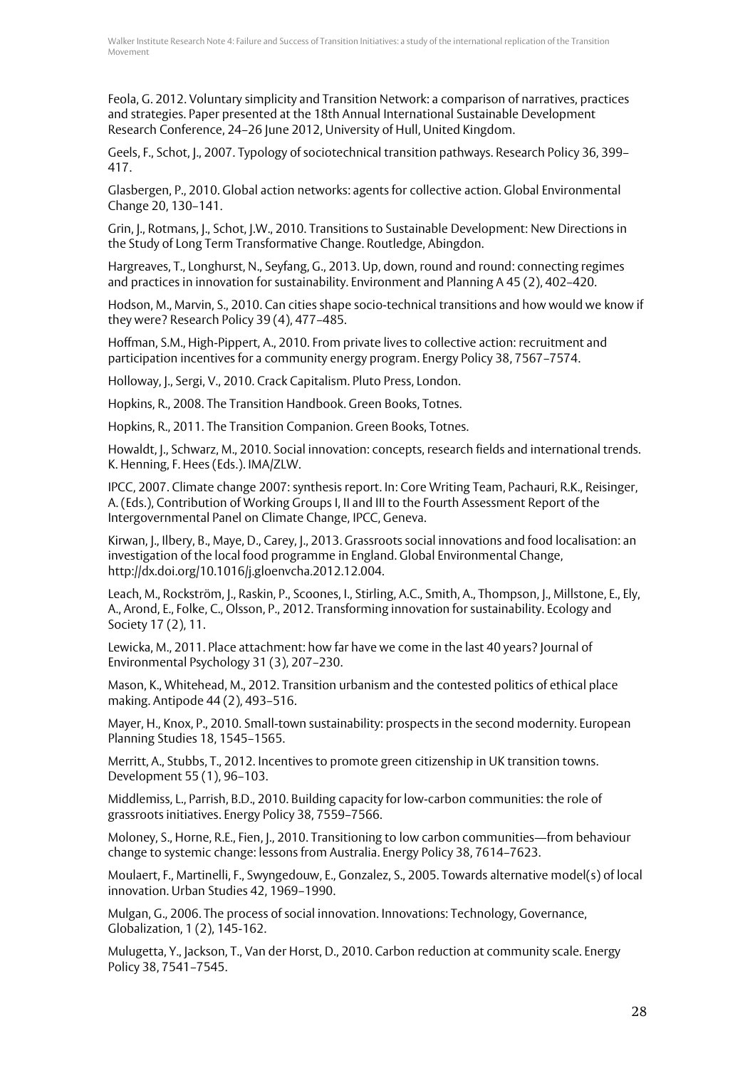Feola, G. 2012. Voluntary simplicity and Transition Network: a comparison of narratives, practices and strategies. Paper presented at the 18th Annual International Sustainable Development Research Conference, 24–26 June 2012, University of Hull, United Kingdom.

Geels, F., Schot, J., 2007. Typology of sociotechnical transition pathways. Research Policy 36, 399–417.

Glasbergen, P., 2010. Global action networks: agents for collective action. Global Environmental Change 20, 130–141.

Grin, J., Rotmans, J., Schot, J.W., 2010. Transitions to Sustainable Development: New Directions in the Study of Long Term Transformative Change. Routledge, Abingdon.

Hargreaves, T., Longhurst, N., Seyfang, G., 2013. Up, down, round and round: connecting regimes and practices in innovation for sustainability. Environment and Planning A 45 (2), 402–420.

Hodson, M., Marvin, S., 2010. Can cities shape socio-technical transitions and how would we know if they were? Research Policy 39 (4), 477–485.

Hoffman, S.M., High-Pippert, A., 2010. From private lives to collective action: recruitment and participation incentives for a community energy program. Energy Policy 38, 7567–7574.

Holloway, J., Sergi, V., 2010. Crack Capitalism. Pluto Press, London.

Hopkins, R., 2008. The Transition Handbook. Green Books, Totnes.

Hopkins, R., 2011. The Transition Companion. Green Books, Totnes.

Howaldt, J., Schwarz, M., 2010. Social innovation: concepts, research fields and international trends. K. Henning, F. Hees (Eds.). IMA/ZLW.

IPCC, 2007. Climate change 2007: synthesis report. In: Core Writing Team, Pachauri, R.K., Reisinger, A. (Eds.), Contribution of Working Groups I, II and III to the Fourth Assessment Report of the Intergovernmental Panel on Climate Change, IPCC, Geneva.

Kirwan, J., Ilbery, B., Maye, D., Carey, J., 2013. Grassroots social innovations and food localisation: an investigation of the local food programme in England. Global Environmental Change, http://dx.doi.org/10.1016/j.gloenvcha.2012.12.004.

Leach, M., Rockström, J., Raskin, P., Scoones, I., Stirling, A.C., Smith, A., Thompson, J., Millstone, E., Ely, A., Arond, E., Folke, C., Olsson, P., 2012. Transforming innovation for sustainability. Ecology and Society 17 (2), 11.

Lewicka, M., 2011. Place attachment: how far have we come in the last 40 years? Journal of Environmental Psychology 31 (3), 207–230.

Mason, K., Whitehead, M., 2012. Transition urbanism and the contested politics of ethical place making. Antipode 44 (2), 493–516.

Mayer, H., Knox, P., 2010. Small-town sustainability: prospects in the second modernity. European Planning Studies 18, 1545–1565.

Merritt, A., Stubbs, T., 2012. Incentives to promote green citizenship in UK transition towns. Development 55 (1), 96–103.

Middlemiss, L., Parrish, B.D., 2010. Building capacity for low-carbon communities: the role of grassroots initiatives. Energy Policy 38, 7559–7566.

Moloney, S., Horne, R.E., Fien, J., 2010. Transitioning to low carbon communities—from behaviour change to systemic change: lessons from Australia. Energy Policy 38, 7614–7623.

Moulaert, F., Martinelli, F., Swyngedouw, E., Gonzalez, S., 2005. Towards alternative model(s) of local innovation. Urban Studies 42, 1969–1990.

Mulgan, G., 2006. The process of social innovation. Innovations: Technology, Governance, Globalization, 1 (2), 145-162.

Mulugetta, Y., Jackson, T., Van der Horst, D., 2010. Carbon reduction at community scale. Energy Policy 38, 7541–7545.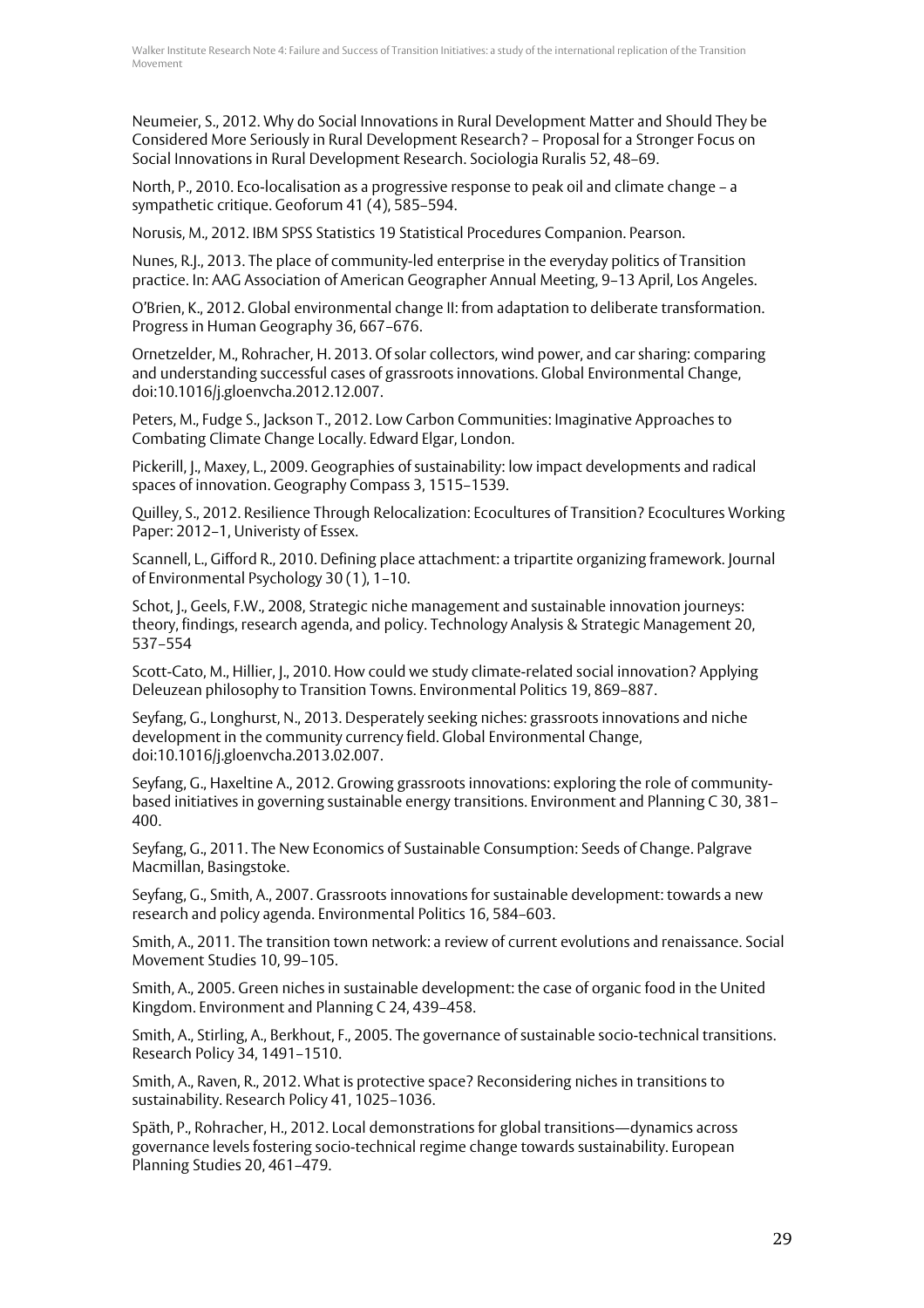Neumeier, S., 2012. Why do Social Innovations in Rural Development Matter and Should They be Considered More Seriously in Rural Development Research? – Proposal for a Stronger Focus on Social Innovations in Rural Development Research. Sociologia Ruralis 52, 48–69.

North, P., 2010. Eco-localisation as a progressive response to peak oil and climate change – a sympathetic critique. Geoforum 41 (4), 585–594.

Norusis, M., 2012. IBM SPSS Statistics 19 Statistical Procedures Companion. Pearson.

Nunes, R.J., 2013. The place of community-led enterprise in the everyday politics of Transition practice. In: AAG Association of American Geographer Annual Meeting, 9–13 April, Los Angeles.

O'Brien, K., 2012. Global environmental change II: from adaptation to deliberate transformation. Progress in Human Geography 36, 667–676.

Ornetzelder, M., Rohracher, H. 2013. Of solar collectors, wind power, and car sharing: comparing and understanding successful cases of grassroots innovations. Global Environmental Change, doi:10.1016/j.gloenvcha.2012.12.007.

Peters, M., Fudge S., Jackson T., 2012. Low Carbon Communities: Imaginative Approaches to Combating Climate Change Locally. Edward Elgar, London.

Pickerill, J., Maxey, L., 2009. Geographies of sustainability: low impact developments and radical spaces of innovation. Geography Compass 3, 1515–1539.

Quilley, S., 2012. Resilience Through Relocalization: Ecocultures of Transition? Ecocultures Working Paper: 2012–1, Univeristy of Essex.

Scannell, L., Gifford R., 2010. Defining place attachment: a tripartite organizing framework. Journal of Environmental Psychology 30 (1), 1–10.

Schot, J., Geels, F.W., 2008, Strategic niche management and sustainable innovation journeys: theory, findings, research agenda, and policy. Technology Analysis & Strategic Management 20, 537–554

Scott-Cato, M., Hillier, J., 2010. How could we study climate-related social innovation? Applying Deleuzean philosophy to Transition Towns. Environmental Politics 19, 869–887.

Seyfang, G., Longhurst, N., 2013. Desperately seeking niches: grassroots innovations and niche development in the community currency field. Global Environmental Change, doi:10.1016/j.gloenvcha.2013.02.007.

Seyfang, G., Haxeltine A., 2012. Growing grassroots innovations: exploring the role of community-based initiatives in governing sustainable energy transitions. Environment and Planning C 30, 381–400.

Seyfang, G., 2011. The New Economics of Sustainable Consumption: Seeds of Change. Palgrave Macmillan, Basingstoke.

Seyfang, G., Smith, A., 2007. Grassroots innovations for sustainable development: towards a new research and policy agenda. Environmental Politics 16, 584–603.

Smith, A., 2011. The transition town network: a review of current evolutions and renaissance. Social Movement Studies 10, 99–105.

Smith, A., 2005. Green niches in sustainable development: the case of organic food in the United Kingdom. Environment and Planning C 24, 439–458.

Smith, A., Stirling, A., Berkhout, F., 2005. The governance of sustainable socio-technical transitions. Research Policy 34, 1491–1510.

Smith, A., Raven, R., 2012. What is protective space? Reconsidering niches in transitions to sustainability. Research Policy 41, 1025–1036.

Späth, P., Rohracher, H., 2012. Local demonstrations for global transitions—dynamics across governance levels fostering socio-technical regime change towards sustainability. European Planning Studies 20, 461–479.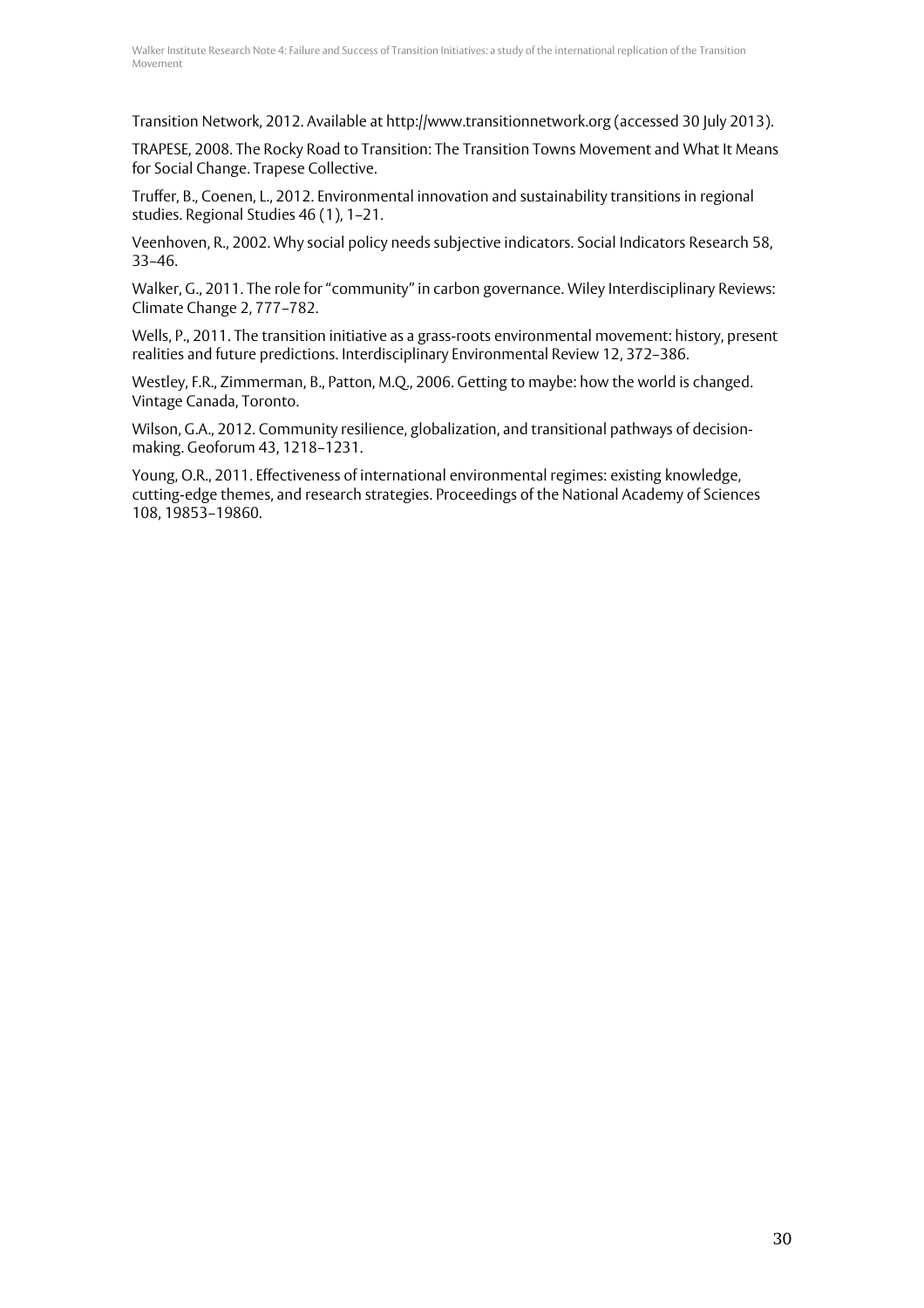Transition Network, 2012. Available at http://www.transitionnetwork.org (accessed 30 July 2013).

TRAPESE, 2008. The Rocky Road to Transition: The Transition Towns Movement and What It Means for Social Change. Trapese Collective.

Truffer, B., Coenen, L., 2012. Environmental innovation and sustainability transitions in regional studies. Regional Studies 46 (1), 1–21.

Veenhoven, R., 2002. Why social policy needs subjective indicators. Social Indicators Research 58, 33–46.

Walker, G., 2011. The role for "community" in carbon governance. Wiley Interdisciplinary Reviews: Climate Change 2, 777–782.

Wells, P., 2011. The transition initiative as a grass-roots environmental movement: history, present realities and future predictions. Interdisciplinary Environmental Review 12, 372–386.

Westley, F.R., Zimmerman, B., Patton, M.Q., 2006. Getting to maybe: how the world is changed. Vintage Canada, Toronto.

Wilson, G.A., 2012. Community resilience, globalization, and transitional pathways of decision-making. Geoforum 43, 1218–1231.

Young, O.R., 2011. Effectiveness of international environmental regimes: existing knowledge, cutting-edge themes, and research strategies. Proceedings of the National Academy of Sciences 108, 19853–19860.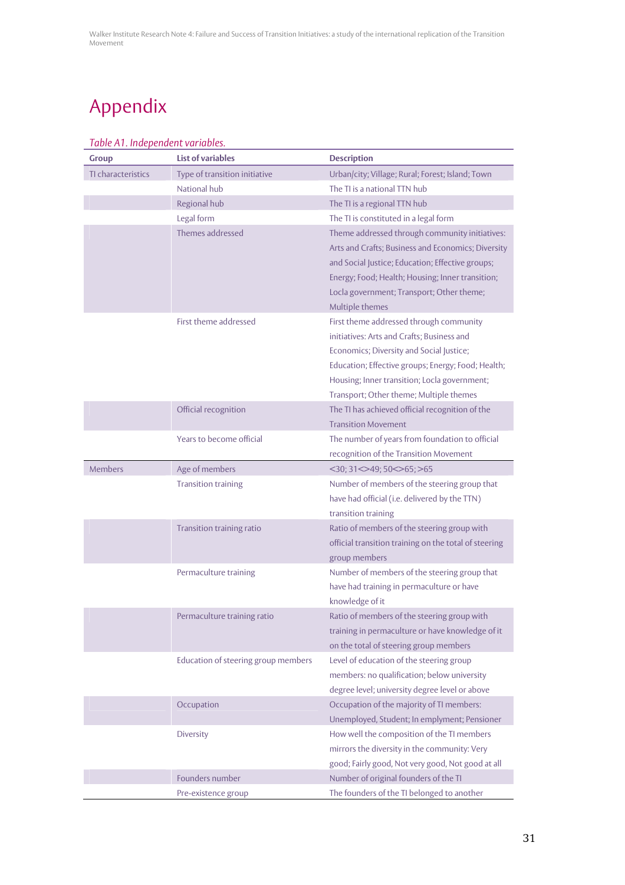# Appendix

*Table A1. Independent variables.*

| Group | List of variables | Description |
|---|---|---|
| TI characteristics | Type of transition initiative | Urban/city; Village; Rural; Forest; Island; Town |
| | National hub | The TI is a national TTN hub |
| | Regional hub | The TI is a regional TTN hub |
| | Legal form | The TI is constituted in a legal form |
| | Themes addressed | Theme addressed through community initiatives: Arts and Crafts; Business and Economics; Diversity and Social Justice; Education; Effective groups; Energy; Food; Health; Housing; Inner transition; Locla government; Transport; Other theme; Multiple themes |
| | First theme addressed | First theme addressed through community initiatives: Arts and Crafts; Business and Economics; Diversity and Social Justice; Education; Effective groups; Energy; Food; Health; Housing; Inner transition; Locla government; Transport; Other theme; Multiple themes |
| | Official recognition | The TI has achieved official recognition of the Transition Movement |
| | Years to become official | The number of years from foundation to official recognition of the Transition Movement |
| Members | Age of members | <30; 31<>49; 50<>65; >65 |
| | Transition training | Number of members of the steering group that have had official (i.e. delivered by the TTN) transition training |
| | Transition training ratio | Ratio of members of the steering group with official transition training on the total of steering group members |
| | Permaculture training | Number of members of the steering group that have had training in permaculture or have knowledge of it |
| | Permaculture training ratio | Ratio of members of the steering group with training in permaculture or have knowledge of it on the total of steering group members |
| | Education of steering group members | Level of education of the steering group members: no qualification; below university degree level; university degree level or above |
| | Occupation | Occupation of the majority of TI members: Unemployed, Student; In emplyment; Pensioner |
| | Diversity | How well the composition of the TI members mirrors the diversity in the community: Very good; Fairly good, Not very good, Not good at all |
| | Founders number | Number of original founders of the TI |
| | Pre-existence group | The founders of the TI belonged to another |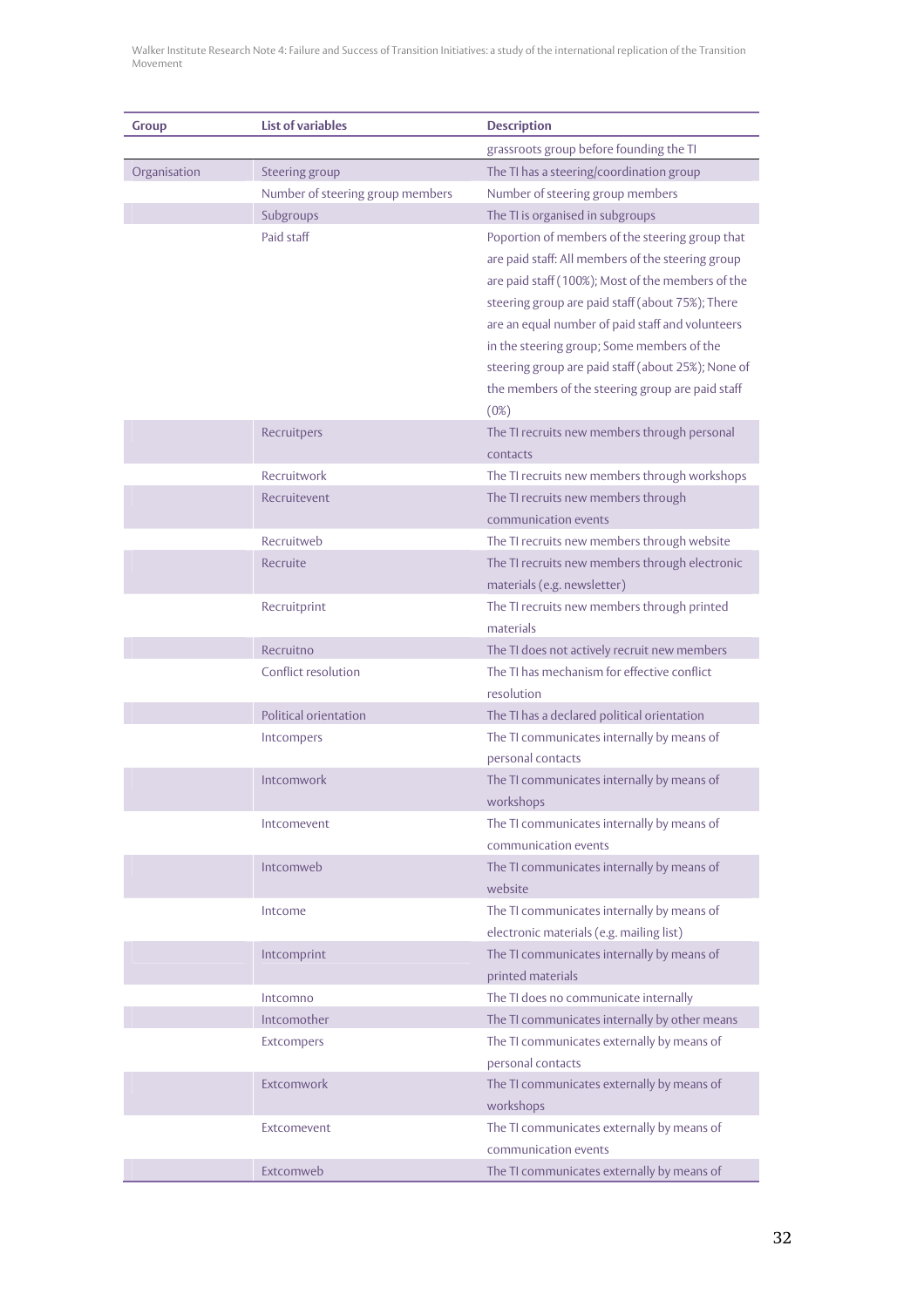| Group | List of variables | Description |
|---|---|---|
| | | grassroots group before founding the TI |
| Organisation | Steering group | The TI has a steering/coordination group |
| | Number of steering group members | Number of steering group members |
| | Subgroups | The TI is organised in subgroups |
| | Paid staff | Poportion of members of the steering group that are paid staff: All members of the steering group are paid staff (100%); Most of the members of the steering group are paid staff (about 75%); There are an equal number of paid staff and volunteers in the steering group; Some members of the steering group are paid staff (about 25%); None of the members of the steering group are paid staff (0%) |
| | Recruitpers | The TI recruits new members through personal contacts |
| | Recruitwork | The TI recruits new members through workshops |
| | Recruitevent | The TI recruits new members through communication events |
| | Recruitweb | The TI recruits new members through website |
| | Recruite | The TI recruits new members through electronic materials (e.g. newsletter) |
| | Recruitprint | The TI recruits new members through printed materials |
| | Recruitno | The TI does not actively recruit new members |
| | Conflict resolution | The TI has mechanism for effective conflict resolution |
| | Political orientation | The TI has a declared political orientation |
| | Intcompers | The TI communicates internally by means of personal contacts |
| | Intcomwork | The TI communicates internally by means of workshops |
| | Intcomevent | The TI communicates internally by means of communication events |
| | Intcomweb | The TI communicates internally by means of website |
| | Intcome | The TI communicates internally by means of electronic materials (e.g. mailing list) |
| | Intcomprint | The TI communicates internally by means of printed materials |
| | Intcomno | The TI does no communicate internally |
| | Intcomother | The TI communicates internally by other means |
| | Extcompers | The TI communicates externally by means of personal contacts |
| | Extcomwork | The TI communicates externally by means of workshops |
| | Extcomevent | The TI communicates externally by means of communication events |
| | Extcomweb | The TI communicates externally by means of |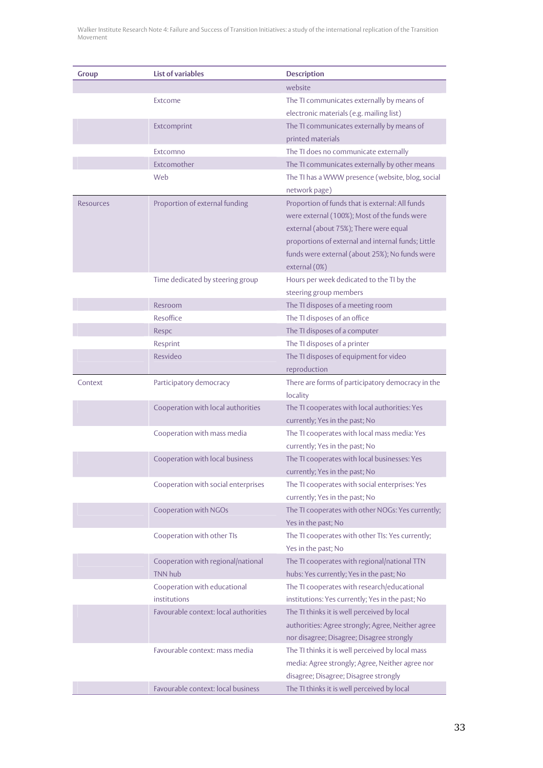| Group | List of variables | Description |
|---|---|---|
| | | website |
| | Extcome | The TI communicates externally by means of electronic materials (e.g. mailing list) |
| | Extcomprint | The TI communicates externally by means of printed materials |
| | Extcomno | The TI does no communicate externally |
| | Extcomother | The TI communicates externally by other means |
| | Web | The TI has a WWW presence (website, blog, social network page) |
| Resources | Proportion of external funding | Proportion of funds that is external: All funds were external (100%); Most of the funds were external (about 75%); There were equal proportions of external and internal funds; Little funds were external (about 25%); No funds were external (0%) |
| | Time dedicated by steering group | Hours per week dedicated to the TI by the steering group members |
| | Resroom | The TI disposes of a meeting room |
| | Resoffice | The TI disposes of an office |
| | Respc | The TI disposes of a computer |
| | Resprint | The TI disposes of a printer |
| | Resvideo | The TI disposes of equipment for video reproduction |
| Context | Participatory democracy | There are forms of participatory democracy in the locality |
| | Cooperation with local authorities | The TI cooperates with local authorities: Yes currently; Yes in the past; No |
| | Cooperation with mass media | The TI cooperates with local mass media: Yes currently; Yes in the past; No |
| | Cooperation with local business | The TI cooperates with local businesses: Yes currently; Yes in the past; No |
| | Cooperation with social enterprises | The TI cooperates with social enterprises: Yes currently; Yes in the past; No |
| | Cooperation with NGOs | The TI cooperates with other NOGs: Yes currently; Yes in the past; No |
| | Cooperation with other TIs | The TI cooperates with other TIs: Yes currently; Yes in the past; No |
| | Cooperation with regional/national TNN hub | The TI cooperates with regional/national TTN hubs: Yes currently; Yes in the past; No |
| | Cooperation with educational institutions | The TI cooperates with research/educational institutions: Yes currently; Yes in the past; No |
| | Favourable context: local authorities | The TI thinks it is well perceived by local authorities: Agree strongly; Agree, Neither agree nor disagree; Disagree; Disagree strongly |
| | Favourable context: mass media | The TI thinks it is well perceived by local mass media: Agree strongly; Agree, Neither agree nor disagree; Disagree; Disagree strongly |
| | Favourable context: local business | The TI thinks it is well perceived by local |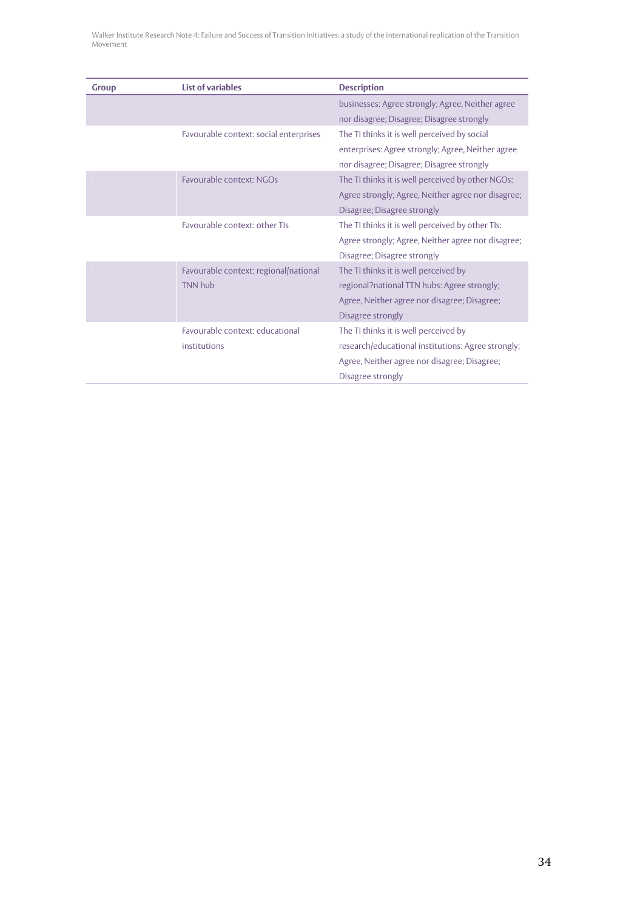| Group | List of variables | Description |
| --- | --- | --- |
| | | businesses: Agree strongly; Agree, Neither agree nor disagree; Disagree; Disagree strongly |
| | Favourable context: social enterprises | The TI thinks it is well perceived by social enterprises: Agree strongly; Agree, Neither agree nor disagree; Disagree; Disagree strongly |
| | Favourable context: NGOs | The TI thinks it is well perceived by other NGOs: Agree strongly; Agree, Neither agree nor disagree; Disagree; Disagree strongly |
| | Favourable context: other TIs | The TI thinks it is well perceived by other TIs: Agree strongly; Agree, Neither agree nor disagree; Disagree; Disagree strongly |
| | Favourable context: regional/national TNN hub | The TI thinks it is well perceived by regional?national TTN hubs: Agree strongly; Agree, Neither agree nor disagree; Disagree; Disagree strongly |
| | Favourable context: educational institutions | The TI thinks it is well perceived by research/educational institutions: Agree strongly; Agree, Neither agree nor disagree; Disagree; Disagree strongly |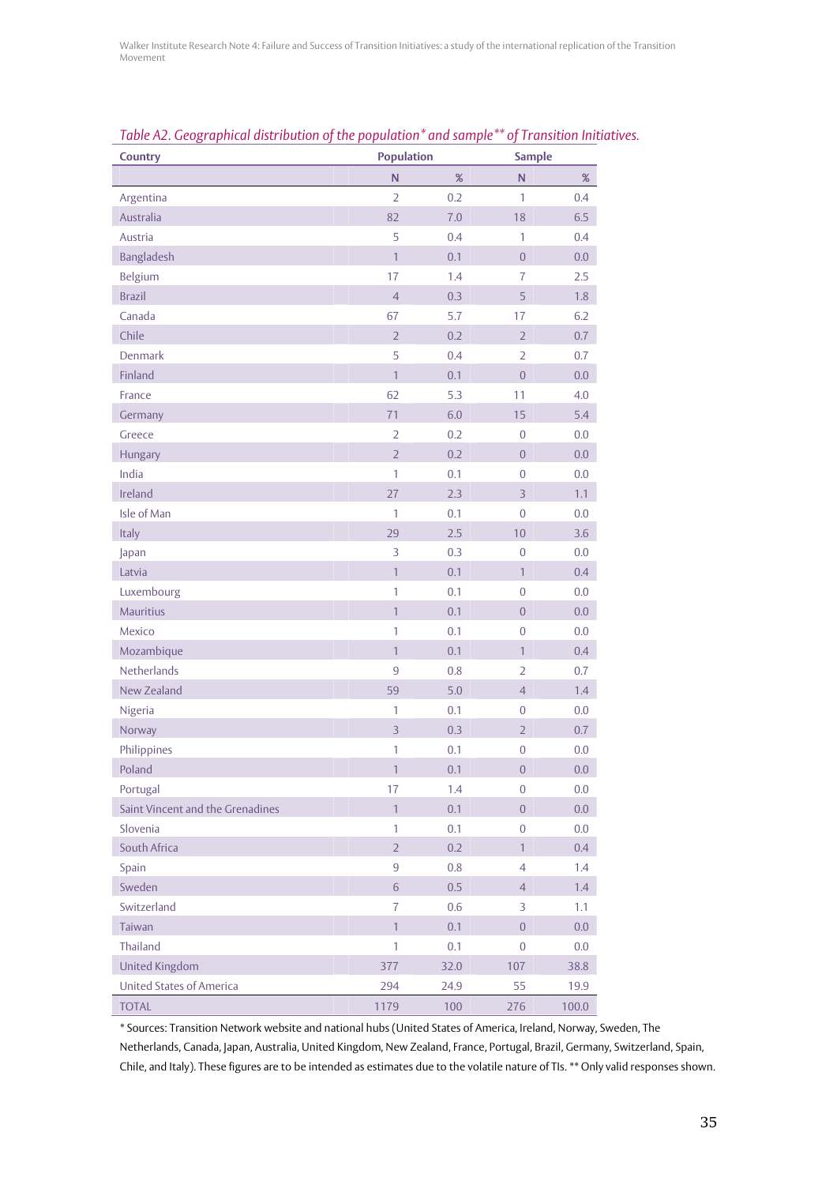*Table A2. Geographical distribution of the population* and sample** of Transition Initiatives.*

| Country | Population | | Sample | |
|---|---|---|---|---|
| | N | % | N | % |
| Argentina | 2 | 0.2 | 1 | 0.4 |
| Australia | 82 | 7.0 | 18 | 6.5 |
| Austria | 5 | 0.4 | 1 | 0.4 |
| Bangladesh | 1 | 0.1 | 0 | 0.0 |
| Belgium | 17 | 1.4 | 7 | 2.5 |
| Brazil | 4 | 0.3 | 5 | 1.8 |
| Canada | 67 | 5.7 | 17 | 6.2 |
| Chile | 2 | 0.2 | 2 | 0.7 |
| Denmark | 5 | 0.4 | 2 | 0.7 |
| Finland | 1 | 0.1 | 0 | 0.0 |
| France | 62 | 5.3 | 11 | 4.0 |
| Germany | 71 | 6.0 | 15 | 5.4 |
| Greece | 2 | 0.2 | 0 | 0.0 |
| Hungary | 2 | 0.2 | 0 | 0.0 |
| India | 1 | 0.1 | 0 | 0.0 |
| Ireland | 27 | 2.3 | 3 | 1.1 |
| Isle of Man | 1 | 0.1 | 0 | 0.0 |
| Italy | 29 | 2.5 | 10 | 3.6 |
| Japan | 3 | 0.3 | 0 | 0.0 |
| Latvia | 1 | 0.1 | 1 | 0.4 |
| Luxembourg | 1 | 0.1 | 0 | 0.0 |
| Mauritius | 1 | 0.1 | 0 | 0.0 |
| Mexico | 1 | 0.1 | 0 | 0.0 |
| Mozambique | 1 | 0.1 | 1 | 0.4 |
| Netherlands | 9 | 0.8 | 2 | 0.7 |
| New Zealand | 59 | 5.0 | 4 | 1.4 |
| Nigeria | 1 | 0.1 | 0 | 0.0 |
| Norway | 3 | 0.3 | 2 | 0.7 |
| Philippines | 1 | 0.1 | 0 | 0.0 |
| Poland | 1 | 0.1 | 0 | 0.0 |
| Portugal | 17 | 1.4 | 0 | 0.0 |
| Saint Vincent and the Grenadines | 1 | 0.1 | 0 | 0.0 |
| Slovenia | 1 | 0.1 | 0 | 0.0 |
| South Africa | 2 | 0.2 | 1 | 0.4 |
| Spain | 9 | 0.8 | 4 | 1.4 |
| Sweden | 6 | 0.5 | 4 | 1.4 |
| Switzerland | 7 | 0.6 | 3 | 1.1 |
| Taiwan | 1 | 0.1 | 0 | 0.0 |
| Thailand | 1 | 0.1 | 0 | 0.0 |
| United Kingdom | 377 | 32.0 | 107 | 38.8 |
| United States of America | 294 | 24.9 | 55 | 19.9 |
| TOTAL | 1179 | 100 | 276 | 100.0 |

* Sources: Transition Network website and national hubs (United States of America, Ireland, Norway, Sweden, The Netherlands, Canada, Japan, Australia, United Kingdom, New Zealand, France, Portugal, Brazil, Germany, Switzerland, Spain, Chile, and Italy). These figures are to be intended as estimates due to the volatile nature of TIs. ** Only valid responses shown.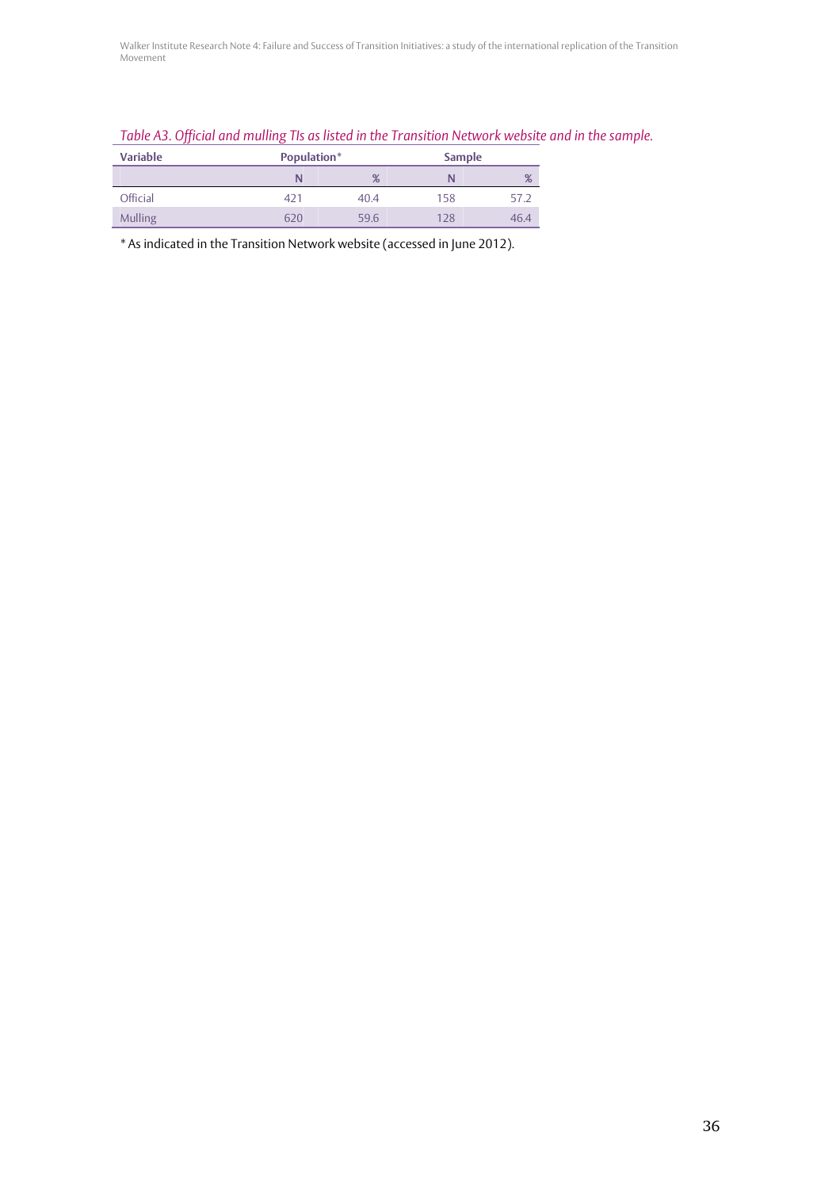*Table A3. Official and mulling TIs as listed in the Transition Network website and in the sample.*

| Variable | Population* | | Sample | |
|---|---|---|---|---|
| | N | % | N | % |
| Official | 421 | 40.4 | 158 | 57.2 |
| Mulling | 620 | 59.6 | 128 | 46.4 |

* As indicated in the Transition Network website (accessed in June 2012).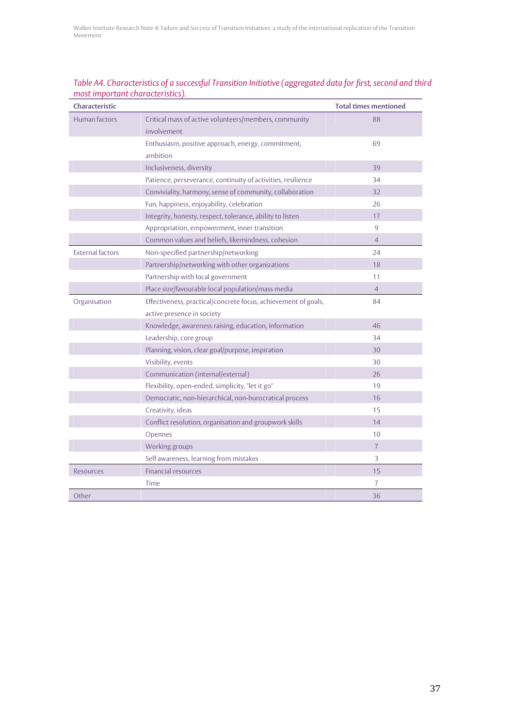*Table A4. Characteristics of a successful Transition Initiative (aggregated data for first, second and third most important characteristics).*

| Characteristic | | Total times mentioned |
|---|---|---|
| Human factors | Critical mass of active volunteers/members, community involvement | 88 |
| | Enthusiasm, positive approach, energy, commitment, ambition | 69 |
| | Inclusiveness, diversity | 39 |
| | Patience, perseverance, continuity of activities, resilience | 34 |
| | Conviviality, harmony, sense of community, collaboration | 32 |
| | Fun, happiness, enjoyability, celebration | 26 |
| | Integrity, honesty, respect, tolerance, ability to listen | 17 |
| | Appropriation, empowerment, inner transition | 9 |
| | Common values and beliefs, likemindness, cohesion | 4 |
| External factors | Non-specified partnership/networking | 24 |
| | Partnership/networking with other organizations | 18 |
| | Partnership with local government | 11 |
| | Place size/favourable local population/mass media | 4 |
| Organisation | Effectiveness, practical/concrete focus, achievement of goals, active presence in society | 84 |
| | Knowledge, awareness raising, education, information | 46 |
| | Leadership, core group | 34 |
| | Planning, vision, clear goal/purpose, inspiration | 30 |
| | Visibility, events | 30 |
| | Communication (internal/external) | 26 |
| | Flexibility, open-ended, simplicity, "let it go" | 19 |
| | Democratic, non-hierarchical, non-burocratical process | 16 |
| | Creativity, ideas | 15 |
| | Conflict resolution, organisation and groupwork skills | 14 |
| | Opennes | 10 |
| | Working groups | 7 |
| | Self awareness, learning from mistakes | 3 |
| Resources | Financial resources | 15 |
| | Time | 7 |
| Other | | 36 |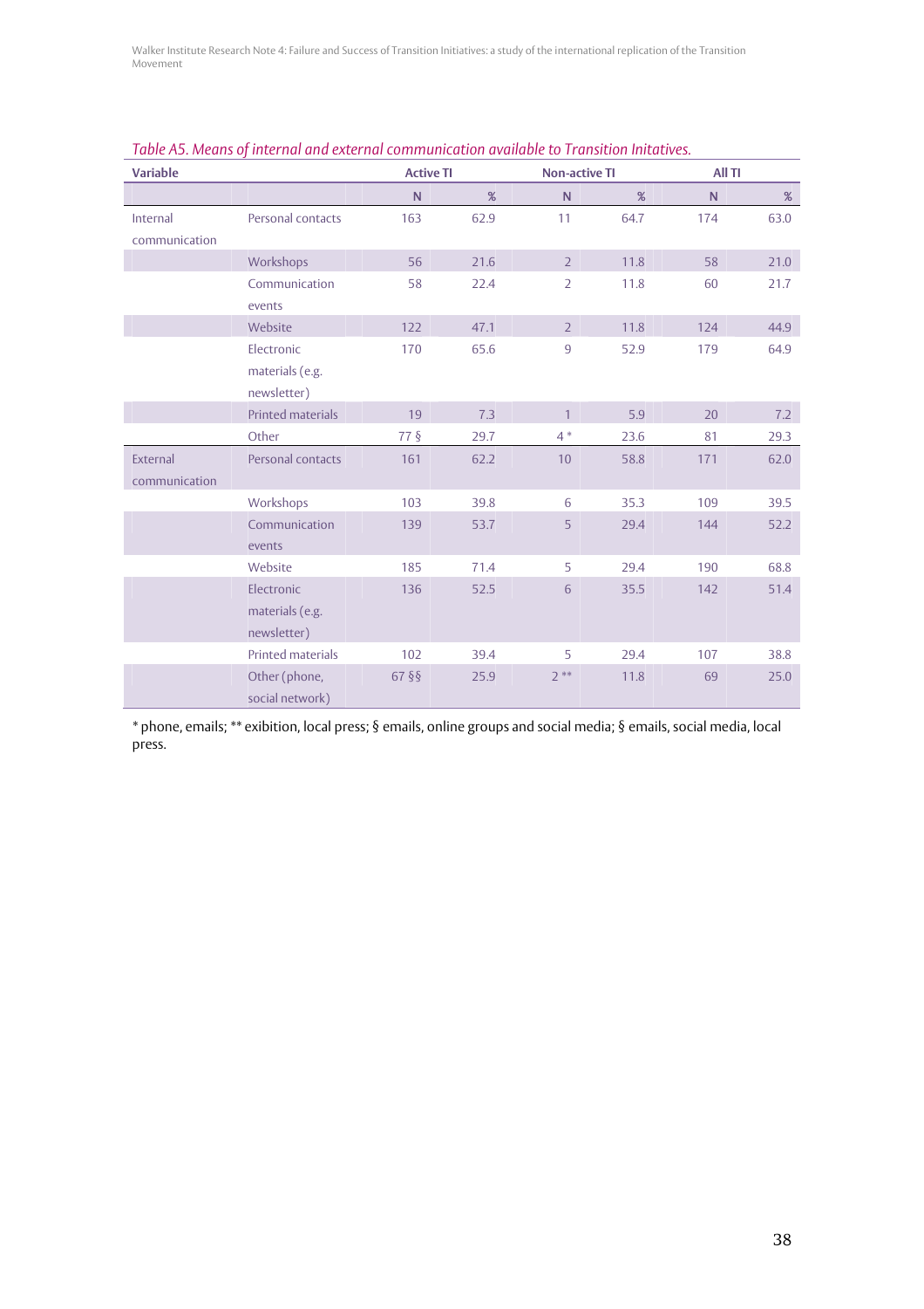*Table A5. Means of internal and external communication available to Transition Initatives.*

| Variable | | Active TI | | Non-active TI | | All TI | |
|---|---|---|---|---|---|---|---|
| | | N | % | N | % | N | % |
| Internal communication | Personal contacts | 163 | 62.9 | 11 | 64.7 | 174 | 63.0 |
| | Workshops | 56 | 21.6 | 2 | 11.8 | 58 | 21.0 |
| | Communication events | 58 | 22.4 | 2 | 11.8 | 60 | 21.7 |
| | Website | 122 | 47.1 | 2 | 11.8 | 124 | 44.9 |
| | Electronic materials (e.g. newsletter) | 170 | 65.6 | 9 | 52.9 | 179 | 64.9 |
| | Printed materials | 19 | 7.3 | 1 | 5.9 | 20 | 7.2 |
| | Other | 77 § | 29.7 | 4 * | 23.6 | 81 | 29.3 |
| External communication | Personal contacts | 161 | 62.2 | 10 | 58.8 | 171 | 62.0 |
| | Workshops | 103 | 39.8 | 6 | 35.3 | 109 | 39.5 |
| | Communication events | 139 | 53.7 | 5 | 29.4 | 144 | 52.2 |
| | Website | 185 | 71.4 | 5 | 29.4 | 190 | 68.8 |
| | Electronic materials (e.g. newsletter) | 136 | 52.5 | 6 | 35.5 | 142 | 51.4 |
| | Printed materials | 102 | 39.4 | 5 | 29.4 | 107 | 38.8 |
| | Other (phone, social network) | 67 §§ | 25.9 | 2 ** | 11.8 | 69 | 25.0 |

* phone, emails; ** exibition, local press; § emails, online groups and social media; § emails, social media, local press.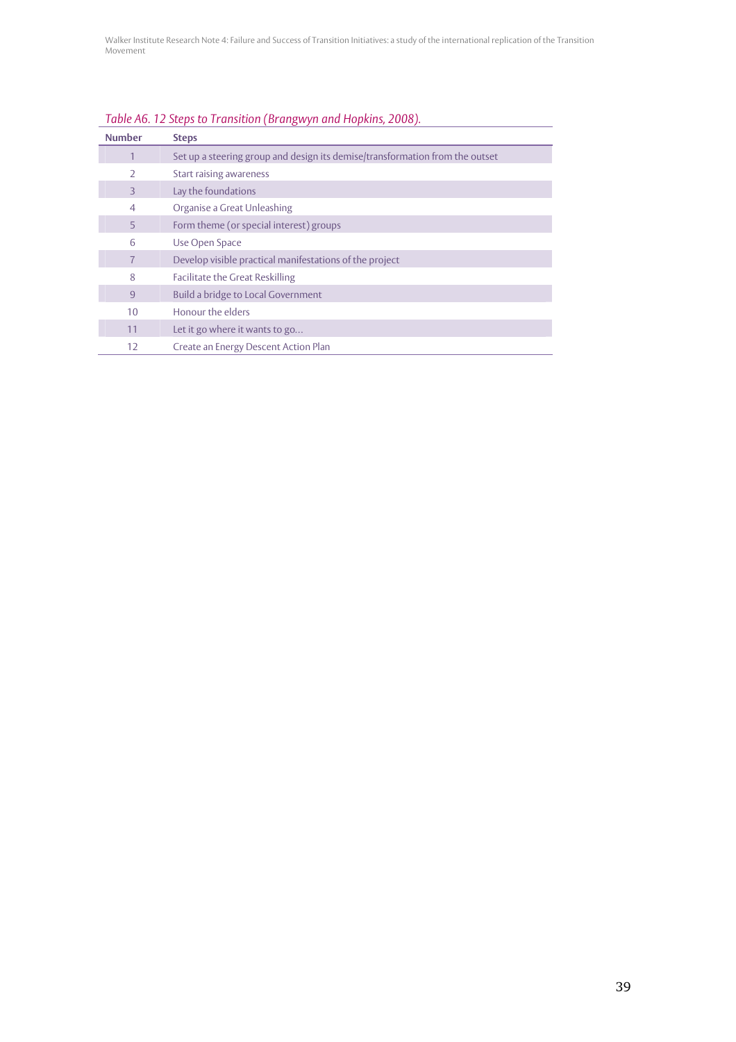*Table A6. 12 Steps to Transition (Brangwyn and Hopkins, 2008).*

| Number | Steps |
|---|---|
| 1 | Set up a steering group and design its demise/transformation from the outset |
| 2 | Start raising awareness |
| 3 | Lay the foundations |
| 4 | Organise a Great Unleashing |
| 5 | Form theme (or special interest) groups |
| 6 | Use Open Space |
| 7 | Develop visible practical manifestations of the project |
| 8 | Facilitate the Great Reskilling |
| 9 | Build a bridge to Local Government |
| 10 | Honour the elders |
| 11 | Let it go where it wants to go... |
| 12 | Create an Energy Descent Action Plan |